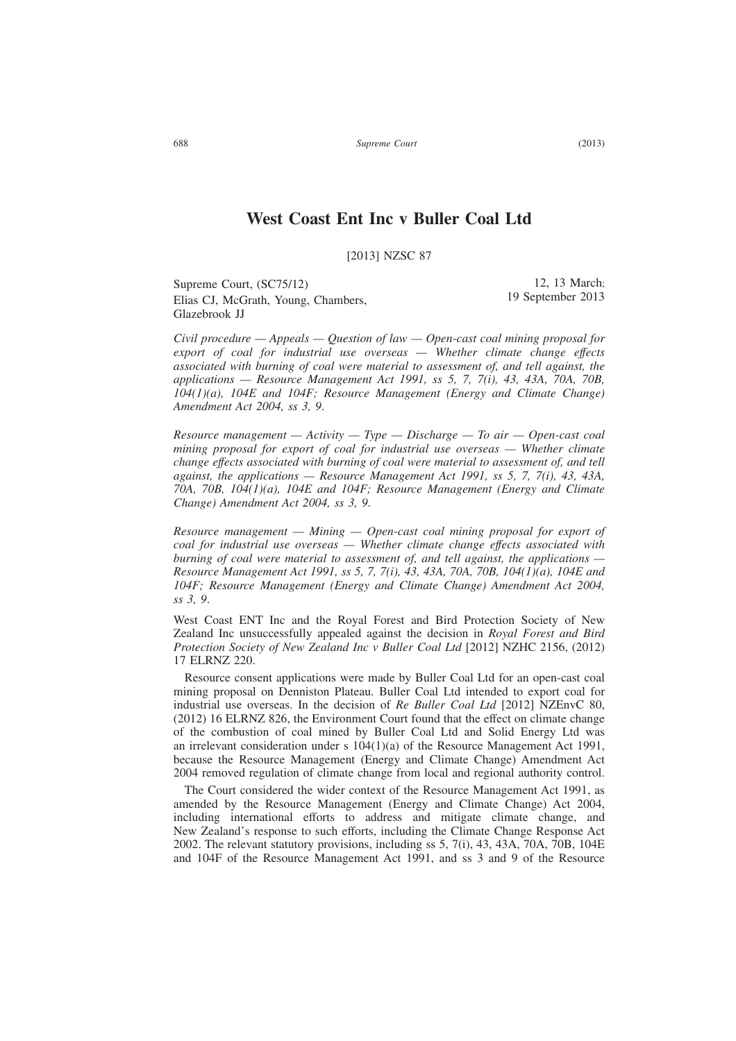# West Coast Ent Inc v Buller Coal Ltd

[2013] NZSC 87

Supreme Court, (SC75/12)
Elias CJ, McGrath, Young, Chambers, Glazebrook JJ

12, 13 March; 19 September 2013

*Civil procedure — Appeals — Question of law — Open-cast coal mining proposal for export of coal for industrial use overseas — Whether climate change effects associated with burning of coal were material to assessment of, and tell against, the applications — Resource Management Act 1991, ss 5, 7, 7(i), 43, 43A, 70A, 70B, 104(1)(a), 104E and 104F; Resource Management (Energy and Climate Change) Amendment Act 2004, ss 3, 9.*

*Resource management — Activity — Type — Discharge — To air — Open-cast coal mining proposal for export of coal for industrial use overseas — Whether climate change effects associated with burning of coal were material to assessment of, and tell against, the applications — Resource Management Act 1991, ss 5, 7, 7(i), 43, 43A, 70A, 70B, 104(1)(a), 104E and 104F; Resource Management (Energy and Climate Change) Amendment Act 2004, ss 3, 9.*

*Resource management — Mining — Open-cast coal mining proposal for export of coal for industrial use overseas — Whether climate change effects associated with burning of coal were material to assessment of, and tell against, the applications — Resource Management Act 1991, ss 5, 7, 7(i), 43, 43A, 70A, 70B, 104(1)(a), 104E and 104F; Resource Management (Energy and Climate Change) Amendment Act 2004, ss 3, 9.*

West Coast ENT Inc and the Royal Forest and Bird Protection Society of New Zealand Inc unsuccessfully appealed against the decision in *Royal Forest and Bird Protection Society of New Zealand Inc v Buller Coal Ltd* [2012] NZHC 2156, (2012) 17 ELRNZ 220.

Resource consent applications were made by Buller Coal Ltd for an open-cast coal mining proposal on Denniston Plateau. Buller Coal Ltd intended to export coal for industrial use overseas. In the decision of *Re Buller Coal Ltd* [2012] NZEnvC 80, (2012) 16 ELRNZ 826, the Environment Court found that the effect on climate change of the combustion of coal mined by Buller Coal Ltd and Solid Energy Ltd was an irrelevant consideration under s 104(1)(a) of the Resource Management Act 1991, because the Resource Management (Energy and Climate Change) Amendment Act 2004 removed regulation of climate change from local and regional authority control.

The Court considered the wider context of the Resource Management Act 1991, as amended by the Resource Management (Energy and Climate Change) Act 2004, including international efforts to address and mitigate climate change, and New Zealand's response to such efforts, including the Climate Change Response Act 2002. The relevant statutory provisions, including ss 5, 7(i), 43, 43A, 70A, 70B, 104E and 104F of the Resource Management Act 1991, and ss 3 and 9 of the Resource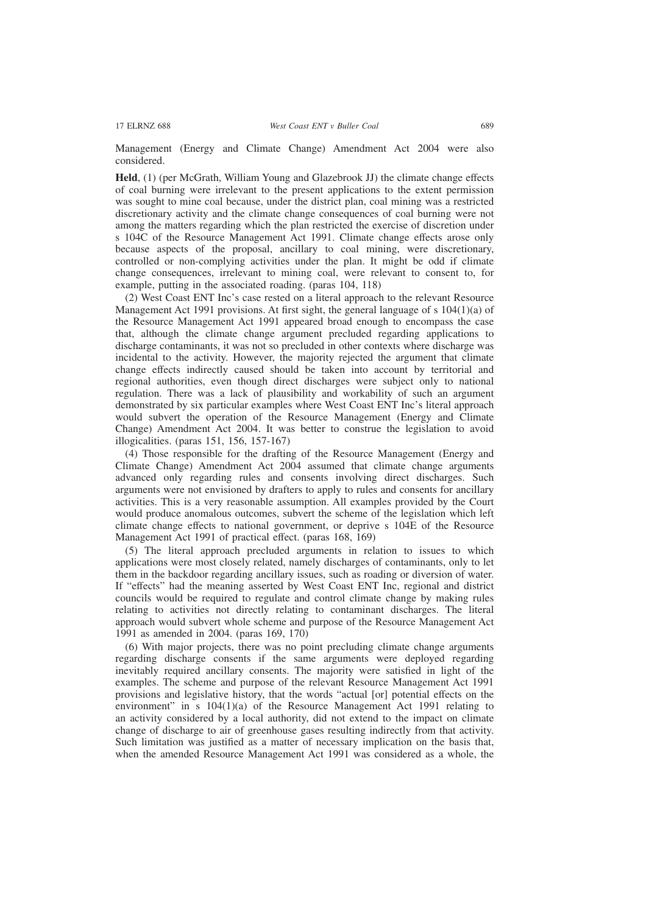Management (Energy and Climate Change) Amendment Act 2004 were also considered.

**Held**, (1) (per McGrath, William Young and Glazebrook JJ) the climate change effects of coal burning were irrelevant to the present applications to the extent permission was sought to mine coal because, under the district plan, coal mining was a restricted discretionary activity and the climate change consequences of coal burning were not among the matters regarding which the plan restricted the exercise of discretion under s 104C of the Resource Management Act 1991. Climate change effects arose only because aspects of the proposal, ancillary to coal mining, were discretionary, controlled or non-complying activities under the plan. It might be odd if climate change consequences, irrelevant to mining coal, were relevant to consent to, for example, putting in the associated roading. (paras 104, 118)

(2) West Coast ENT Inc's case rested on a literal approach to the relevant Resource Management Act 1991 provisions. At first sight, the general language of s 104(1)(a) of the Resource Management Act 1991 appeared broad enough to encompass the case that, although the climate change argument precluded regarding applications to discharge contaminants, it was not so precluded in other contexts where discharge was incidental to the activity. However, the majority rejected the argument that climate change effects indirectly caused should be taken into account by territorial and regional authorities, even though direct discharges were subject only to national regulation. There was a lack of plausibility and workability of such an argument demonstrated by six particular examples where West Coast ENT Inc's literal approach would subvert the operation of the Resource Management (Energy and Climate Change) Amendment Act 2004. It was better to construe the legislation to avoid illogicalities. (paras 151, 156, 157-167)

(4) Those responsible for the drafting of the Resource Management (Energy and Climate Change) Amendment Act 2004 assumed that climate change arguments advanced only regarding rules and consents involving direct discharges. Such arguments were not envisioned by drafters to apply to rules and consents for ancillary activities. This is a very reasonable assumption. All examples provided by the Court would produce anomalous outcomes, subvert the scheme of the legislation which left climate change effects to national government, or deprive s 104E of the Resource Management Act 1991 of practical effect. (paras 168, 169)

(5) The literal approach precluded arguments in relation to issues to which applications were most closely related, namely discharges of contaminants, only to let them in the backdoor regarding ancillary issues, such as roading or diversion of water. If "effects" had the meaning asserted by West Coast ENT Inc, regional and district councils would be required to regulate and control climate change by making rules relating to activities not directly relating to contaminant discharges. The literal approach would subvert whole scheme and purpose of the Resource Management Act 1991 as amended in 2004. (paras 169, 170)

(6) With major projects, there was no point precluding climate change arguments regarding discharge consents if the same arguments were deployed regarding inevitably required ancillary consents. The majority were satisfied in light of the examples. The scheme and purpose of the relevant Resource Management Act 1991 provisions and legislative history, that the words "actual [or] potential effects on the environment" in s 104(1)(a) of the Resource Management Act 1991 relating to an activity considered by a local authority, did not extend to the impact on climate change of discharge to air of greenhouse gases resulting indirectly from that activity. Such limitation was justified as a matter of necessary implication on the basis that, when the amended Resource Management Act 1991 was considered as a whole, the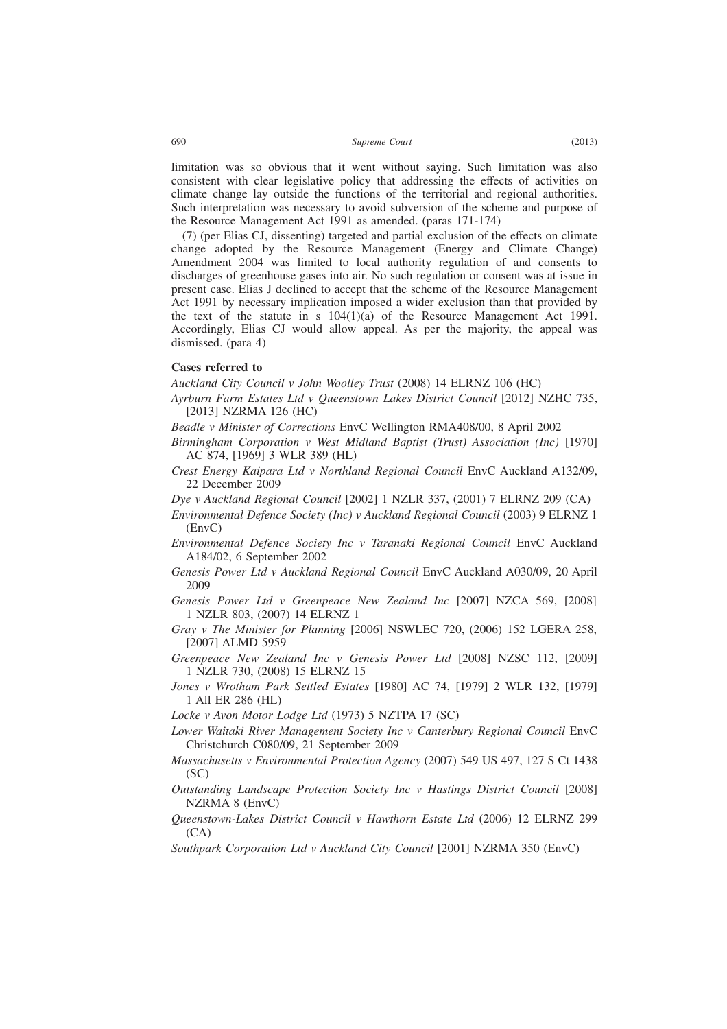limitation was so obvious that it went without saying. Such limitation was also consistent with clear legislative policy that addressing the effects of activities on climate change lay outside the functions of the territorial and regional authorities. Such interpretation was necessary to avoid subversion of the scheme and purpose of the Resource Management Act 1991 as amended. (paras 171-174)

(7) (per Elias CJ, dissenting) targeted and partial exclusion of the effects on climate change adopted by the Resource Management (Energy and Climate Change) Amendment 2004 was limited to local authority regulation of and consents to discharges of greenhouse gases into air. No such regulation or consent was at issue in present case. Elias J declined to accept that the scheme of the Resource Management Act 1991 by necessary implication imposed a wider exclusion than that provided by the text of the statute in s 104(1)(a) of the Resource Management Act 1991. Accordingly, Elias CJ would allow appeal. As per the majority, the appeal was dismissed. (para 4)

**Cases referred to**

*Auckland City Council v John Woolley Trust* (2008) 14 ELRNZ 106 (HC)

*Ayrburn Farm Estates Ltd v Queenstown Lakes District Council* [2012] NZHC 735, [2013] NZRMA 126 (HC)

*Beadle v Minister of Corrections* EnvC Wellington RMA408/00, 8 April 2002

*Birmingham Corporation v West Midland Baptist (Trust) Association (Inc)* [1970] AC 874, [1969] 3 WLR 389 (HL)

*Crest Energy Kaipara Ltd v Northland Regional Council* EnvC Auckland A132/09, 22 December 2009

*Dye v Auckland Regional Council* [2002] 1 NZLR 337, (2001) 7 ELRNZ 209 (CA)

*Environmental Defence Society (Inc) v Auckland Regional Council* (2003) 9 ELRNZ 1 (EnvC)

*Environmental Defence Society Inc v Taranaki Regional Council* EnvC Auckland A184/02, 6 September 2002

*Genesis Power Ltd v Auckland Regional Council* EnvC Auckland A030/09, 20 April 2009

*Genesis Power Ltd v Greenpeace New Zealand Inc* [2007] NZCA 569, [2008] 1 NZLR 803, (2007) 14 ELRNZ 1

*Gray v The Minister for Planning* [2006] NSWLEC 720, (2006) 152 LGERA 258, [2007] ALMD 5959

*Greenpeace New Zealand Inc v Genesis Power Ltd* [2008] NZSC 112, [2009] 1 NZLR 730, (2008) 15 ELRNZ 15

*Jones v Wrotham Park Settled Estates* [1980] AC 74, [1979] 2 WLR 132, [1979] 1 All ER 286 (HL)

*Locke v Avon Motor Lodge Ltd* (1973) 5 NZTPA 17 (SC)

*Lower Waitaki River Management Society Inc v Canterbury Regional Council* EnvC Christchurch C080/09, 21 September 2009

*Massachusetts v Environmental Protection Agency* (2007) 549 US 497, 127 S Ct 1438 (SC)

*Outstanding Landscape Protection Society Inc v Hastings District Council* [2008] NZRMA 8 (EnvC)

*Queenstown-Lakes District Council v Hawthorn Estate Ltd* (2006) 12 ELRNZ 299 (CA)

*Southpark Corporation Ltd v Auckland City Council* [2001] NZRMA 350 (EnvC)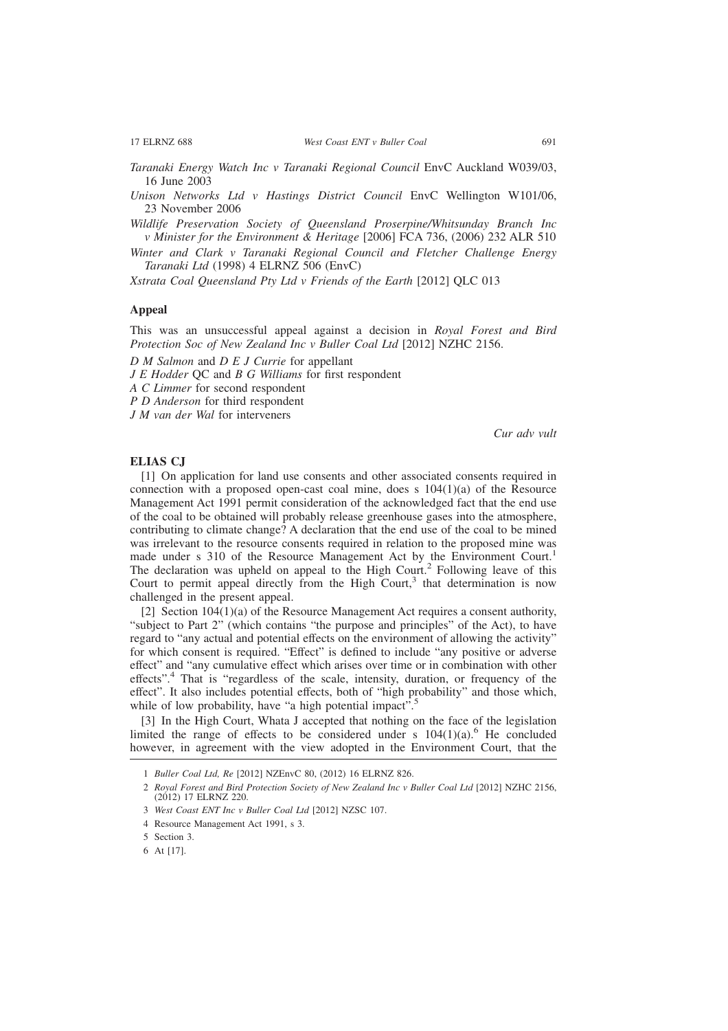*Taranaki Energy Watch Inc v Taranaki Regional Council* EnvC Auckland W039/03, 16 June 2003

*Unison Networks Ltd v Hastings District Council* EnvC Wellington W101/06, 23 November 2006

*Wildlife Preservation Society of Queensland Proserpine/Whitsunday Branch Inc v Minister for the Environment & Heritage* [2006] FCA 736, (2006) 232 ALR 510

*Winter and Clark v Taranaki Regional Council and Fletcher Challenge Energy Taranaki Ltd* (1998) 4 ELRNZ 506 (EnvC)

*Xstrata Coal Queensland Pty Ltd v Friends of the Earth* [2012] QLC 013

### Appeal

This was an unsuccessful appeal against a decision in *Royal Forest and Bird Protection Soc of New Zealand Inc v Buller Coal Ltd* [2012] NZHC 2156.

*D M Salmon* and *D E J Currie* for appellant
*J E Hodder* QC and *B G Williams* for first respondent
*A C Limmer* for second respondent
*P D Anderson* for third respondent
*J M van der Wal* for interveners

*Cur adv vult*

### ELIAS CJ

[1] On application for land use consents and other associated consents required in connection with a proposed open-cast coal mine, does s 104(1)(a) of the Resource Management Act 1991 permit consideration of the acknowledged fact that the end use of the coal to be obtained will probably release greenhouse gases into the atmosphere, contributing to climate change? A declaration that the end use of the coal to be mined was irrelevant to the resource consents required in relation to the proposed mine was made under s 310 of the Resource Management Act by the Environment Court.[1] The declaration was upheld on appeal to the High Court.[2] Following leave of this Court to permit appeal directly from the High Court,[3] that determination is now challenged in the present appeal.

[2] Section 104(1)(a) of the Resource Management Act requires a consent authority, "subject to Part 2" (which contains "the purpose and principles" of the Act), to have regard to "any actual and potential effects on the environment of allowing the activity" for which consent is required. "Effect" is defined to include "any positive or adverse effect" and "any cumulative effect which arises over time or in combination with other effects".[4] That is "regardless of the scale, intensity, duration, or frequency of the effect". It also includes potential effects, both of "high probability" and those which, while of low probability, have "a high potential impact".[5]

[3] In the High Court, Whata J accepted that nothing on the face of the legislation limited the range of effects to be considered under s 104(1)(a).[6] He concluded however, in agreement with the view adopted in the Environment Court, that the

---

1 *Buller Coal Ltd, Re* [2012] NZEnvC 80, (2012) 16 ELRNZ 826.

2 *Royal Forest and Bird Protection Society of New Zealand Inc v Buller Coal Ltd* [2012] NZHC 2156, (2012) 17 ELRNZ 220.

3 *West Coast ENT Inc v Buller Coal Ltd* [2012] NZSC 107.

4 Resource Management Act 1991, s 3.

5 Section 3.

6 At [17].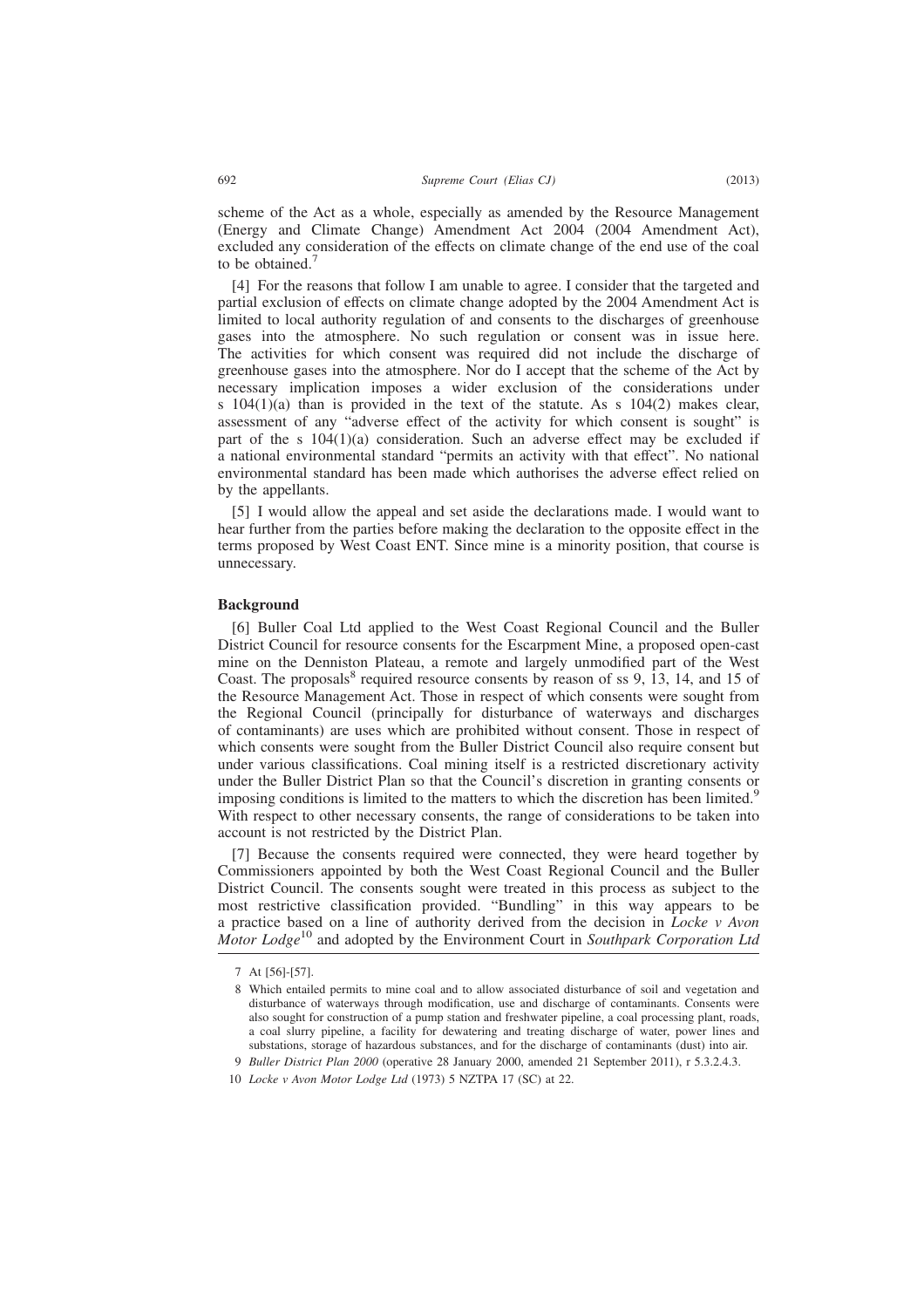scheme of the Act as a whole, especially as amended by the Resource Management (Energy and Climate Change) Amendment Act 2004 (2004 Amendment Act), excluded any consideration of the effects on climate change of the end use of the coal to be obtained.[7]

[4] For the reasons that follow I am unable to agree. I consider that the targeted and partial exclusion of effects on climate change adopted by the 2004 Amendment Act is limited to local authority regulation of and consents to the discharges of greenhouse gases into the atmosphere. No such regulation or consent was in issue here. The activities for which consent was required did not include the discharge of greenhouse gases into the atmosphere. Nor do I accept that the scheme of the Act by necessary implication imposes a wider exclusion of the considerations under s 104(1)(a) than is provided in the text of the statute. As s 104(2) makes clear, assessment of any "adverse effect of the activity for which consent is sought" is part of the s 104(1)(a) consideration. Such an adverse effect may be excluded if a national environmental standard "permits an activity with that effect". No national environmental standard has been made which authorises the adverse effect relied on by the appellants.

[5] I would allow the appeal and set aside the declarations made. I would want to hear further from the parties before making the declaration to the opposite effect in the terms proposed by West Coast ENT. Since mine is a minority position, that course is unnecessary.

## Background

[6] Buller Coal Ltd applied to the West Coast Regional Council and the Buller District Council for resource consents for the Escarpment Mine, a proposed open-cast mine on the Denniston Plateau, a remote and largely unmodified part of the West Coast. The proposals[8] required resource consents by reason of ss 9, 13, 14, and 15 of the Resource Management Act. Those in respect of which consents were sought from the Regional Council (principally for disturbance of waterways and discharges of contaminants) are uses which are prohibited without consent. Those in respect of which consents were sought from the Buller District Council also require consent but under various classifications. Coal mining itself is a restricted discretionary activity under the Buller District Plan so that the Council's discretion in granting consents or imposing conditions is limited to the matters to which the discretion has been limited.[9] With respect to other necessary consents, the range of considerations to be taken into account is not restricted by the District Plan.

[7] Because the consents required were connected, they were heard together by Commissioners appointed by both the West Coast Regional Council and the Buller District Council. The consents sought were treated in this process as subject to the most restrictive classification provided. "Bundling" in this way appears to be a practice based on a line of authority derived from the decision in *Locke v Avon Motor Lodge*[10] and adopted by the Environment Court in *Southpark Corporation Ltd*

---

7 At [56]-[57].

8 Which entailed permits to mine coal and to allow associated disturbance of soil and vegetation and disturbance of waterways through modification, use and discharge of contaminants. Consents were also sought for construction of a pump station and freshwater pipeline, a coal processing plant, roads, a coal slurry pipeline, a facility for dewatering and treating discharge of water, power lines and substations, storage of hazardous substances, and for the discharge of contaminants (dust) into air.

9 *Buller District Plan 2000* (operative 28 January 2000, amended 21 September 2011), r 5.3.2.4.3.

10 *Locke v Avon Motor Lodge Ltd* (1973) 5 NZTPA 17 (SC) at 22.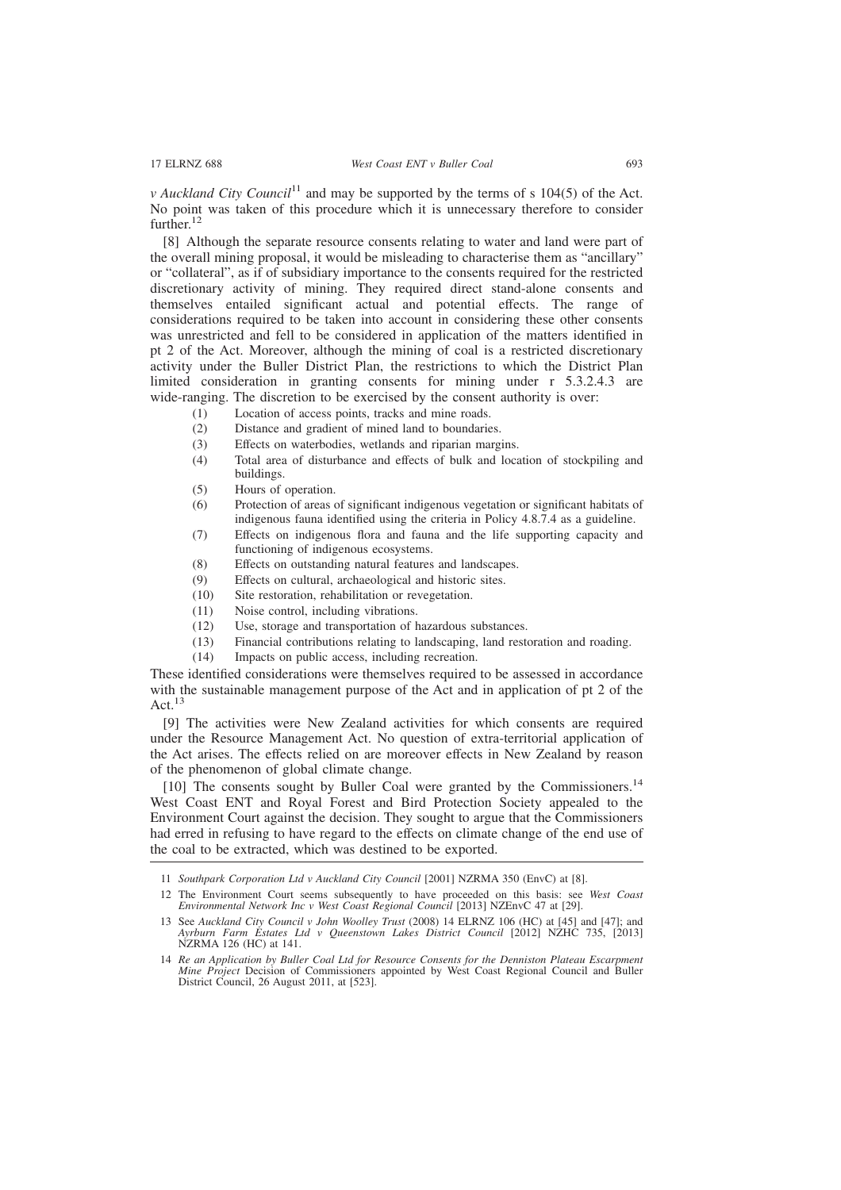*v Auckland City Council*[11] and may be supported by the terms of s 104(5) of the Act. No point was taken of this procedure which it is unnecessary therefore to consider further.[12]

[8] Although the separate resource consents relating to water and land were part of the overall mining proposal, it would be misleading to characterise them as "ancillary" or "collateral", as if of subsidiary importance to the consents required for the restricted discretionary activity of mining. They required direct stand-alone consents and themselves entailed significant actual and potential effects. The range of considerations required to be taken into account in considering these other consents was unrestricted and fell to be considered in application of the matters identified in pt 2 of the Act. Moreover, although the mining of coal is a restricted discretionary activity under the Buller District Plan, the restrictions to which the District Plan limited consideration in granting consents for mining under r 5.3.2.4.3 are wide-ranging. The discretion to be exercised by the consent authority is over:

(1) Location of access points, tracks and mine roads.
(2) Distance and gradient of mined land to boundaries.
(3) Effects on waterbodies, wetlands and riparian margins.
(4) Total area of disturbance and effects of bulk and location of stockpiling and buildings.
(5) Hours of operation.
(6) Protection of areas of significant indigenous vegetation or significant habitats of indigenous fauna identified using the criteria in Policy 4.8.7.4 as a guideline.
(7) Effects on indigenous flora and fauna and the life supporting capacity and functioning of indigenous ecosystems.
(8) Effects on outstanding natural features and landscapes.
(9) Effects on cultural, archaeological and historic sites.
(10) Site restoration, rehabilitation or revegetation.
(11) Noise control, including vibrations.
(12) Use, storage and transportation of hazardous substances.
(13) Financial contributions relating to landscaping, land restoration and roading.
(14) Impacts on public access, including recreation.

These identified considerations were themselves required to be assessed in accordance with the sustainable management purpose of the Act and in application of pt 2 of the Act.[13]

[9] The activities were New Zealand activities for which consents are required under the Resource Management Act. No question of extra-territorial application of the Act arises. The effects relied on are moreover effects in New Zealand by reason of the phenomenon of global climate change.

[10] The consents sought by Buller Coal were granted by the Commissioners.[14] West Coast ENT and Royal Forest and Bird Protection Society appealed to the Environment Court against the decision. They sought to argue that the Commissioners had erred in refusing to have regard to the effects on climate change of the end use of the coal to be extracted, which was destined to be exported.

---

11 *Southpark Corporation Ltd v Auckland City Council* [2001] NZRMA 350 (EnvC) at [8].

12 The Environment Court seems subsequently to have proceeded on this basis: see *West Coast Environmental Network Inc v West Coast Regional Council* [2013] NZEnvC 47 at [29].

13 See *Auckland City Council v John Woolley Trust* (2008) 14 ELRNZ 106 (HC) at [45] and [47]; and *Ayrburn Farm Estates Ltd v Queenstown Lakes District Council* [2012] NZHC 735, [2013] NZRMA 126 (HC) at 141.

14 *Re an Application by Buller Coal Ltd for Resource Consents for the Denniston Plateau Escarpment Mine Project* Decision of Commissioners appointed by West Coast Regional Council and Buller District Council, 26 August 2011, at [523].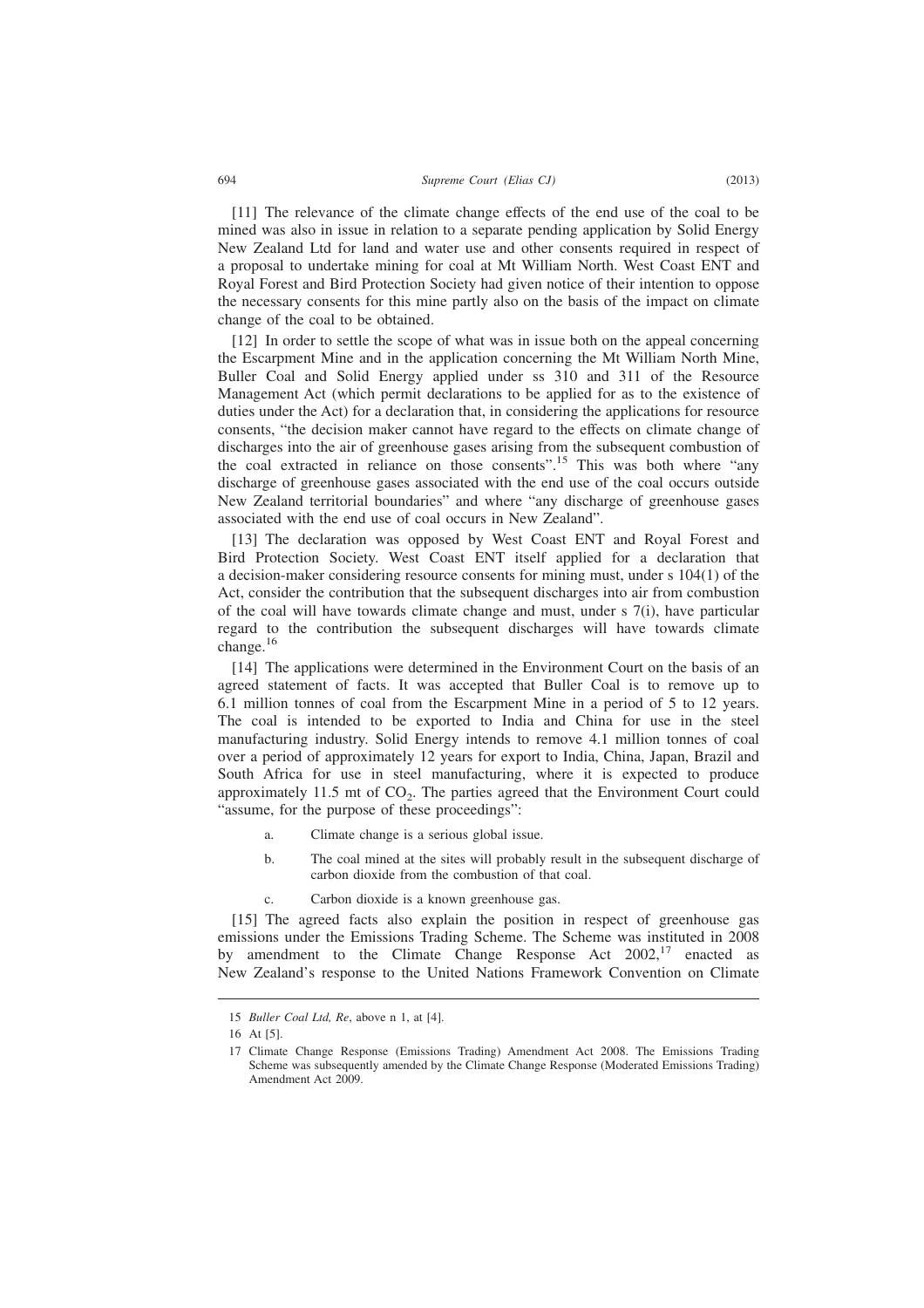[11] The relevance of the climate change effects of the end use of the coal to be mined was also in issue in relation to a separate pending application by Solid Energy New Zealand Ltd for land and water use and other consents required in respect of a proposal to undertake mining for coal at Mt William North. West Coast ENT and Royal Forest and Bird Protection Society had given notice of their intention to oppose the necessary consents for this mine partly also on the basis of the impact on climate change of the coal to be obtained.

[12] In order to settle the scope of what was in issue both on the appeal concerning the Escarpment Mine and in the application concerning the Mt William North Mine, Buller Coal and Solid Energy applied under ss 310 and 311 of the Resource Management Act (which permit declarations to be applied for as to the existence of duties under the Act) for a declaration that, in considering the applications for resource consents, "the decision maker cannot have regard to the effects on climate change of discharges into the air of greenhouse gases arising from the subsequent combustion of the coal extracted in reliance on those consents".[15] This was both where "any discharge of greenhouse gases associated with the end use of the coal occurs outside New Zealand territorial boundaries" and where "any discharge of greenhouse gases associated with the end use of coal occurs in New Zealand".

[13] The declaration was opposed by West Coast ENT and Royal Forest and Bird Protection Society. West Coast ENT itself applied for a declaration that a decision-maker considering resource consents for mining must, under s 104(1) of the Act, consider the contribution that the subsequent discharges into air from combustion of the coal will have towards climate change and must, under s 7(i), have particular regard to the contribution the subsequent discharges will have towards climate change.[16]

[14] The applications were determined in the Environment Court on the basis of an agreed statement of facts. It was accepted that Buller Coal is to remove up to 6.1 million tonnes of coal from the Escarpment Mine in a period of 5 to 12 years. The coal is intended to be exported to India and China for use in the steel manufacturing industry. Solid Energy intends to remove 4.1 million tonnes of coal over a period of approximately 12 years for export to India, China, Japan, Brazil and South Africa for use in steel manufacturing, where it is expected to produce approximately 11.5 mt of $CO_2$. The parties agreed that the Environment Court could "assume, for the purpose of these proceedings":

a. Climate change is a serious global issue.

b. The coal mined at the sites will probably result in the subsequent discharge of carbon dioxide from the combustion of that coal.

c. Carbon dioxide is a known greenhouse gas.

[15] The agreed facts also explain the position in respect of greenhouse gas emissions under the Emissions Trading Scheme. The Scheme was instituted in 2008 by amendment to the Climate Change Response Act 2002,[17] enacted as New Zealand's response to the United Nations Framework Convention on Climate

---

15 *Buller Coal Ltd, Re*, above n 1, at [4].

16 At [5].

17 Climate Change Response (Emissions Trading) Amendment Act 2008. The Emissions Trading Scheme was subsequently amended by the Climate Change Response (Moderated Emissions Trading) Amendment Act 2009.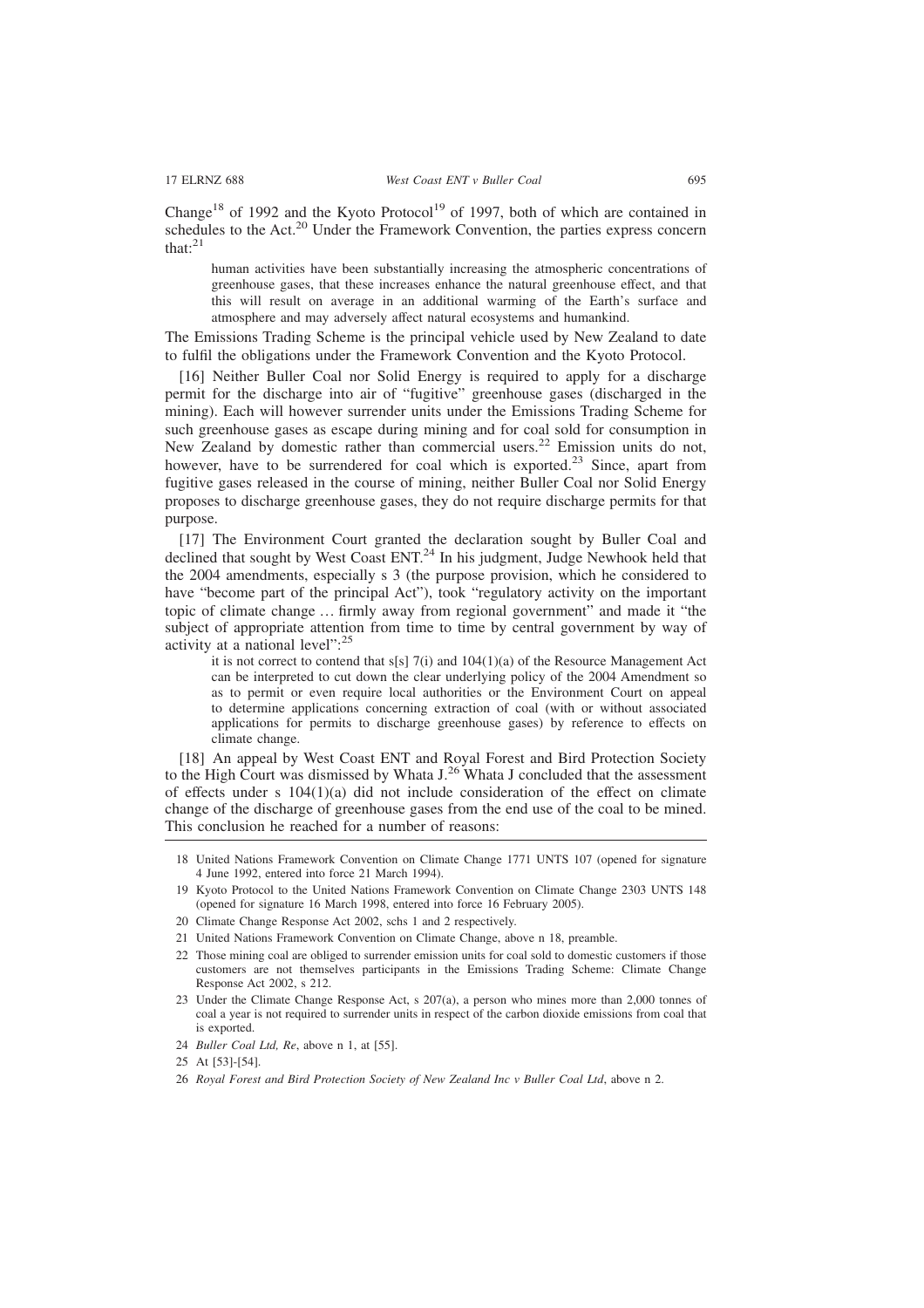Change[18] of 1992 and the Kyoto Protocol[19] of 1997, both of which are contained in schedules to the Act.[20] Under the Framework Convention, the parties express concern that:[21]

> human activities have been substantially increasing the atmospheric concentrations of greenhouse gases, that these increases enhance the natural greenhouse effect, and that this will result on average in an additional warming of the Earth's surface and atmosphere and may adversely affect natural ecosystems and humankind.

The Emissions Trading Scheme is the principal vehicle used by New Zealand to date to fulfil the obligations under the Framework Convention and the Kyoto Protocol.

[16] Neither Buller Coal nor Solid Energy is required to apply for a discharge permit for the discharge into air of "fugitive" greenhouse gases (discharged in the mining). Each will however surrender units under the Emissions Trading Scheme for such greenhouse gases as escape during mining and for coal sold for consumption in New Zealand by domestic rather than commercial users.[22] Emission units do not, however, have to be surrendered for coal which is exported.[23] Since, apart from fugitive gases released in the course of mining, neither Buller Coal nor Solid Energy proposes to discharge greenhouse gases, they do not require discharge permits for that purpose.

[17] The Environment Court granted the declaration sought by Buller Coal and declined that sought by West Coast ENT.[24] In his judgment, Judge Newhook held that the 2004 amendments, especially s 3 (the purpose provision, which he considered to have "become part of the principal Act"), took "regulatory activity on the important topic of climate change … firmly away from regional government" and made it "the subject of appropriate attention from time to time by central government by way of activity at a national level":[25]

> it is not correct to contend that s[s] 7(i) and 104(1)(a) of the Resource Management Act can be interpreted to cut down the clear underlying policy of the 2004 Amendment so as to permit or even require local authorities or the Environment Court on appeal to determine applications concerning extraction of coal (with or without associated applications for permits to discharge greenhouse gases) by reference to effects on climate change.

[18] An appeal by West Coast ENT and Royal Forest and Bird Protection Society to the High Court was dismissed by Whata J.[26] Whata J concluded that the assessment of effects under s 104(1)(a) did not include consideration of the effect on climate change of the discharge of greenhouse gases from the end use of the coal to be mined. This conclusion he reached for a number of reasons:

---

18 United Nations Framework Convention on Climate Change 1771 UNTS 107 (opened for signature 4 June 1992, entered into force 21 March 1994).

19 Kyoto Protocol to the United Nations Framework Convention on Climate Change 2303 UNTS 148 (opened for signature 16 March 1998, entered into force 16 February 2005).

20 Climate Change Response Act 2002, schs 1 and 2 respectively.

21 United Nations Framework Convention on Climate Change, above n 18, preamble.

22 Those mining coal are obliged to surrender emission units for coal sold to domestic customers if those customers are not themselves participants in the Emissions Trading Scheme: Climate Change Response Act 2002, s 212.

23 Under the Climate Change Response Act, s 207(a), a person who mines more than 2,000 tonnes of coal a year is not required to surrender units in respect of the carbon dioxide emissions from coal that is exported.

24 *Buller Coal Ltd, Re*, above n 1, at [55].

25 At [53]-[54].

26 *Royal Forest and Bird Protection Society of New Zealand Inc v Buller Coal Ltd*, above n 2.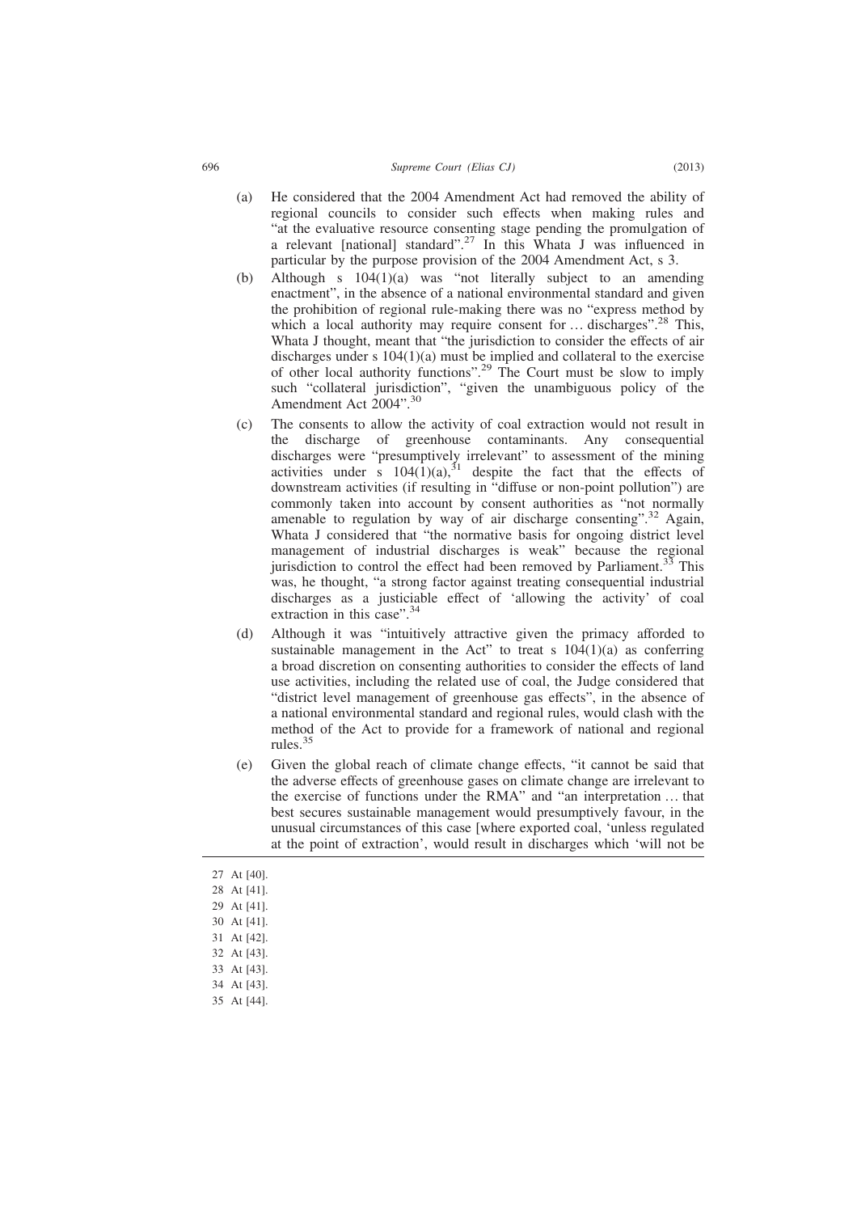(a) He considered that the 2004 Amendment Act had removed the ability of regional councils to consider such effects when making rules and "at the evaluative resource consenting stage pending the promulgation of a relevant [national] standard".[27] In this Whata J was influenced in particular by the purpose provision of the 2004 Amendment Act, s 3.

(b) Although s 104(1)(a) was "not literally subject to an amending enactment", in the absence of a national environmental standard and given the prohibition of regional rule-making there was no "express method by which a local authority may require consent for … discharges".[28] This, Whata J thought, meant that "the jurisdiction to consider the effects of air discharges under s 104(1)(a) must be implied and collateral to the exercise of other local authority functions".[29] The Court must be slow to imply such "collateral jurisdiction", "given the unambiguous policy of the Amendment Act 2004".[30]

(c) The consents to allow the activity of coal extraction would not result in the discharge of greenhouse contaminants. Any consequential discharges were "presumptively irrelevant" to assessment of the mining activities under s 104(1)(a),[31] despite the fact that the effects of downstream activities (if resulting in "diffuse or non-point pollution") are commonly taken into account by consent authorities as "not normally amenable to regulation by way of air discharge consenting".[32] Again, Whata J considered that "the normative basis for ongoing district level management of industrial discharges is weak" because the regional jurisdiction to control the effect had been removed by Parliament.[33] This was, he thought, "a strong factor against treating consequential industrial discharges as a justiciable effect of 'allowing the activity' of coal extraction in this case".[34]

(d) Although it was "intuitively attractive given the primacy afforded to sustainable management in the Act" to treat s 104(1)(a) as conferring a broad discretion on consenting authorities to consider the effects of land use activities, including the related use of coal, the Judge considered that "district level management of greenhouse gas effects", in the absence of a national environmental standard and regional rules, would clash with the method of the Act to provide for a framework of national and regional rules.[35]

(e) Given the global reach of climate change effects, "it cannot be said that the adverse effects of greenhouse gases on climate change are irrelevant to the exercise of functions under the RMA" and "an interpretation … that best secures sustainable management would presumptively favour, in the unusual circumstances of this case [where exported coal, 'unless regulated at the point of extraction', would result in discharges which 'will not be

---

27 At [40].

28 At [41].

29 At [41].

30 At [41].

31 At [42].

32 At [43].

33 At [43].

34 At [43].

35 At [44].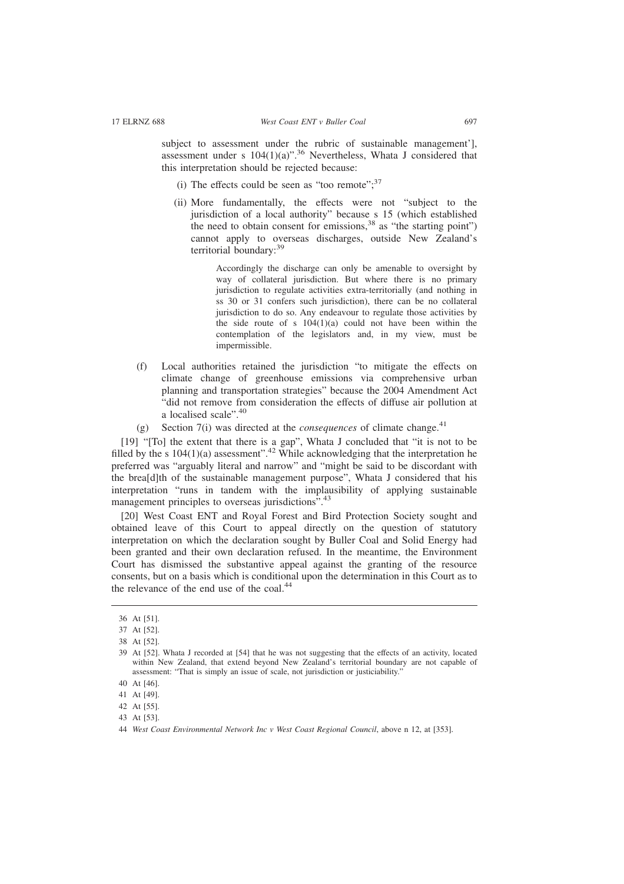subject to assessment under the rubric of sustainable management'], assessment under s 104(1)(a)".[36] Nevertheless, Whata J considered that this interpretation should be rejected because:

(i) The effects could be seen as "too remote";[37]

(ii) More fundamentally, the effects were not "subject to the jurisdiction of a local authority" because s 15 (which established the need to obtain consent for emissions,[38] as "the starting point") cannot apply to overseas discharges, outside New Zealand's territorial boundary:[39]

> Accordingly the discharge can only be amenable to oversight by way of collateral jurisdiction. But where there is no primary jurisdiction to regulate activities extra-territorially (and nothing in ss 30 or 31 confers such jurisdiction), there can be no collateral jurisdiction to do so. Any endeavour to regulate those activities by the side route of s 104(1)(a) could not have been within the contemplation of the legislators and, in my view, must be impermissible.

(f) Local authorities retained the jurisdiction "to mitigate the effects on climate change of greenhouse emissions via comprehensive urban planning and transportation strategies" because the 2004 Amendment Act "did not remove from consideration the effects of diffuse air pollution at a localised scale".[40]

(g) Section 7(i) was directed at the *consequences* of climate change.[41]

[19] "[To] the extent that there is a gap", Whata J concluded that "it is not to be filled by the s 104(1)(a) assessment".[42] While acknowledging that the interpretation he preferred was "arguably literal and narrow" and "might be said to be discordant with the brea[d]th of the sustainable management purpose", Whata J considered that his interpretation "runs in tandem with the implausibility of applying sustainable management principles to overseas jurisdictions".[43]

[20] West Coast ENT and Royal Forest and Bird Protection Society sought and obtained leave of this Court to appeal directly on the question of statutory interpretation on which the declaration sought by Buller Coal and Solid Energy had been granted and their own declaration refused. In the meantime, the Environment Court has dismissed the substantive appeal against the granting of the resource consents, but on a basis which is conditional upon the determination in this Court as to the relevance of the end use of the coal.[44]

---

36 At [51].

37 At [52].

38 At [52].

39 At [52]. Whata J recorded at [54] that he was not suggesting that the effects of an activity, located within New Zealand, that extend beyond New Zealand's territorial boundary are not capable of assessment: "That is simply an issue of scale, not jurisdiction or justiciability."

40 At [46].

41 At [49].

42 At [55].

43 At [53].

44 *West Coast Environmental Network Inc v West Coast Regional Council*, above n 12, at [353].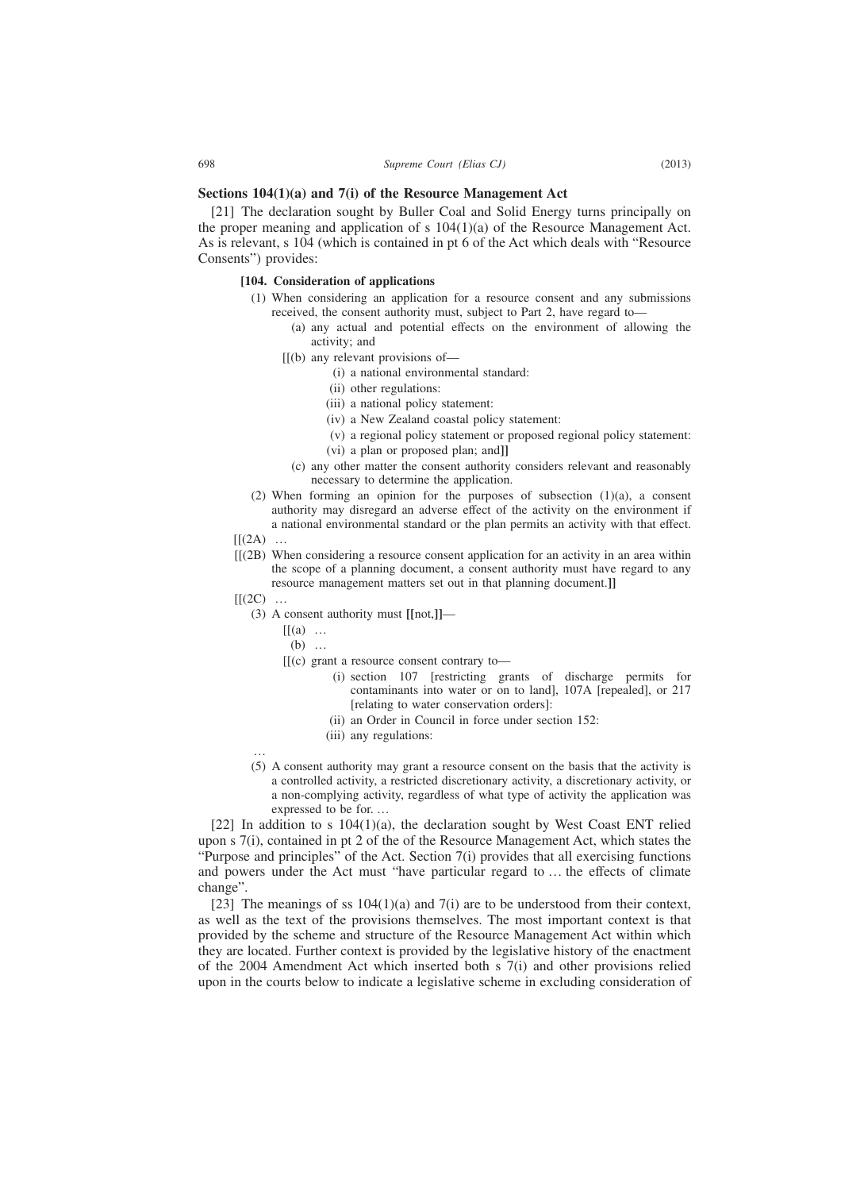## Sections 104(1)(a) and 7(i) of the Resource Management Act

[21] The declaration sought by Buller Coal and Solid Energy turns principally on the proper meaning and application of s 104(1)(a) of the Resource Management Act. As is relevant, s 104 (which is contained in pt 6 of the Act which deals with "Resource Consents") provides:

> **[104. Consideration of applications**
>
> (1) When considering an application for a resource consent and any submissions received, the consent authority must, subject to Part 2, have regard to—
>
> (a) any actual and potential effects on the environment of allowing the activity; and
>
> [[(b) any relevant provisions of—
>
> (i) a national environmental standard:
>
> (ii) other regulations:
>
> (iii) a national policy statement:
>
> (iv) a New Zealand coastal policy statement:
>
> (v) a regional policy statement or proposed regional policy statement:
>
> (vi) a plan or proposed plan; and]]
>
> (c) any other matter the consent authority considers relevant and reasonably necessary to determine the application.
>
> (2) When forming an opinion for the purposes of subsection (1)(a), a consent authority may disregard an adverse effect of the activity on the environment if a national environmental standard or the plan permits an activity with that effect.
>
> [[(2A) …
>
> [[(2B) When considering a resource consent application for an activity in an area within the scope of a planning document, a consent authority must have regard to any resource management matters set out in that planning document.]]
>
> [[(2C) …
>
> (3) A consent authority must [[not,]]—
>
> [[(a) …
>
> (b) …
>
> [[(c) grant a resource consent contrary to—
>
> (i) section 107 [restricting grants of discharge permits for contaminants into water or on to land], 107A [repealed], or 217 [relating to water conservation orders]:
>
> (ii) an Order in Council in force under section 152:
>
> (iii) any regulations:
>
> …
>
> (5) A consent authority may grant a resource consent on the basis that the activity is a controlled activity, a restricted discretionary activity, a discretionary activity, or a non-complying activity, regardless of what type of activity the application was expressed to be for. …

[22] In addition to s 104(1)(a), the declaration sought by West Coast ENT relied upon s 7(i), contained in pt 2 of the of the Resource Management Act, which states the "Purpose and principles" of the Act. Section 7(i) provides that all exercising functions and powers under the Act must "have particular regard to … the effects of climate change".

[23] The meanings of ss 104(1)(a) and 7(i) are to be understood from their context, as well as the text of the provisions themselves. The most important context is that provided by the scheme and structure of the Resource Management Act within which they are located. Further context is provided by the legislative history of the enactment of the 2004 Amendment Act which inserted both s 7(i) and other provisions relied upon in the courts below to indicate a legislative scheme in excluding consideration of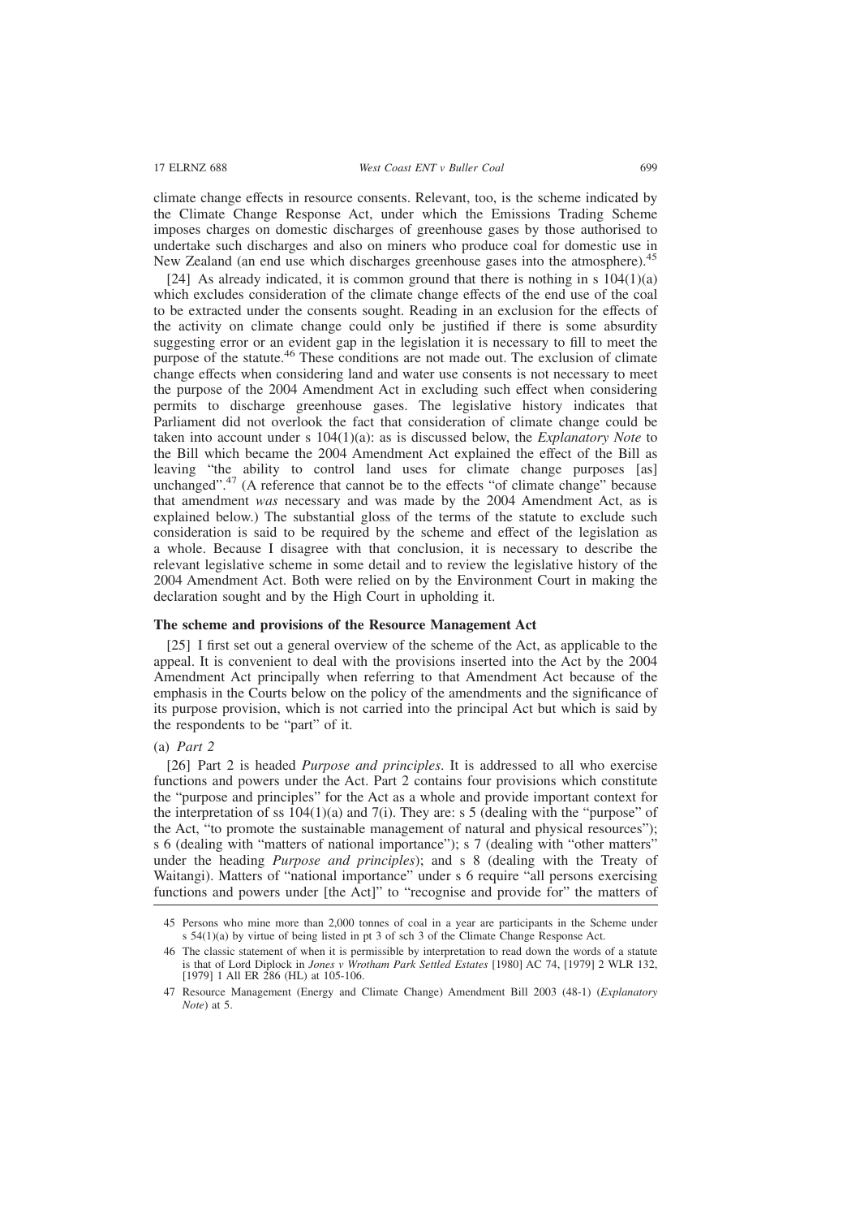climate change effects in resource consents. Relevant, too, is the scheme indicated by the Climate Change Response Act, under which the Emissions Trading Scheme imposes charges on domestic discharges of greenhouse gases by those authorised to undertake such discharges and also on miners who produce coal for domestic use in New Zealand (an end use which discharges greenhouse gases into the atmosphere).[45]

[24] As already indicated, it is common ground that there is nothing in s 104(1)(a) which excludes consideration of the climate change effects of the end use of the coal to be extracted under the consents sought. Reading in an exclusion for the effects of the activity on climate change could only be justified if there is some absurdity suggesting error or an evident gap in the legislation it is necessary to fill to meet the purpose of the statute.[46] These conditions are not made out. The exclusion of climate change effects when considering land and water use consents is not necessary to meet the purpose of the 2004 Amendment Act in excluding such effect when considering permits to discharge greenhouse gases. The legislative history indicates that Parliament did not overlook the fact that consideration of climate change could be taken into account under s 104(1)(a): as is discussed below, the *Explanatory Note* to the Bill which became the 2004 Amendment Act explained the effect of the Bill as leaving "the ability to control land uses for climate change purposes [as] unchanged".[47] (A reference that cannot be to the effects "of climate change" because that amendment *was* necessary and was made by the 2004 Amendment Act, as is explained below.) The substantial gloss of the terms of the statute to exclude such consideration is said to be required by the scheme and effect of the legislation as a whole. Because I disagree with that conclusion, it is necessary to describe the relevant legislative scheme in some detail and to review the legislative history of the 2004 Amendment Act. Both were relied on by the Environment Court in making the declaration sought and by the High Court in upholding it.

## The scheme and provisions of the Resource Management Act

[25] I first set out a general overview of the scheme of the Act, as applicable to the appeal. It is convenient to deal with the provisions inserted into the Act by the 2004 Amendment Act principally when referring to that Amendment Act because of the emphasis in the Courts below on the policy of the amendments and the significance of its purpose provision, which is not carried into the principal Act but which is said by the respondents to be "part" of it.

### (a) *Part 2*

[26] Part 2 is headed *Purpose and principles*. It is addressed to all who exercise functions and powers under the Act. Part 2 contains four provisions which constitute the "purpose and principles" for the Act as a whole and provide important context for the interpretation of ss 104(1)(a) and 7(i). They are: s 5 (dealing with the "purpose" of the Act, "to promote the sustainable management of natural and physical resources"); s 6 (dealing with "matters of national importance"); s 7 (dealing with "other matters" under the heading *Purpose and principles*); and s 8 (dealing with the Treaty of Waitangi). Matters of "national importance" under s 6 require "all persons exercising functions and powers under [the Act]" to "recognise and provide for" the matters of

---

45 Persons who mine more than 2,000 tonnes of coal in a year are participants in the Scheme under s 54(1)(a) by virtue of being listed in pt 3 of sch 3 of the Climate Change Response Act.

46 The classic statement of when it is permissible by interpretation to read down the words of a statute is that of Lord Diplock in *Jones v Wrotham Park Settled Estates* [1980] AC 74, [1979] 2 WLR 132, [1979] 1 All ER 286 (HL) at 105-106.

47 Resource Management (Energy and Climate Change) Amendment Bill 2003 (48-1) (*Explanatory Note*) at 5.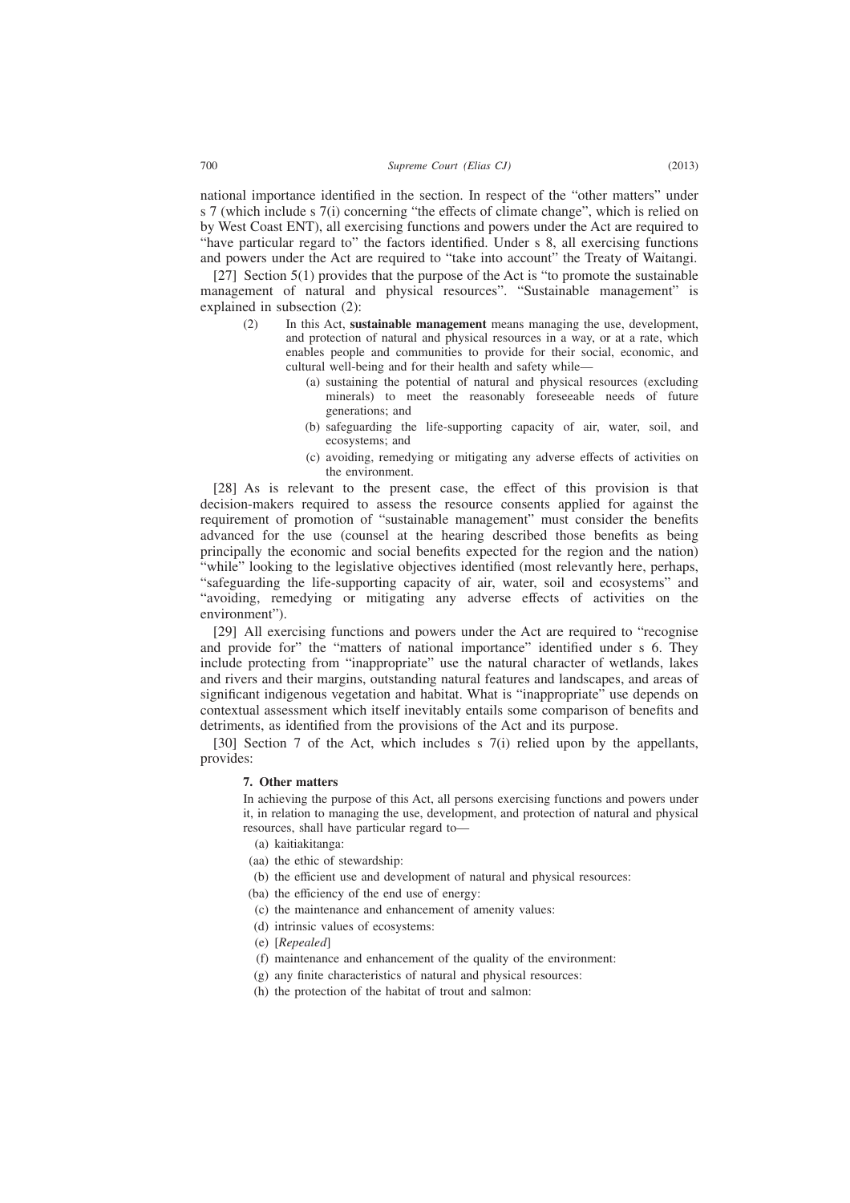national importance identified in the section. In respect of the "other matters" under s 7 (which include s 7(i) concerning "the effects of climate change", which is relied on by West Coast ENT), all exercising functions and powers under the Act are required to "have particular regard to" the factors identified. Under s 8, all exercising functions and powers under the Act are required to "take into account" the Treaty of Waitangi.

[27] Section 5(1) provides that the purpose of the Act is "to promote the sustainable management of natural and physical resources". "Sustainable management" is explained in subsection (2):

> (2) In this Act, **sustainable management** means managing the use, development, and protection of natural and physical resources in a way, or at a rate, which enables people and communities to provide for their social, economic, and cultural well-being and for their health and safety while—
>
> (a) sustaining the potential of natural and physical resources (excluding minerals) to meet the reasonably foreseeable needs of future generations; and
>
> (b) safeguarding the life-supporting capacity of air, water, soil, and ecosystems; and
>
> (c) avoiding, remedying or mitigating any adverse effects of activities on the environment.

[28] As is relevant to the present case, the effect of this provision is that decision-makers required to assess the resource consents applied for against the requirement of promotion of "sustainable management" must consider the benefits advanced for the use (counsel at the hearing described those benefits as being principally the economic and social benefits expected for the region and the nation) "while" looking to the legislative objectives identified (most relevantly here, perhaps, "safeguarding the life-supporting capacity of air, water, soil and ecosystems" and "avoiding, remedying or mitigating any adverse effects of activities on the environment").

[29] All exercising functions and powers under the Act are required to "recognise and provide for" the "matters of national importance" identified under s 6. They include protecting from "inappropriate" use the natural character of wetlands, lakes and rivers and their margins, outstanding natural features and landscapes, and areas of significant indigenous vegetation and habitat. What is "inappropriate" use depends on contextual assessment which itself inevitably entails some comparison of benefits and detriments, as identified from the provisions of the Act and its purpose.

[30] Section 7 of the Act, which includes s 7(i) relied upon by the appellants, provides:

> **7. Other matters**
>
> In achieving the purpose of this Act, all persons exercising functions and powers under it, in relation to managing the use, development, and protection of natural and physical resources, shall have particular regard to—
>
> (a) kaitiakitanga:
>
> (aa) the ethic of stewardship:
>
> (b) the efficient use and development of natural and physical resources:
>
> (ba) the efficiency of the end use of energy:
>
> (c) the maintenance and enhancement of amenity values:
>
> (d) intrinsic values of ecosystems:
>
> (e) [*Repealed*]
>
> (f) maintenance and enhancement of the quality of the environment:
>
> (g) any finite characteristics of natural and physical resources:
>
> (h) the protection of the habitat of trout and salmon: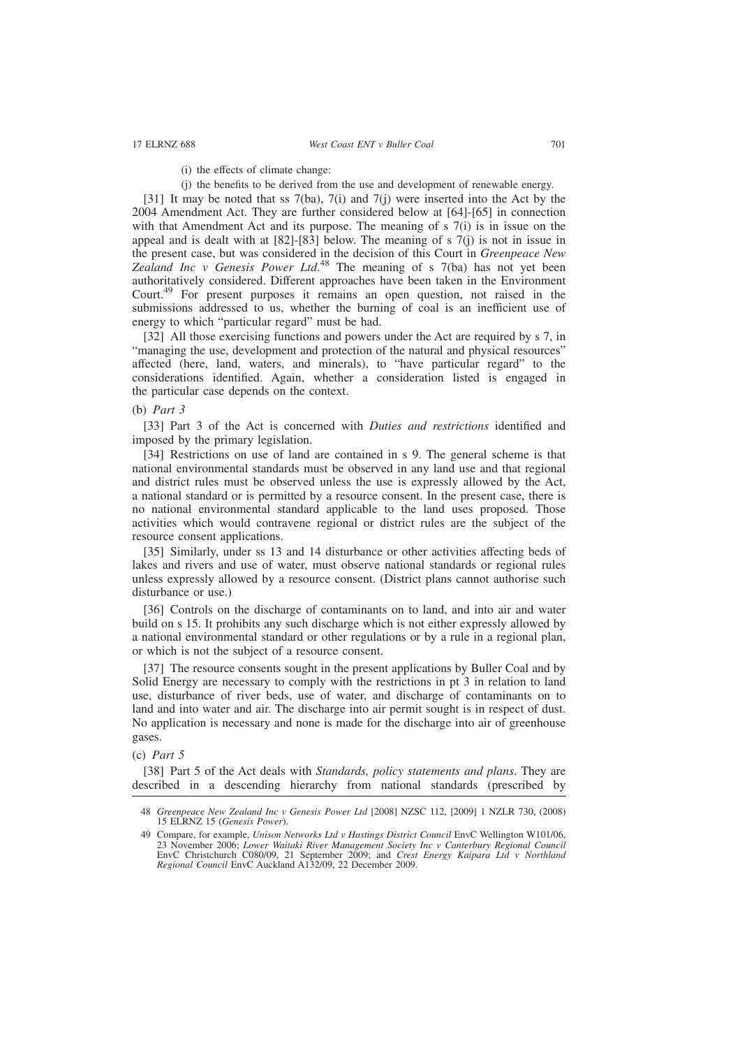(i) the effects of climate change:

(j) the benefits to be derived from the use and development of renewable energy.

[31] It may be noted that ss 7(ba), 7(i) and 7(j) were inserted into the Act by the 2004 Amendment Act. They are further considered below at [64]-[65] in connection with that Amendment Act and its purpose. The meaning of s 7(i) is in issue on the appeal and is dealt with at [82]-[83] below. The meaning of s 7(j) is not in issue in the present case, but was considered in the decision of this Court in *Greenpeace New Zealand Inc v Genesis Power Ltd*.[48] The meaning of s 7(ba) has not yet been authoritatively considered. Different approaches have been taken in the Environment Court.[49] For present purposes it remains an open question, not raised in the submissions addressed to us, whether the burning of coal is an inefficient use of energy to which "particular regard" must be had.

[32] All those exercising functions and powers under the Act are required by s 7, in "managing the use, development and protection of the natural and physical resources" affected (here, land, waters, and minerals), to "have particular regard" to the considerations identified. Again, whether a consideration listed is engaged in the particular case depends on the context.

(b) *Part 3*

[33] Part 3 of the Act is concerned with *Duties and restrictions* identified and imposed by the primary legislation.

[34] Restrictions on use of land are contained in s 9. The general scheme is that national environmental standards must be observed in any land use and that regional and district rules must be observed unless the use is expressly allowed by the Act, a national standard or is permitted by a resource consent. In the present case, there is no national environmental standard applicable to the land uses proposed. Those activities which would contravene regional or district rules are the subject of the resource consent applications.

[35] Similarly, under ss 13 and 14 disturbance or other activities affecting beds of lakes and rivers and use of water, must observe national standards or regional rules unless expressly allowed by a resource consent. (District plans cannot authorise such disturbance or use.)

[36] Controls on the discharge of contaminants on to land, and into air and water build on s 15. It prohibits any such discharge which is not either expressly allowed by a national environmental standard or other regulations or by a rule in a regional plan, or which is not the subject of a resource consent.

[37] The resource consents sought in the present applications by Buller Coal and by Solid Energy are necessary to comply with the restrictions in pt 3 in relation to land use, disturbance of river beds, use of water, and discharge of contaminants on to land and into water and air. The discharge into air permit sought is in respect of dust. No application is necessary and none is made for the discharge into air of greenhouse gases.

(c) *Part 5*

[38] Part 5 of the Act deals with *Standards, policy statements and plans*. They are described in a descending hierarchy from national standards (prescribed by

---

48 *Greenpeace New Zealand Inc v Genesis Power Ltd* [2008] NZSC 112, [2009] 1 NZLR 730, (2008) 15 ELRNZ 15 (*Genesis Power*).

49 Compare, for example, *Unison Networks Ltd v Hastings District Council* EnvC Wellington W101/06, 23 November 2006; *Lower Waitaki River Management Society Inc v Canterbury Regional Council* EnvC Christchurch C080/09, 21 September 2009; and *Crest Energy Kaipara Ltd v Northland Regional Council* EnvC Auckland A132/09, 22 December 2009.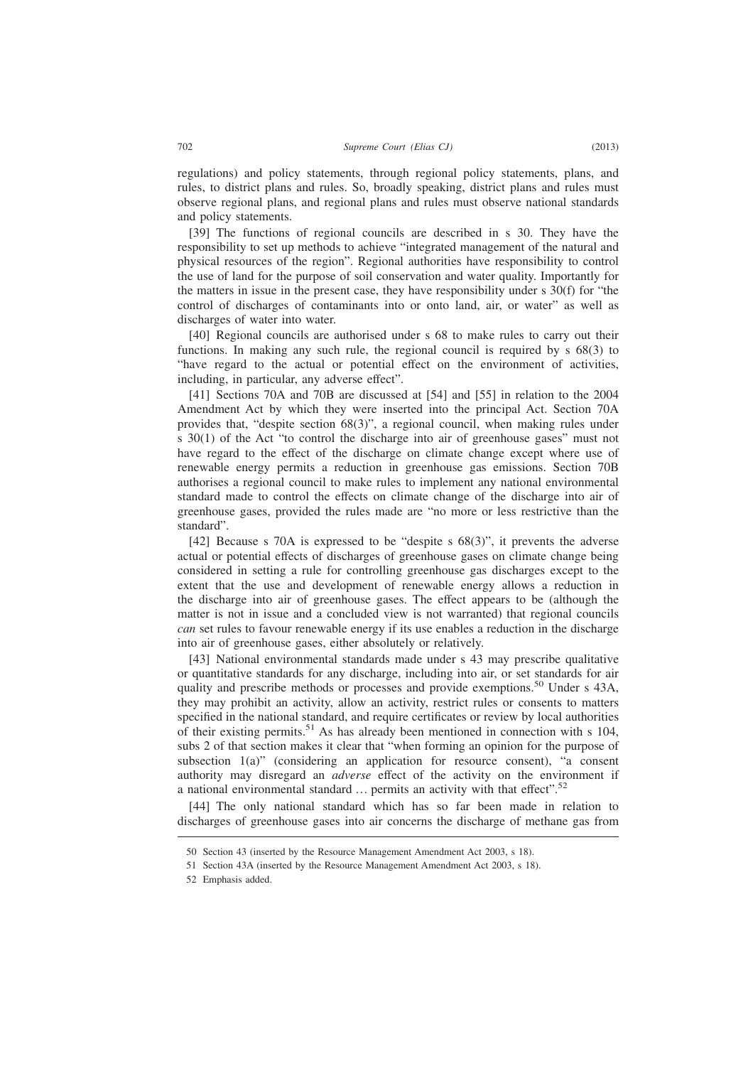regulations) and policy statements, through regional policy statements, plans, and rules, to district plans and rules. So, broadly speaking, district plans and rules must observe regional plans, and regional plans and rules must observe national standards and policy statements.

[39] The functions of regional councils are described in s 30. They have the responsibility to set up methods to achieve "integrated management of the natural and physical resources of the region". Regional authorities have responsibility to control the use of land for the purpose of soil conservation and water quality. Importantly for the matters in issue in the present case, they have responsibility under s 30(f) for "the control of discharges of contaminants into or onto land, air, or water" as well as discharges of water into water.

[40] Regional councils are authorised under s 68 to make rules to carry out their functions. In making any such rule, the regional council is required by s 68(3) to "have regard to the actual or potential effect on the environment of activities, including, in particular, any adverse effect".

[41] Sections 70A and 70B are discussed at [54] and [55] in relation to the 2004 Amendment Act by which they were inserted into the principal Act. Section 70A provides that, "despite section 68(3)", a regional council, when making rules under s 30(1) of the Act "to control the discharge into air of greenhouse gases" must not have regard to the effect of the discharge on climate change except where use of renewable energy permits a reduction in greenhouse gas emissions. Section 70B authorises a regional council to make rules to implement any national environmental standard made to control the effects on climate change of the discharge into air of greenhouse gases, provided the rules made are "no more or less restrictive than the standard".

[42] Because s 70A is expressed to be "despite s 68(3)", it prevents the adverse actual or potential effects of discharges of greenhouse gases on climate change being considered in setting a rule for controlling greenhouse gas discharges except to the extent that the use and development of renewable energy allows a reduction in the discharge into air of greenhouse gases. The effect appears to be (although the matter is not in issue and a concluded view is not warranted) that regional councils *can* set rules to favour renewable energy if its use enables a reduction in the discharge into air of greenhouse gases, either absolutely or relatively.

[43] National environmental standards made under s 43 may prescribe qualitative or quantitative standards for any discharge, including into air, or set standards for air quality and prescribe methods or processes and provide exemptions.[50] Under s 43A, they may prohibit an activity, allow an activity, restrict rules or consents to matters specified in the national standard, and require certificates or review by local authorities of their existing permits.[51] As has already been mentioned in connection with s 104, subs 2 of that section makes it clear that "when forming an opinion for the purpose of subsection 1(a)" (considering an application for resource consent), "a consent authority may disregard an *adverse* effect of the activity on the environment if a national environmental standard … permits an activity with that effect".[52]

[44] The only national standard which has so far been made in relation to discharges of greenhouse gases into air concerns the discharge of methane gas from

50 Section 43 (inserted by the Resource Management Amendment Act 2003, s 18).

51 Section 43A (inserted by the Resource Management Amendment Act 2003, s 18).

52 Emphasis added.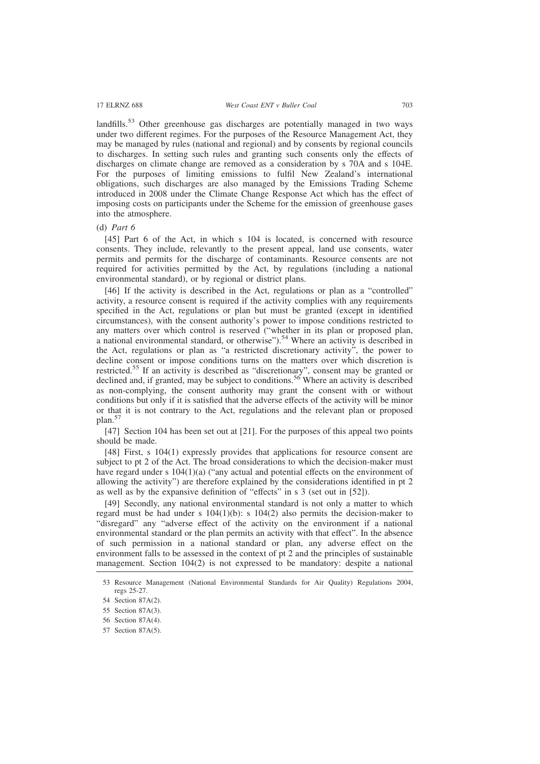landfills.[53] Other greenhouse gas discharges are potentially managed in two ways under two different regimes. For the purposes of the Resource Management Act, they may be managed by rules (national and regional) and by consents by regional councils to discharges. In setting such rules and granting such consents only the effects of discharges on climate change are removed as a consideration by s 70A and s 104E. For the purposes of limiting emissions to fulfil New Zealand's international obligations, such discharges are also managed by the Emissions Trading Scheme introduced in 2008 under the Climate Change Response Act which has the effect of imposing costs on participants under the Scheme for the emission of greenhouse gases into the atmosphere.

(d) *Part 6*

[45] Part 6 of the Act, in which s 104 is located, is concerned with resource consents. They include, relevantly to the present appeal, land use consents, water permits and permits for the discharge of contaminants. Resource consents are not required for activities permitted by the Act, by regulations (including a national environmental standard), or by regional or district plans.

[46] If the activity is described in the Act, regulations or plan as a "controlled" activity, a resource consent is required if the activity complies with any requirements specified in the Act, regulations or plan but must be granted (except in identified circumstances), with the consent authority's power to impose conditions restricted to any matters over which control is reserved ("whether in its plan or proposed plan, a national environmental standard, or otherwise").[54] Where an activity is described in the Act, regulations or plan as "a restricted discretionary activity", the power to decline consent or impose conditions turns on the matters over which discretion is restricted.[55] If an activity is described as "discretionary", consent may be granted or declined and, if granted, may be subject to conditions.[56] Where an activity is described as non-complying, the consent authority may grant the consent with or without conditions but only if it is satisfied that the adverse effects of the activity will be minor or that it is not contrary to the Act, regulations and the relevant plan or proposed plan.[57]

[47] Section 104 has been set out at [21]. For the purposes of this appeal two points should be made.

[48] First, s 104(1) expressly provides that applications for resource consent are subject to pt 2 of the Act. The broad considerations to which the decision-maker must have regard under s 104(1)(a) ("any actual and potential effects on the environment of allowing the activity") are therefore explained by the considerations identified in pt 2 as well as by the expansive definition of "effects" in s 3 (set out in [52]).

[49] Secondly, any national environmental standard is not only a matter to which regard must be had under s 104(1)(b): s 104(2) also permits the decision-maker to "disregard" any "adverse effect of the activity on the environment if a national environmental standard or the plan permits an activity with that effect". In the absence of such permission in a national standard or plan, any adverse effect on the environment falls to be assessed in the context of pt 2 and the principles of sustainable management. Section 104(2) is not expressed to be mandatory: despite a national

53 Resource Management (National Environmental Standards for Air Quality) Regulations 2004, regs 25-27.

54 Section 87A(2).

55 Section 87A(3).

56 Section 87A(4).

57 Section 87A(5).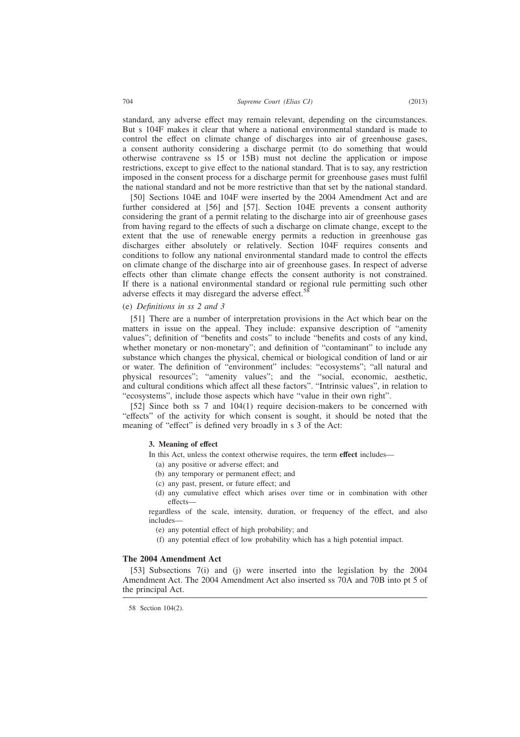standard, any adverse effect may remain relevant, depending on the circumstances. But s 104F makes it clear that where a national environmental standard is made to control the effect on climate change of discharges into air of greenhouse gases, a consent authority considering a discharge permit (to do something that would otherwise contravene ss 15 or 15B) must not decline the application or impose restrictions, except to give effect to the national standard. That is to say, any restriction imposed in the consent process for a discharge permit for greenhouse gases must fulfil the national standard and not be more restrictive than that set by the national standard.

[50] Sections 104E and 104F were inserted by the 2004 Amendment Act and are further considered at [56] and [57]. Section 104E prevents a consent authority considering the grant of a permit relating to the discharge into air of greenhouse gases from having regard to the effects of such a discharge on climate change, except to the extent that the use of renewable energy permits a reduction in greenhouse gas discharges either absolutely or relatively. Section 104F requires consents and conditions to follow any national environmental standard made to control the effects on climate change of the discharge into air of greenhouse gases. In respect of adverse effects other than climate change effects the consent authority is not constrained. If there is a national environmental standard or regional rule permitting such other adverse effects it may disregard the adverse effect.[58]

(e) *Definitions in ss 2 and 3*

[51] There are a number of interpretation provisions in the Act which bear on the matters in issue on the appeal. They include: expansive description of "amenity values"; definition of "benefits and costs" to include "benefits and costs of any kind, whether monetary or non-monetary"; and definition of "contaminant" to include any substance which changes the physical, chemical or biological condition of land or air or water. The definition of "environment" includes: "ecosystems"; "all natural and physical resources"; "amenity values"; and the "social, economic, aesthetic, and cultural conditions which affect all these factors". "Intrinsic values", in relation to "ecosystems", include those aspects which have "value in their own right".

[52] Since both ss 7 and 104(1) require decision-makers to be concerned with "effects" of the activity for which consent is sought, it should be noted that the meaning of "effect" is defined very broadly in s 3 of the Act:

> **3. Meaning of effect**
>
> In this Act, unless the context otherwise requires, the term **effect** includes—
>
> (a) any positive or adverse effect; and
>
> (b) any temporary or permanent effect; and
>
> (c) any past, present, or future effect; and
>
> (d) any cumulative effect which arises over time or in combination with other effects—
>
> regardless of the scale, intensity, duration, or frequency of the effect, and also includes—
>
> (e) any potential effect of high probability; and
>
> (f) any potential effect of low probability which has a high potential impact.

**The 2004 Amendment Act**

[53] Subsections 7(i) and (j) were inserted into the legislation by the 2004 Amendment Act. The 2004 Amendment Act also inserted ss 70A and 70B into pt 5 of the principal Act.

58 Section 104(2).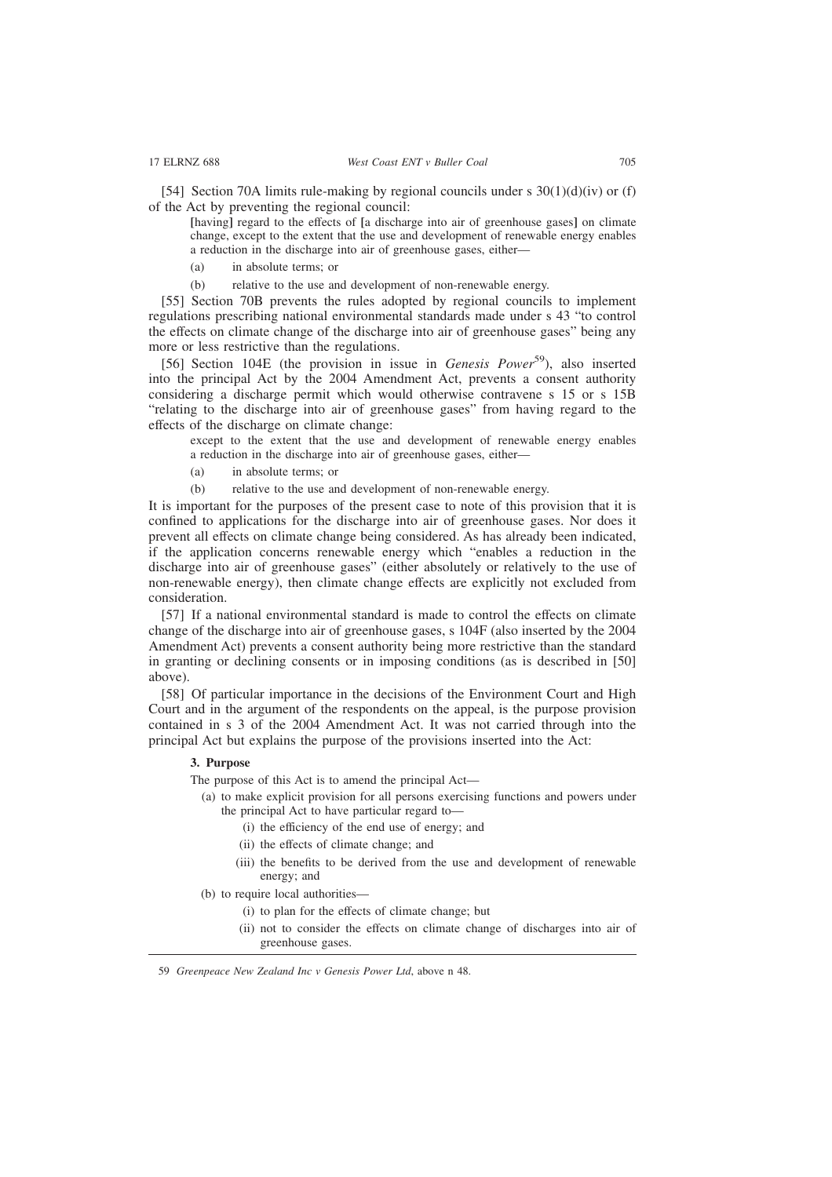[54] Section 70A limits rule-making by regional councils under s 30(1)(d)(iv) or (f) of the Act by preventing the regional council:

> [having] regard to the effects of [a discharge into air of greenhouse gases] on climate change, except to the extent that the use and development of renewable energy enables a reduction in the discharge into air of greenhouse gases, either—
>
> (a) in absolute terms; or
>
> (b) relative to the use and development of non-renewable energy.

[55] Section 70B prevents the rules adopted by regional councils to implement regulations prescribing national environmental standards made under s 43 "to control the effects on climate change of the discharge into air of greenhouse gases" being any more or less restrictive than the regulations.

[56] Section 104E (the provision in issue in *Genesis Power*[59]), also inserted into the principal Act by the 2004 Amendment Act, prevents a consent authority considering a discharge permit which would otherwise contravene s 15 or s 15B "relating to the discharge into air of greenhouse gases" from having regard to the effects of the discharge on climate change:

> except to the extent that the use and development of renewable energy enables a reduction in the discharge into air of greenhouse gases, either—
>
> (a) in absolute terms; or
>
> (b) relative to the use and development of non-renewable energy.

It is important for the purposes of the present case to note of this provision that it is confined to applications for the discharge into air of greenhouse gases. Nor does it prevent all effects on climate change being considered. As has already been indicated, if the application concerns renewable energy which "enables a reduction in the discharge into air of greenhouse gases" (either absolutely or relatively to the use of non-renewable energy), then climate change effects are explicitly not excluded from consideration.

[57] If a national environmental standard is made to control the effects on climate change of the discharge into air of greenhouse gases, s 104F (also inserted by the 2004 Amendment Act) prevents a consent authority being more restrictive than the standard in granting or declining consents or in imposing conditions (as is described in [50] above).

[58] Of particular importance in the decisions of the Environment Court and High Court and in the argument of the respondents on the appeal, is the purpose provision contained in s 3 of the 2004 Amendment Act. It was not carried through into the principal Act but explains the purpose of the provisions inserted into the Act:

> **3. Purpose**
>
> The purpose of this Act is to amend the principal Act—
>
> (a) to make explicit provision for all persons exercising functions and powers under the principal Act to have particular regard to—
>
> (i) the efficiency of the end use of energy; and
>
> (ii) the effects of climate change; and
>
> (iii) the benefits to be derived from the use and development of renewable energy; and
>
> (b) to require local authorities—
>
> (i) to plan for the effects of climate change; but
>
> (ii) not to consider the effects on climate change of discharges into air of greenhouse gases.

---

59 *Greenpeace New Zealand Inc v Genesis Power Ltd*, above n 48.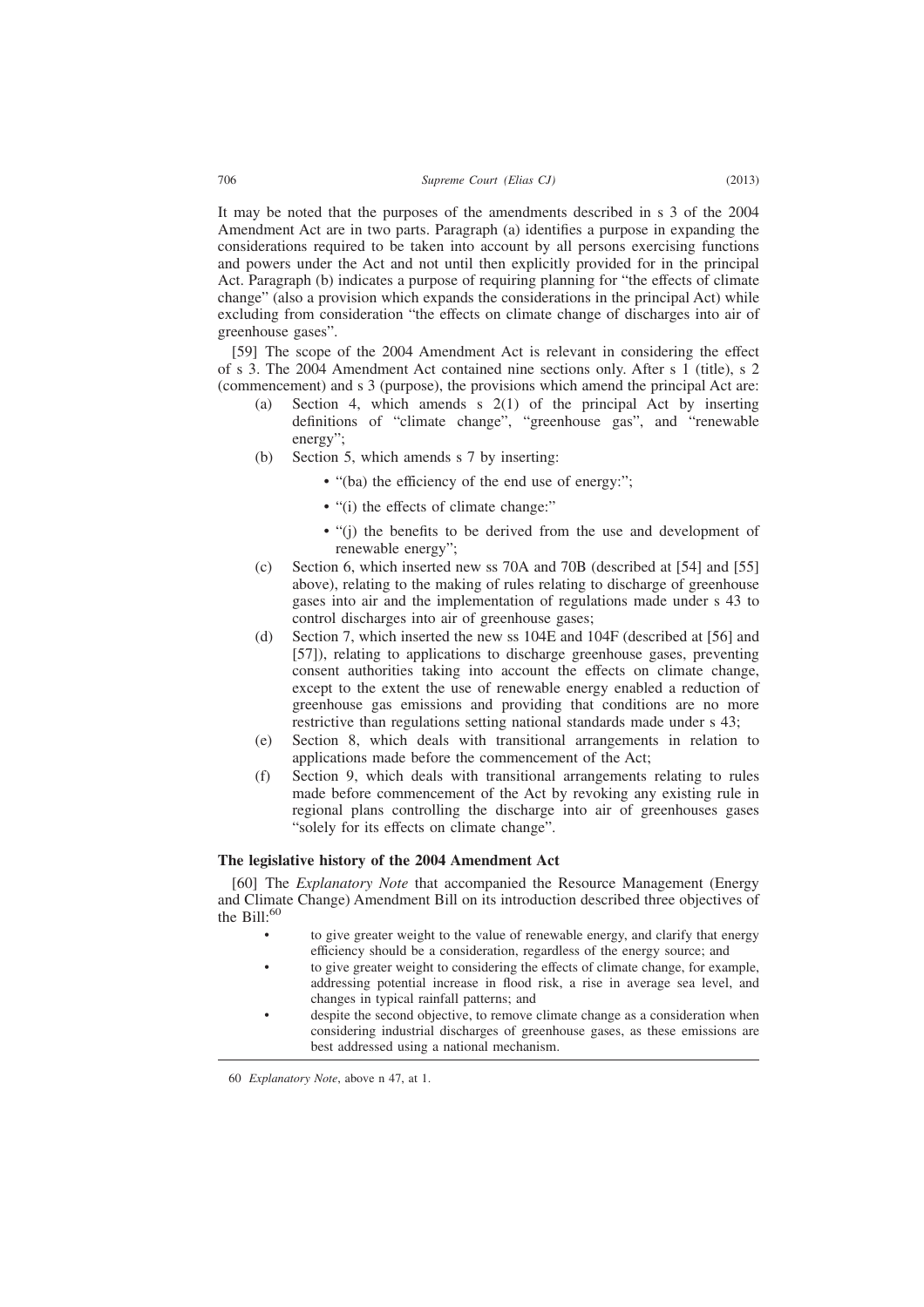It may be noted that the purposes of the amendments described in s 3 of the 2004 Amendment Act are in two parts. Paragraph (a) identifies a purpose in expanding the considerations required to be taken into account by all persons exercising functions and powers under the Act and not until then explicitly provided for in the principal Act. Paragraph (b) indicates a purpose of requiring planning for "the effects of climate change" (also a provision which expands the considerations in the principal Act) while excluding from consideration "the effects on climate change of discharges into air of greenhouse gases".

[59] The scope of the 2004 Amendment Act is relevant in considering the effect of s 3. The 2004 Amendment Act contained nine sections only. After s 1 (title), s 2 (commencement) and s 3 (purpose), the provisions which amend the principal Act are:

(a) Section 4, which amends s 2(1) of the principal Act by inserting definitions of "climate change", "greenhouse gas", and "renewable energy";

(b) Section 5, which amends s 7 by inserting:

- "(ba) the efficiency of the end use of energy:";
- "(i) the effects of climate change:"
- "(j) the benefits to be derived from the use and development of renewable energy";

(c) Section 6, which inserted new ss 70A and 70B (described at [54] and [55] above), relating to the making of rules relating to discharge of greenhouse gases into air and the implementation of regulations made under s 43 to control discharges into air of greenhouse gases;

(d) Section 7, which inserted the new ss 104E and 104F (described at [56] and [57]), relating to applications to discharge greenhouse gases, preventing consent authorities taking into account the effects on climate change, except to the extent the use of renewable energy enabled a reduction of greenhouse gas emissions and providing that conditions are no more restrictive than regulations setting national standards made under s 43;

(e) Section 8, which deals with transitional arrangements in relation to applications made before the commencement of the Act;

(f) Section 9, which deals with transitional arrangements relating to rules made before commencement of the Act by revoking any existing rule in regional plans controlling the discharge into air of greenhouses gases "solely for its effects on climate change".

### The legislative history of the 2004 Amendment Act

[60] The *Explanatory Note* that accompanied the Resource Management (Energy and Climate Change) Amendment Bill on its introduction described three objectives of the Bill:[60]

> - to give greater weight to the value of renewable energy, and clarify that energy efficiency should be a consideration, regardless of the energy source; and
> - to give greater weight to considering the effects of climate change, for example, addressing potential increase in flood risk, a rise in average sea level, and changes in typical rainfall patterns; and
> - despite the second objective, to remove climate change as a consideration when considering industrial discharges of greenhouse gases, as these emissions are best addressed using a national mechanism.

---

60 *Explanatory Note*, above n 47, at 1.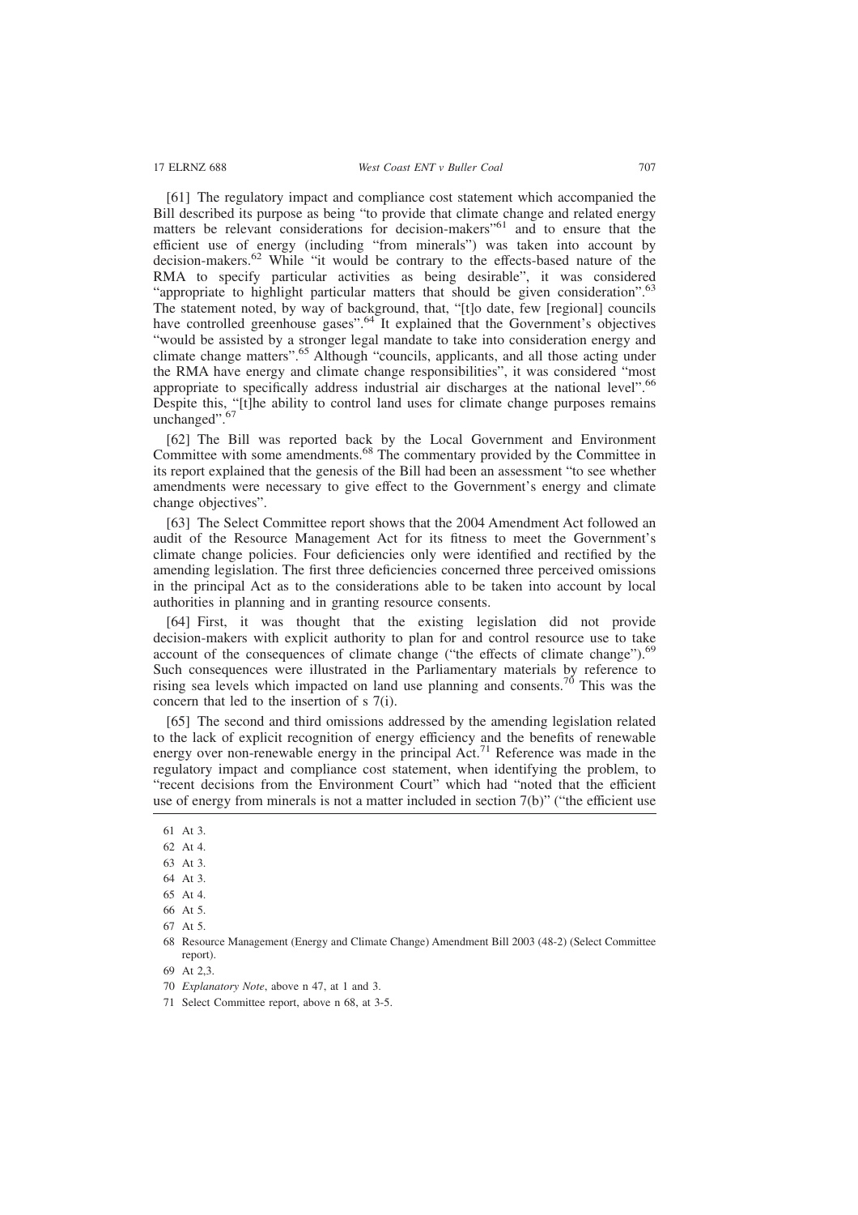[61] The regulatory impact and compliance cost statement which accompanied the Bill described its purpose as being "to provide that climate change and related energy matters be relevant considerations for decision-makers"[61] and to ensure that the efficient use of energy (including "from minerals") was taken into account by decision-makers.[62] While "it would be contrary to the effects-based nature of the RMA to specify particular activities as being desirable", it was considered "appropriate to highlight particular matters that should be given consideration".[63] The statement noted, by way of background, that, "[t]o date, few [regional] councils have controlled greenhouse gases".[64] It explained that the Government's objectives "would be assisted by a stronger legal mandate to take into consideration energy and climate change matters".[65] Although "councils, applicants, and all those acting under the RMA have energy and climate change responsibilities", it was considered "most appropriate to specifically address industrial air discharges at the national level".[66] Despite this, "[t]he ability to control land uses for climate change purposes remains unchanged".[67]

[62] The Bill was reported back by the Local Government and Environment Committee with some amendments.[68] The commentary provided by the Committee in its report explained that the genesis of the Bill had been an assessment "to see whether amendments were necessary to give effect to the Government's energy and climate change objectives".

[63] The Select Committee report shows that the 2004 Amendment Act followed an audit of the Resource Management Act for its fitness to meet the Government's climate change policies. Four deficiencies only were identified and rectified by the amending legislation. The first three deficiencies concerned three perceived omissions in the principal Act as to the considerations able to be taken into account by local authorities in planning and in granting resource consents.

[64] First, it was thought that the existing legislation did not provide decision-makers with explicit authority to plan for and control resource use to take account of the consequences of climate change ("the effects of climate change").[69] Such consequences were illustrated in the Parliamentary materials by reference to rising sea levels which impacted on land use planning and consents.[70] This was the concern that led to the insertion of s 7(i).

[65] The second and third omissions addressed by the amending legislation related to the lack of explicit recognition of energy efficiency and the benefits of renewable energy over non-renewable energy in the principal Act.[71] Reference was made in the regulatory impact and compliance cost statement, when identifying the problem, to "recent decisions from the Environment Court" which had "noted that the efficient use of energy from minerals is not a matter included in section 7(b)" ("the efficient use

---

61 At 3.

62 At 4.

63 At 3.

64 At 3.

65 At 4.

66 At 5.

67 At 5.

68 Resource Management (Energy and Climate Change) Amendment Bill 2003 (48-2) (Select Committee report).

69 At 2,3.

70 *Explanatory Note*, above n 47, at 1 and 3.

71 Select Committee report, above n 68, at 3-5.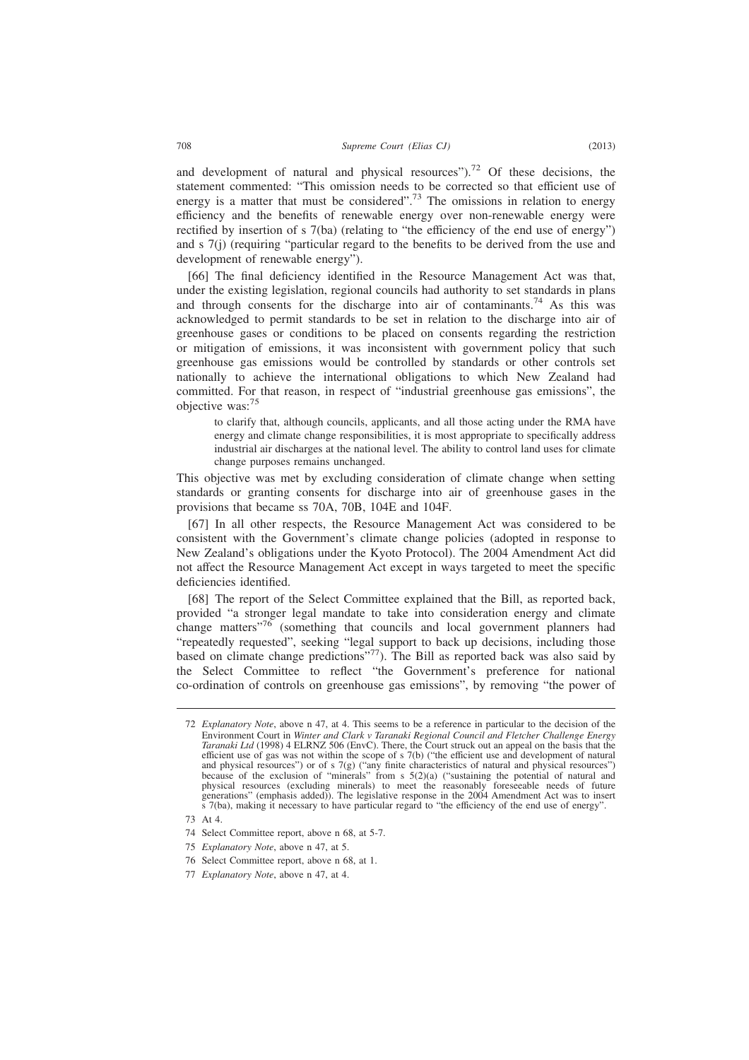and development of natural and physical resources").[72] Of these decisions, the statement commented: "This omission needs to be corrected so that efficient use of energy is a matter that must be considered".[73] The omissions in relation to energy efficiency and the benefits of renewable energy over non-renewable energy were rectified by insertion of s 7(ba) (relating to "the efficiency of the end use of energy") and s 7(j) (requiring "particular regard to the benefits to be derived from the use and development of renewable energy").

[66] The final deficiency identified in the Resource Management Act was that, under the existing legislation, regional councils had authority to set standards in plans and through consents for the discharge into air of contaminants.[74] As this was acknowledged to permit standards to be set in relation to the discharge into air of greenhouse gases or conditions to be placed on consents regarding the restriction or mitigation of emissions, it was inconsistent with government policy that such greenhouse gas emissions would be controlled by standards or other controls set nationally to achieve the international obligations to which New Zealand had committed. For that reason, in respect of "industrial greenhouse gas emissions", the objective was:[75]

> to clarify that, although councils, applicants, and all those acting under the RMA have energy and climate change responsibilities, it is most appropriate to specifically address industrial air discharges at the national level. The ability to control land uses for climate change purposes remains unchanged.

This objective was met by excluding consideration of climate change when setting standards or granting consents for discharge into air of greenhouse gases in the provisions that became ss 70A, 70B, 104E and 104F.

[67] In all other respects, the Resource Management Act was considered to be consistent with the Government's climate change policies (adopted in response to New Zealand's obligations under the Kyoto Protocol). The 2004 Amendment Act did not affect the Resource Management Act except in ways targeted to meet the specific deficiencies identified.

[68] The report of the Select Committee explained that the Bill, as reported back, provided "a stronger legal mandate to take into consideration energy and climate change matters"[76] (something that councils and local government planners had "repeatedly requested", seeking "legal support to back up decisions, including those based on climate change predictions"[77]). The Bill as reported back was also said by the Select Committee to reflect "the Government's preference for national co-ordination of controls on greenhouse gas emissions", by removing "the power of

---

72 *Explanatory Note*, above n 47, at 4. This seems to be a reference in particular to the decision of the Environment Court in *Winter and Clark v Taranaki Regional Council and Fletcher Challenge Energy Taranaki Ltd* (1998) 4 ELRNZ 506 (EnvC). There, the Court struck out an appeal on the basis that the efficient use of gas was not within the scope of s 7(b) ("the efficient use and development of natural and physical resources") or of s 7(g) ("any finite characteristics of natural and physical resources") because of the exclusion of "minerals" from s 5(2)(a) ("sustaining the potential of natural and physical resources (excluding minerals) to meet the reasonably foreseeable needs of future generations" (emphasis added)). The legislative response in the 2004 Amendment Act was to insert s 7(ba), making it necessary to have particular regard to "the efficiency of the end use of energy".

73 At 4.

74 Select Committee report, above n 68, at 5-7.

75 *Explanatory Note*, above n 47, at 5.

76 Select Committee report, above n 68, at 1.

77 *Explanatory Note*, above n 47, at 4.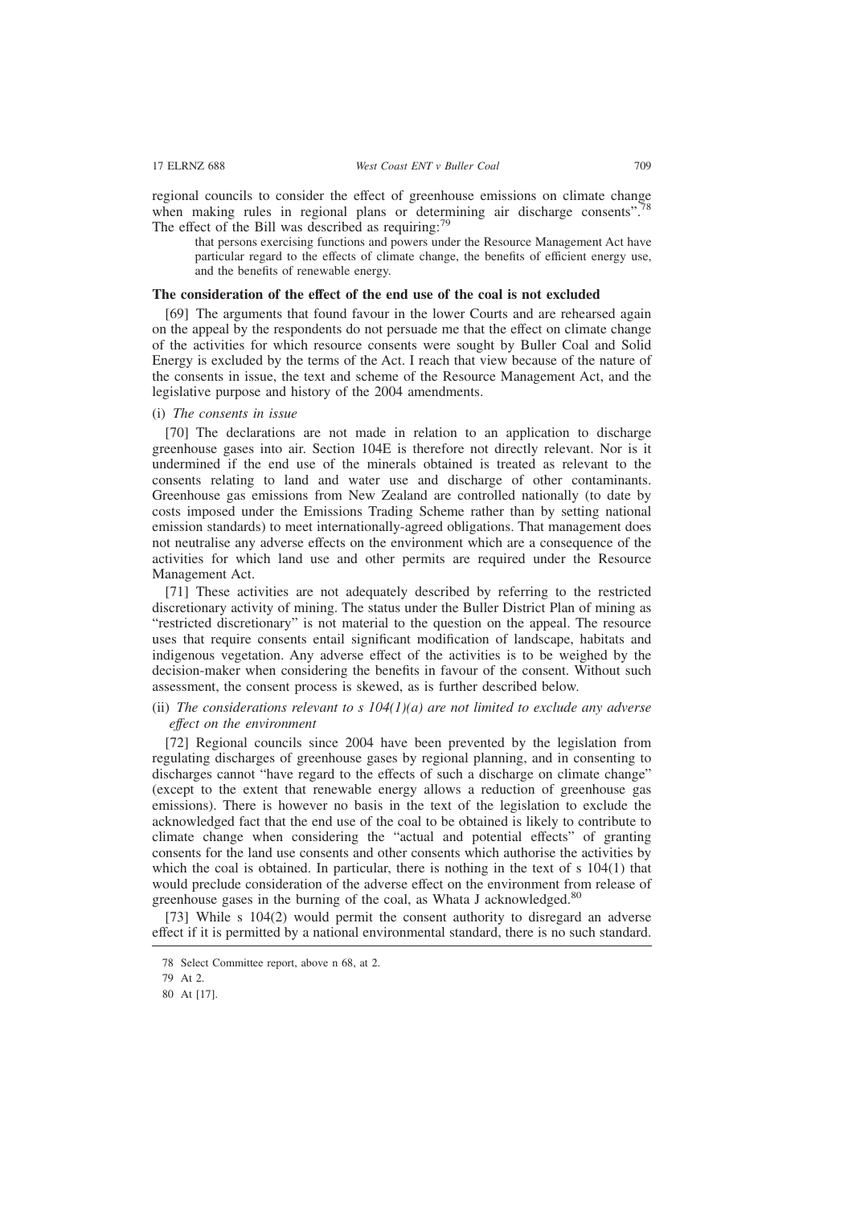regional councils to consider the effect of greenhouse emissions on climate change when making rules in regional plans or determining air discharge consents".[78] The effect of the Bill was described as requiring:[79]

> that persons exercising functions and powers under the Resource Management Act have particular regard to the effects of climate change, the benefits of efficient energy use, and the benefits of renewable energy.

**The consideration of the effect of the end use of the coal is not excluded**

[69] The arguments that found favour in the lower Courts and are rehearsed again on the appeal by the respondents do not persuade me that the effect on climate change of the activities for which resource consents were sought by Buller Coal and Solid Energy is excluded by the terms of the Act. I reach that view because of the nature of the consents in issue, the text and scheme of the Resource Management Act, and the legislative purpose and history of the 2004 amendments.

(i) *The consents in issue*

[70] The declarations are not made in relation to an application to discharge greenhouse gases into air. Section 104E is therefore not directly relevant. Nor is it undermined if the end use of the minerals obtained is treated as relevant to the consents relating to land and water use and discharge of other contaminants. Greenhouse gas emissions from New Zealand are controlled nationally (to date by costs imposed under the Emissions Trading Scheme rather than by setting national emission standards) to meet internationally-agreed obligations. That management does not neutralise any adverse effects on the environment which are a consequence of the activities for which land use and other permits are required under the Resource Management Act.

[71] These activities are not adequately described by referring to the restricted discretionary activity of mining. The status under the Buller District Plan of mining as "restricted discretionary" is not material to the question on the appeal. The resource uses that require consents entail significant modification of landscape, habitats and indigenous vegetation. Any adverse effect of the activities is to be weighed by the decision-maker when considering the benefits in favour of the consent. Without such assessment, the consent process is skewed, as is further described below.

(ii) *The considerations relevant to s 104(1)(a) are not limited to exclude any adverse effect on the environment*

[72] Regional councils since 2004 have been prevented by the legislation from regulating discharges of greenhouse gases by regional planning, and in consenting to discharges cannot "have regard to the effects of such a discharge on climate change" (except to the extent that renewable energy allows a reduction of greenhouse gas emissions). There is however no basis in the text of the legislation to exclude the acknowledged fact that the end use of the coal to be obtained is likely to contribute to climate change when considering the "actual and potential effects" of granting consents for the land use consents and other consents which authorise the activities by which the coal is obtained. In particular, there is nothing in the text of s 104(1) that would preclude consideration of the adverse effect on the environment from release of greenhouse gases in the burning of the coal, as Whata J acknowledged.[80]

[73] While s 104(2) would permit the consent authority to disregard an adverse effect if it is permitted by a national environmental standard, there is no such standard.

78 Select Committee report, above n 68, at 2.

79 At 2.

80 At [17].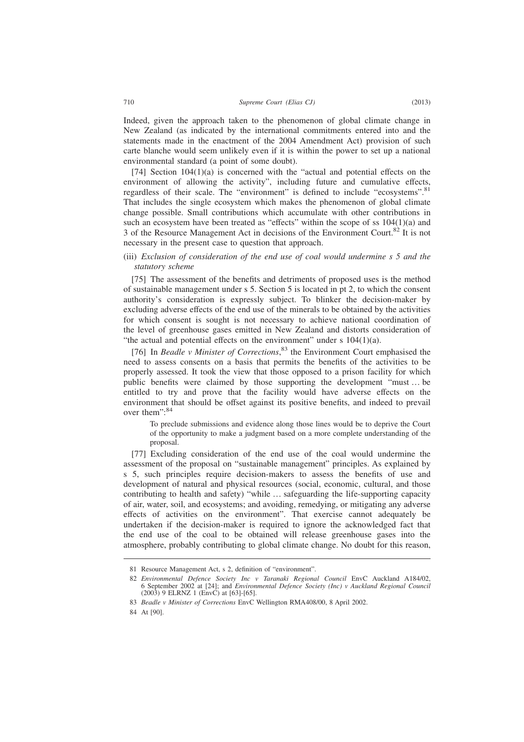Indeed, given the approach taken to the phenomenon of global climate change in New Zealand (as indicated by the international commitments entered into and the statements made in the enactment of the 2004 Amendment Act) provision of such carte blanche would seem unlikely even if it is within the power to set up a national environmental standard (a point of some doubt).

[74] Section 104(1)(a) is concerned with the "actual and potential effects on the environment of allowing the activity", including future and cumulative effects, regardless of their scale. The "environment" is defined to include "ecosystems".[81] That includes the single ecosystem which makes the phenomenon of global climate change possible. Small contributions which accumulate with other contributions in such an ecosystem have been treated as "effects" within the scope of ss 104(1)(a) and 3 of the Resource Management Act in decisions of the Environment Court.[82] It is not necessary in the present case to question that approach.

(iii) *Exclusion of consideration of the end use of coal would undermine s 5 and the statutory scheme*

[75] The assessment of the benefits and detriments of proposed uses is the method of sustainable management under s 5. Section 5 is located in pt 2, to which the consent authority's consideration is expressly subject. To blinker the decision-maker by excluding adverse effects of the end use of the minerals to be obtained by the activities for which consent is sought is not necessary to achieve national coordination of the level of greenhouse gases emitted in New Zealand and distorts consideration of "the actual and potential effects on the environment" under s 104(1)(a).

[76] In *Beadle v Minister of Corrections*,[83] the Environment Court emphasised the need to assess consents on a basis that permits the benefits of the activities to be properly assessed. It took the view that those opposed to a prison facility for which public benefits were claimed by those supporting the development "must … be entitled to try and prove that the facility would have adverse effects on the environment that should be offset against its positive benefits, and indeed to prevail over them":[84]

> To preclude submissions and evidence along those lines would be to deprive the Court of the opportunity to make a judgment based on a more complete understanding of the proposal.

[77] Excluding consideration of the end use of the coal would undermine the assessment of the proposal on "sustainable management" principles. As explained by s 5, such principles require decision-makers to assess the benefits of use and development of natural and physical resources (social, economic, cultural, and those contributing to health and safety) "while … safeguarding the life-supporting capacity of air, water, soil, and ecosystems; and avoiding, remedying, or mitigating any adverse effects of activities on the environment". That exercise cannot adequately be undertaken if the decision-maker is required to ignore the acknowledged fact that the end use of the coal to be obtained will release greenhouse gases into the atmosphere, probably contributing to global climate change. No doubt for this reason,

---

81 Resource Management Act, s 2, definition of "environment".

82 *Environmental Defence Society Inc v Taranaki Regional Council* EnvC Auckland A184/02, 6 September 2002 at [24]; and *Environmental Defence Society (Inc) v Auckland Regional Council* (2003) 9 ELRNZ 1 (EnvC) at [63]-[65].

83 *Beadle v Minister of Corrections* EnvC Wellington RMA408/00, 8 April 2002.

84 At [90].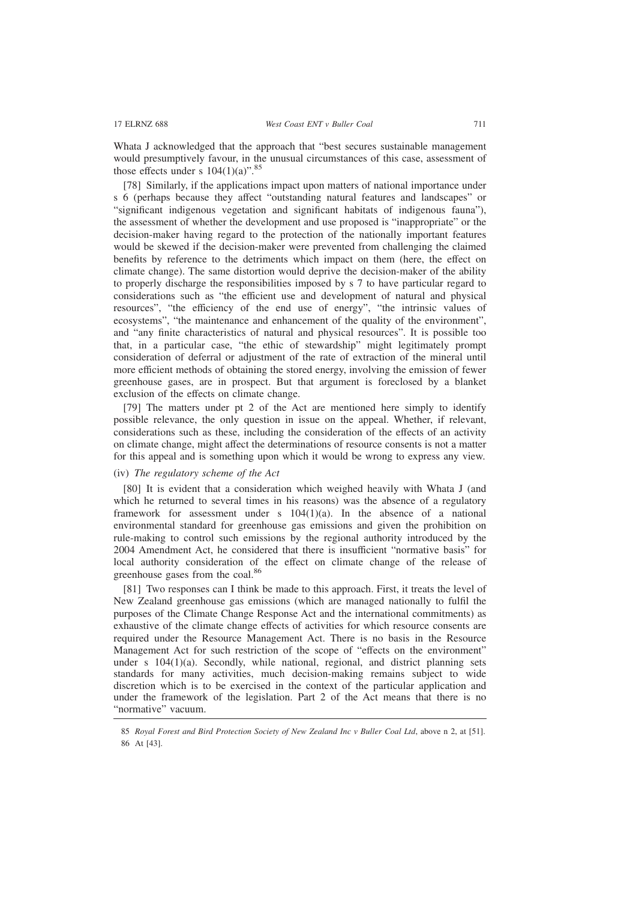Whata J acknowledged that the approach that "best secures sustainable management would presumptively favour, in the unusual circumstances of this case, assessment of those effects under s 104(1)(a)".[85]

[78] Similarly, if the applications impact upon matters of national importance under s 6 (perhaps because they affect "outstanding natural features and landscapes" or "significant indigenous vegetation and significant habitats of indigenous fauna"), the assessment of whether the development and use proposed is "inappropriate" or the decision-maker having regard to the protection of the nationally important features would be skewed if the decision-maker were prevented from challenging the claimed benefits by reference to the detriments which impact on them (here, the effect on climate change). The same distortion would deprive the decision-maker of the ability to properly discharge the responsibilities imposed by s 7 to have particular regard to considerations such as "the efficient use and development of natural and physical resources", "the efficiency of the end use of energy", "the intrinsic values of ecosystems", "the maintenance and enhancement of the quality of the environment", and "any finite characteristics of natural and physical resources". It is possible too that, in a particular case, "the ethic of stewardship" might legitimately prompt consideration of deferral or adjustment of the rate of extraction of the mineral until more efficient methods of obtaining the stored energy, involving the emission of fewer greenhouse gases, are in prospect. But that argument is foreclosed by a blanket exclusion of the effects on climate change.

[79] The matters under pt 2 of the Act are mentioned here simply to identify possible relevance, the only question in issue on the appeal. Whether, if relevant, considerations such as these, including the consideration of the effects of an activity on climate change, might affect the determinations of resource consents is not a matter for this appeal and is something upon which it would be wrong to express any view.

(iv) *The regulatory scheme of the Act*

[80] It is evident that a consideration which weighed heavily with Whata J (and which he returned to several times in his reasons) was the absence of a regulatory framework for assessment under s 104(1)(a). In the absence of a national environmental standard for greenhouse gas emissions and given the prohibition on rule-making to control such emissions by the regional authority introduced by the 2004 Amendment Act, he considered that there is insufficient "normative basis" for local authority consideration of the effect on climate change of the release of greenhouse gases from the coal.[86]

[81] Two responses can I think be made to this approach. First, it treats the level of New Zealand greenhouse gas emissions (which are managed nationally to fulfil the purposes of the Climate Change Response Act and the international commitments) as exhaustive of the climate change effects of activities for which resource consents are required under the Resource Management Act. There is no basis in the Resource Management Act for such restriction of the scope of "effects on the environment" under s 104(1)(a). Secondly, while national, regional, and district planning sets standards for many activities, much decision-making remains subject to wide discretion which is to be exercised in the context of the particular application and under the framework of the legislation. Part 2 of the Act means that there is no "normative" vacuum.

85 *Royal Forest and Bird Protection Society of New Zealand Inc v Buller Coal Ltd*, above n 2, at [51].

86 At [43].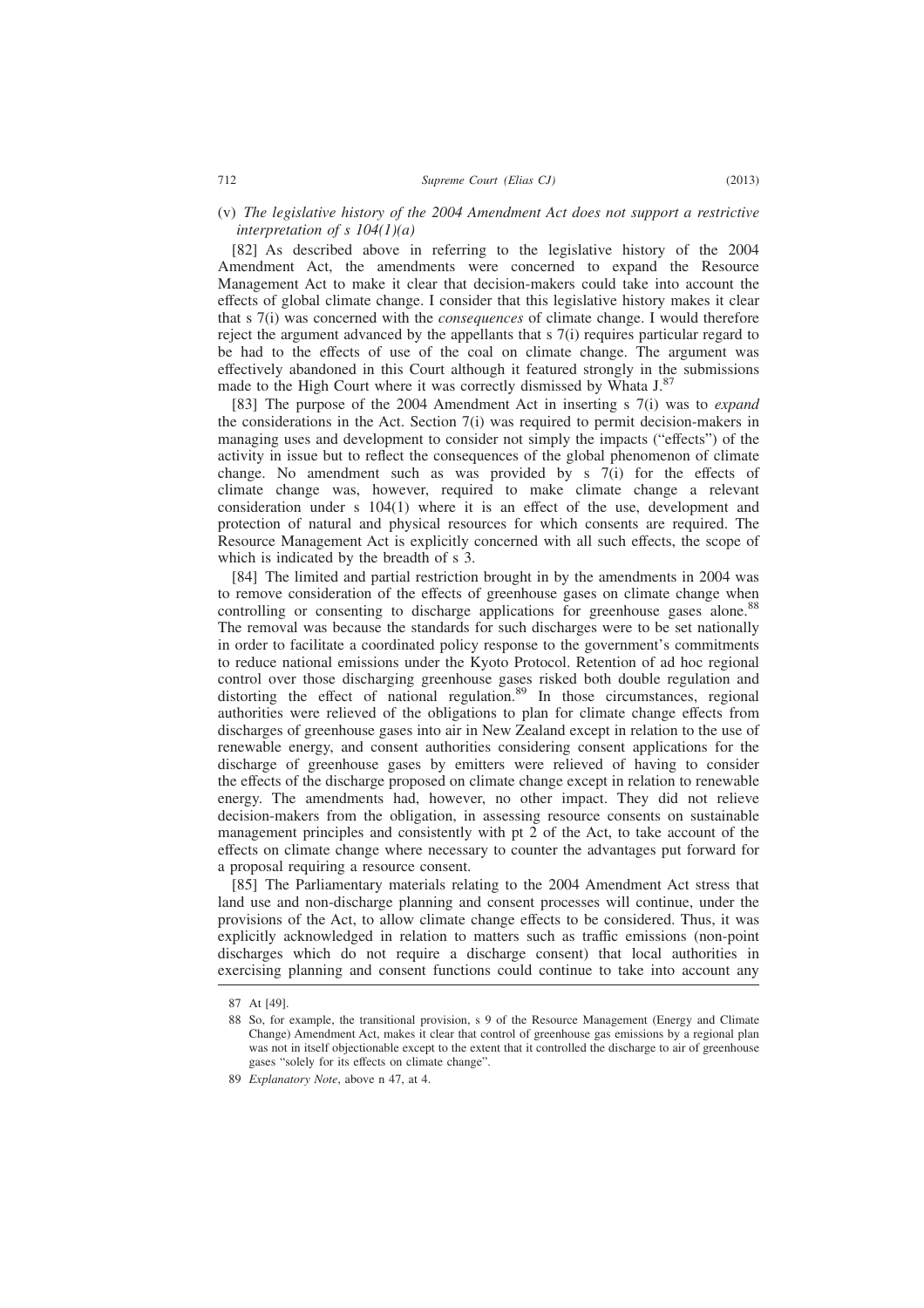(v) *The legislative history of the 2004 Amendment Act does not support a restrictive interpretation of s 104(1)(a)*

[82] As described above in referring to the legislative history of the 2004 Amendment Act, the amendments were concerned to expand the Resource Management Act to make it clear that decision-makers could take into account the effects of global climate change. I consider that this legislative history makes it clear that s 7(i) was concerned with the *consequences* of climate change. I would therefore reject the argument advanced by the appellants that s 7(i) requires particular regard to be had to the effects of use of the coal on climate change. The argument was effectively abandoned in this Court although it featured strongly in the submissions made to the High Court where it was correctly dismissed by Whata J.[87]

[83] The purpose of the 2004 Amendment Act in inserting s 7(i) was to *expand* the considerations in the Act. Section 7(i) was required to permit decision-makers in managing uses and development to consider not simply the impacts ("effects") of the activity in issue but to reflect the consequences of the global phenomenon of climate change. No amendment such as was provided by s 7(i) for the effects of climate change was, however, required to make climate change a relevant consideration under s 104(1) where it is an effect of the use, development and protection of natural and physical resources for which consents are required. The Resource Management Act is explicitly concerned with all such effects, the scope of which is indicated by the breadth of s 3.

[84] The limited and partial restriction brought in by the amendments in 2004 was to remove consideration of the effects of greenhouse gases on climate change when controlling or consenting to discharge applications for greenhouse gases alone.[88] The removal was because the standards for such discharges were to be set nationally in order to facilitate a coordinated policy response to the government's commitments to reduce national emissions under the Kyoto Protocol. Retention of ad hoc regional control over those discharging greenhouse gases risked both double regulation and distorting the effect of national regulation.[89] In those circumstances, regional authorities were relieved of the obligations to plan for climate change effects from discharges of greenhouse gases into air in New Zealand except in relation to the use of renewable energy, and consent authorities considering consent applications for the discharge of greenhouse gases by emitters were relieved of having to consider the effects of the discharge proposed on climate change except in relation to renewable energy. The amendments had, however, no other impact. They did not relieve decision-makers from the obligation, in assessing resource consents on sustainable management principles and consistently with pt 2 of the Act, to take account of the effects on climate change where necessary to counter the advantages put forward for a proposal requiring a resource consent.

[85] The Parliamentary materials relating to the 2004 Amendment Act stress that land use and non-discharge planning and consent processes will continue, under the provisions of the Act, to allow climate change effects to be considered. Thus, it was explicitly acknowledged in relation to matters such as traffic emissions (non-point discharges which do not require a discharge consent) that local authorities in exercising planning and consent functions could continue to take into account any

---

87 At [49].

88 So, for example, the transitional provision, s 9 of the Resource Management (Energy and Climate Change) Amendment Act, makes it clear that control of greenhouse gas emissions by a regional plan was not in itself objectionable except to the extent that it controlled the discharge to air of greenhouse gases "solely for its effects on climate change".

89 *Explanatory Note*, above n 47, at 4.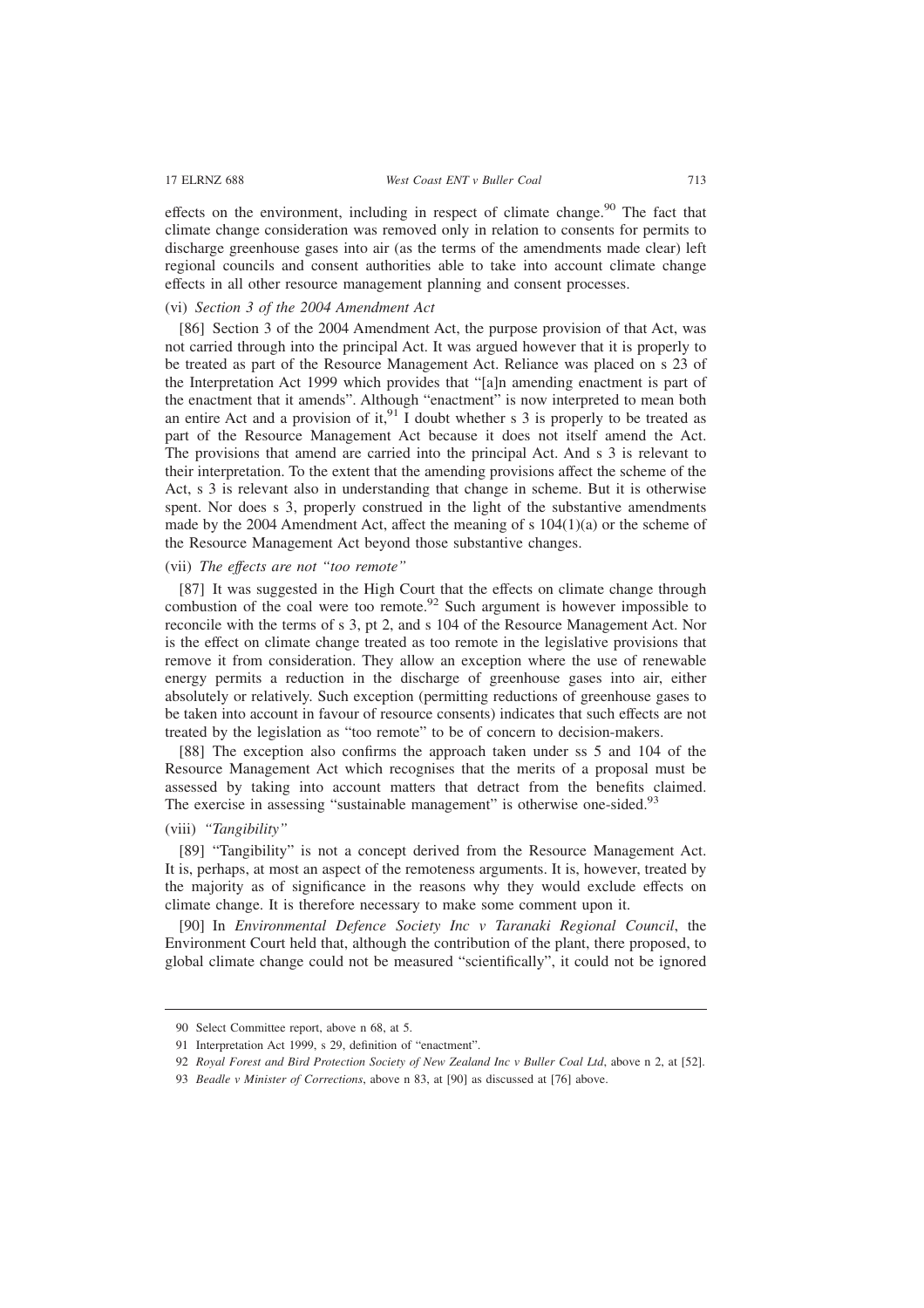effects on the environment, including in respect of climate change.[90] The fact that climate change consideration was removed only in relation to consents for permits to discharge greenhouse gases into air (as the terms of the amendments made clear) left regional councils and consent authorities able to take into account climate change effects in all other resource management planning and consent processes.

(vi) *Section 3 of the 2004 Amendment Act*

[86] Section 3 of the 2004 Amendment Act, the purpose provision of that Act, was not carried through into the principal Act. It was argued however that it is properly to be treated as part of the Resource Management Act. Reliance was placed on s 23 of the Interpretation Act 1999 which provides that "[a]n amending enactment is part of the enactment that it amends". Although "enactment" is now interpreted to mean both an entire Act and a provision of it,[91] I doubt whether s 3 is properly to be treated as part of the Resource Management Act because it does not itself amend the Act. The provisions that amend are carried into the principal Act. And s 3 is relevant to their interpretation. To the extent that the amending provisions affect the scheme of the Act, s 3 is relevant also in understanding that change in scheme. But it is otherwise spent. Nor does s 3, properly construed in the light of the substantive amendments made by the 2004 Amendment Act, affect the meaning of s 104(1)(a) or the scheme of the Resource Management Act beyond those substantive changes.

(vii) *The effects are not "too remote"*

[87] It was suggested in the High Court that the effects on climate change through combustion of the coal were too remote.[92] Such argument is however impossible to reconcile with the terms of s 3, pt 2, and s 104 of the Resource Management Act. Nor is the effect on climate change treated as too remote in the legislative provisions that remove it from consideration. They allow an exception where the use of renewable energy permits a reduction in the discharge of greenhouse gases into air, either absolutely or relatively. Such exception (permitting reductions of greenhouse gases to be taken into account in favour of resource consents) indicates that such effects are not treated by the legislation as "too remote" to be of concern to decision-makers.

[88] The exception also confirms the approach taken under ss 5 and 104 of the Resource Management Act which recognises that the merits of a proposal must be assessed by taking into account matters that detract from the benefits claimed. The exercise in assessing "sustainable management" is otherwise one-sided.[93]

(viii) *"Tangibility"*

[89] "Tangibility" is not a concept derived from the Resource Management Act. It is, perhaps, at most an aspect of the remoteness arguments. It is, however, treated by the majority as of significance in the reasons why they would exclude effects on climate change. It is therefore necessary to make some comment upon it.

[90] In *Environmental Defence Society Inc v Taranaki Regional Council*, the Environment Court held that, although the contribution of the plant, there proposed, to global climate change could not be measured "scientifically", it could not be ignored

---

90 Select Committee report, above n 68, at 5.

91 Interpretation Act 1999, s 29, definition of "enactment".

92 *Royal Forest and Bird Protection Society of New Zealand Inc v Buller Coal Ltd*, above n 2, at [52].

93 *Beadle v Minister of Corrections*, above n 83, at [90] as discussed at [76] above.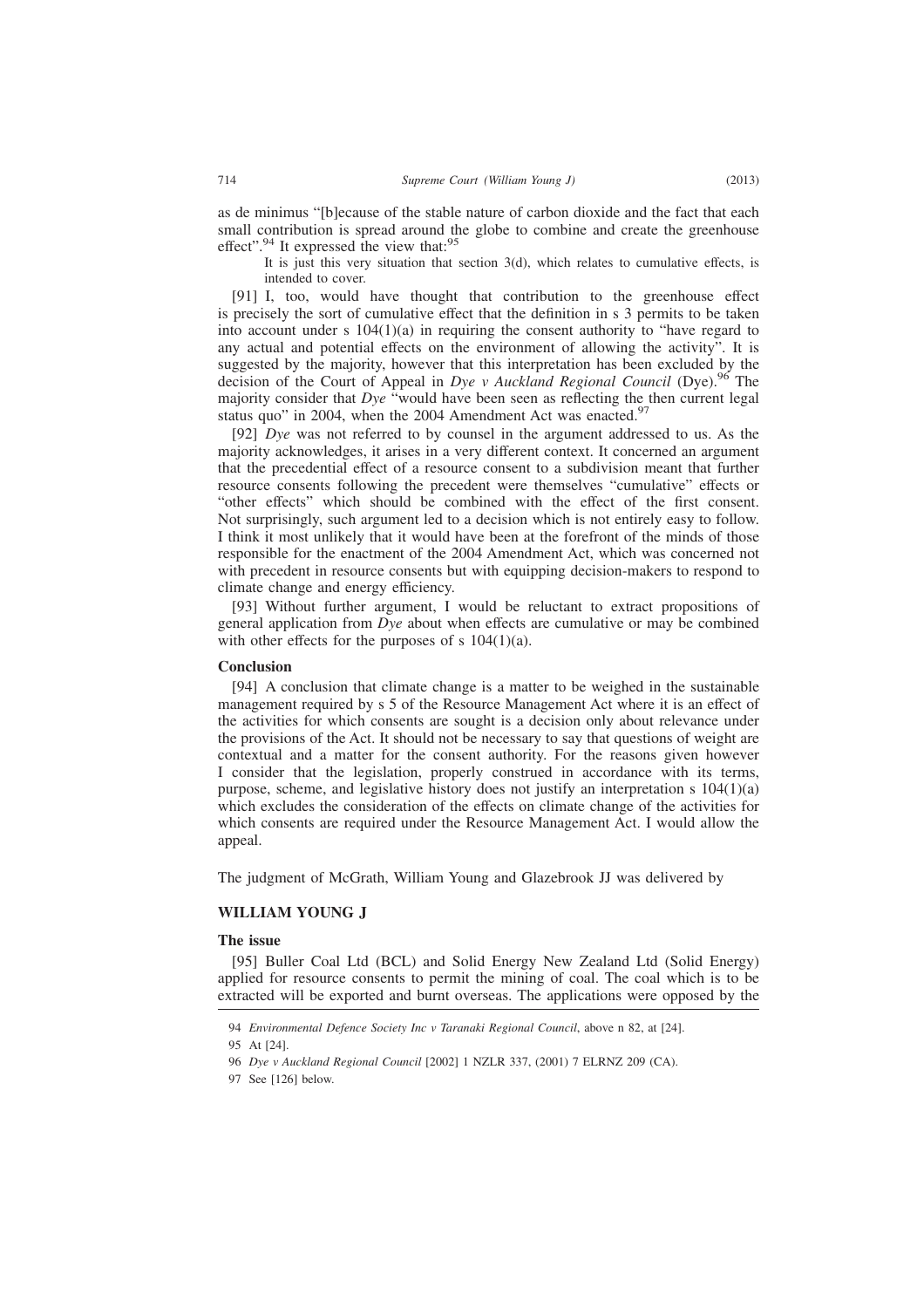as de minimus "[b]ecause of the stable nature of carbon dioxide and the fact that each small contribution is spread around the globe to combine and create the greenhouse effect".[94] It expressed the view that:[95]

> It is just this very situation that section 3(d), which relates to cumulative effects, is intended to cover.

[91] I, too, would have thought that contribution to the greenhouse effect is precisely the sort of cumulative effect that the definition in s 3 permits to be taken into account under s 104(1)(a) in requiring the consent authority to "have regard to any actual and potential effects on the environment of allowing the activity". It is suggested by the majority, however that this interpretation has been excluded by the decision of the Court of Appeal in *Dye v Auckland Regional Council* (Dye).[96] The majority consider that *Dye* "would have been seen as reflecting the then current legal status quo" in 2004, when the 2004 Amendment Act was enacted.[97]

[92] *Dye* was not referred to by counsel in the argument addressed to us. As the majority acknowledges, it arises in a very different context. It concerned an argument that the precedential effect of a resource consent to a subdivision meant that further resource consents following the precedent were themselves "cumulative" effects or "other effects" which should be combined with the effect of the first consent. Not surprisingly, such argument led to a decision which is not entirely easy to follow. I think it most unlikely that it would have been at the forefront of the minds of those responsible for the enactment of the 2004 Amendment Act, which was concerned not with precedent in resource consents but with equipping decision-makers to respond to climate change and energy efficiency.

[93] Without further argument, I would be reluctant to extract propositions of general application from *Dye* about when effects are cumulative or may be combined with other effects for the purposes of s 104(1)(a).

**Conclusion**

[94] A conclusion that climate change is a matter to be weighed in the sustainable management required by s 5 of the Resource Management Act where it is an effect of the activities for which consents are sought is a decision only about relevance under the provisions of the Act. It should not be necessary to say that questions of weight are contextual and a matter for the consent authority. For the reasons given however I consider that the legislation, properly construed in accordance with its terms, purpose, scheme, and legislative history does not justify an interpretation s 104(1)(a) which excludes the consideration of the effects on climate change of the activities for which consents are required under the Resource Management Act. I would allow the appeal.

The judgment of McGrath, William Young and Glazebrook JJ was delivered by

## WILLIAM YOUNG J

**The issue**

[95] Buller Coal Ltd (BCL) and Solid Energy New Zealand Ltd (Solid Energy) applied for resource consents to permit the mining of coal. The coal which is to be extracted will be exported and burnt overseas. The applications were opposed by the

---

94 *Environmental Defence Society Inc v Taranaki Regional Council*, above n 82, at [24].

95 At [24].

96 *Dye v Auckland Regional Council* [2002] 1 NZLR 337, (2001) 7 ELRNZ 209 (CA).

97 See [126] below.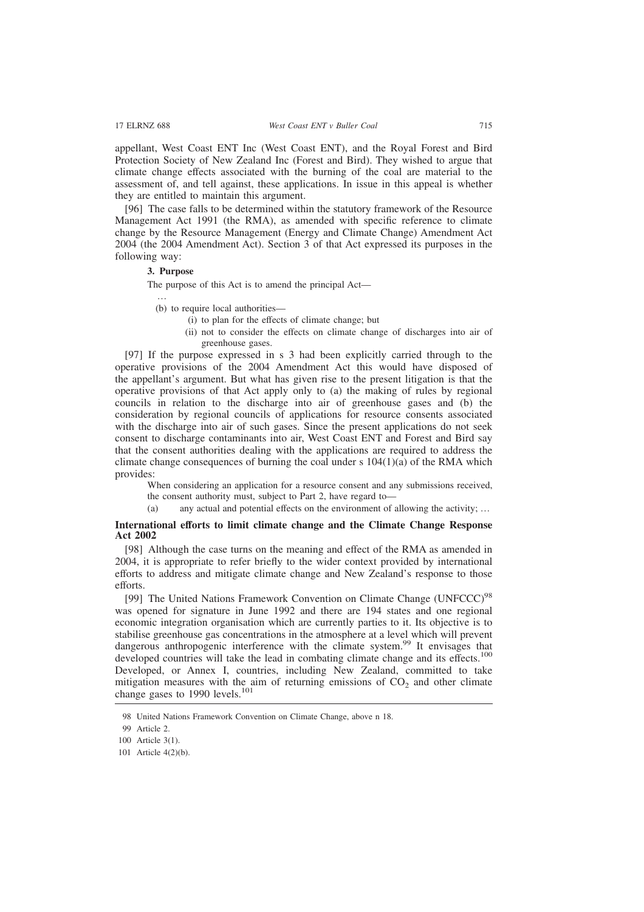appellant, West Coast ENT Inc (West Coast ENT), and the Royal Forest and Bird Protection Society of New Zealand Inc (Forest and Bird). They wished to argue that climate change effects associated with the burning of the coal are material to the assessment of, and tell against, these applications. In issue in this appeal is whether they are entitled to maintain this argument.

[96] The case falls to be determined within the statutory framework of the Resource Management Act 1991 (the RMA), as amended with specific reference to climate change by the Resource Management (Energy and Climate Change) Amendment Act 2004 (the 2004 Amendment Act). Section 3 of that Act expressed its purposes in the following way:

> **3. Purpose**
>
> The purpose of this Act is to amend the principal Act—
>
> …
>
> (b) to require local authorities—
>
> (i) to plan for the effects of climate change; but
>
> (ii) not to consider the effects on climate change of discharges into air of greenhouse gases.

[97] If the purpose expressed in s 3 had been explicitly carried through to the operative provisions of the 2004 Amendment Act this would have disposed of the appellant's argument. But what has given rise to the present litigation is that the operative provisions of that Act apply only to (a) the making of rules by regional councils in relation to the discharge into air of greenhouse gases and (b) the consideration by regional councils of applications for resource consents associated with the discharge into air of such gases. Since the present applications do not seek consent to discharge contaminants into air, West Coast ENT and Forest and Bird say that the consent authorities dealing with the applications are required to address the climate change consequences of burning the coal under s 104(1)(a) of the RMA which provides:

> When considering an application for a resource consent and any submissions received, the consent authority must, subject to Part 2, have regard to—
>
> (a) any actual and potential effects on the environment of allowing the activity; …

## International efforts to limit climate change and the Climate Change Response Act 2002

[98] Although the case turns on the meaning and effect of the RMA as amended in 2004, it is appropriate to refer briefly to the wider context provided by international efforts to address and mitigate climate change and New Zealand's response to those efforts.

[99] The United Nations Framework Convention on Climate Change (UNFCCC)[98] was opened for signature in June 1992 and there are 194 states and one regional economic integration organisation which are currently parties to it. Its objective is to stabilise greenhouse gas concentrations in the atmosphere at a level which will prevent dangerous anthropogenic interference with the climate system.[99] It envisages that developed countries will take the lead in combating climate change and its effects.[100] Developed, or Annex I, countries, including New Zealand, committed to take mitigation measures with the aim of returning emissions of $CO_2$ and other climate change gases to 1990 levels.[101]

---

98 United Nations Framework Convention on Climate Change, above n 18.

99 Article 2.

100 Article 3(1).

101 Article 4(2)(b).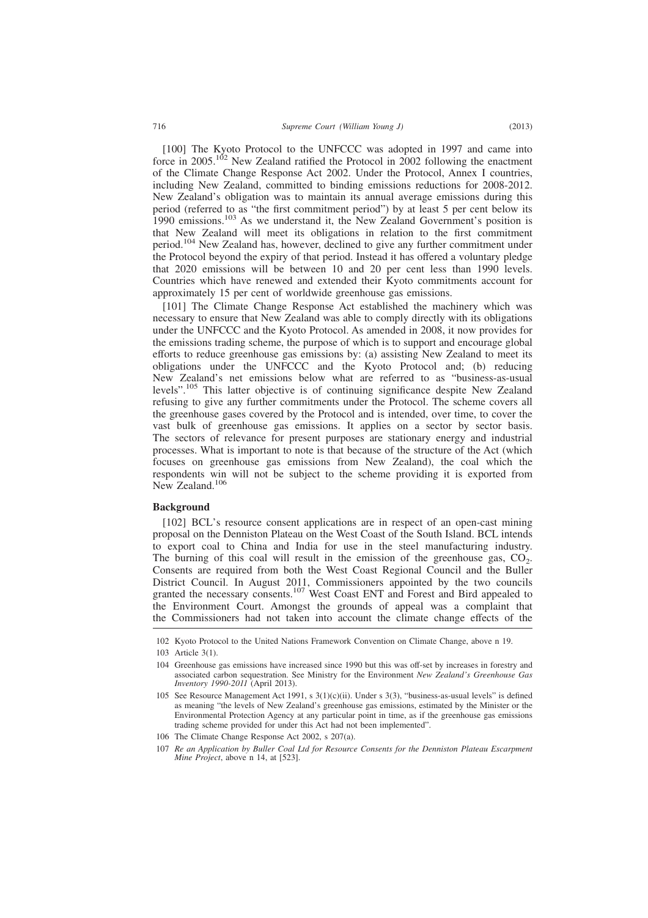[100] The Kyoto Protocol to the UNFCCC was adopted in 1997 and came into force in 2005.[102] New Zealand ratified the Protocol in 2002 following the enactment of the Climate Change Response Act 2002. Under the Protocol, Annex I countries, including New Zealand, committed to binding emissions reductions for 2008-2012. New Zealand's obligation was to maintain its annual average emissions during this period (referred to as "the first commitment period") by at least 5 per cent below its 1990 emissions.[103] As we understand it, the New Zealand Government's position is that New Zealand will meet its obligations in relation to the first commitment period.[104] New Zealand has, however, declined to give any further commitment under the Protocol beyond the expiry of that period. Instead it has offered a voluntary pledge that 2020 emissions will be between 10 and 20 per cent less than 1990 levels. Countries which have renewed and extended their Kyoto commitments account for approximately 15 per cent of worldwide greenhouse gas emissions.

[101] The Climate Change Response Act established the machinery which was necessary to ensure that New Zealand was able to comply directly with its obligations under the UNFCCC and the Kyoto Protocol. As amended in 2008, it now provides for the emissions trading scheme, the purpose of which is to support and encourage global efforts to reduce greenhouse gas emissions by: (a) assisting New Zealand to meet its obligations under the UNFCCC and the Kyoto Protocol and; (b) reducing New Zealand's net emissions below what are referred to as "business-as-usual levels".[105] This latter objective is of continuing significance despite New Zealand refusing to give any further commitments under the Protocol. The scheme covers all the greenhouse gases covered by the Protocol and is intended, over time, to cover the vast bulk of greenhouse gas emissions. It applies on a sector by sector basis. The sectors of relevance for present purposes are stationary energy and industrial processes. What is important to note is that because of the structure of the Act (which focuses on greenhouse gas emissions from New Zealand), the coal which the respondents win will not be subject to the scheme providing it is exported from New Zealand.[106]

**Background**

[102] BCL's resource consent applications are in respect of an open-cast mining proposal on the Denniston Plateau on the West Coast of the South Island. BCL intends to export coal to China and India for use in the steel manufacturing industry. The burning of this coal will result in the emission of the greenhouse gas, $CO_2$. Consents are required from both the West Coast Regional Council and the Buller District Council. In August 2011, Commissioners appointed by the two councils granted the necessary consents.[107] West Coast ENT and Forest and Bird appealed to the Environment Court. Amongst the grounds of appeal was a complaint that the Commissioners had not taken into account the climate change effects of the

---

102 Kyoto Protocol to the United Nations Framework Convention on Climate Change, above n 19.

103 Article 3(1).

104 Greenhouse gas emissions have increased since 1990 but this was off-set by increases in forestry and associated carbon sequestration. See Ministry for the Environment *New Zealand's Greenhouse Gas Inventory 1990-2011* (April 2013).

105 See Resource Management Act 1991, s 3(1)(c)(ii). Under s 3(3), "business-as-usual levels" is defined as meaning "the levels of New Zealand's greenhouse gas emissions, estimated by the Minister or the Environmental Protection Agency at any particular point in time, as if the greenhouse gas emissions trading scheme provided for under this Act had not been implemented".

106 The Climate Change Response Act 2002, s 207(a).

107 *Re an Application by Buller Coal Ltd for Resource Consents for the Denniston Plateau Escarpment Mine Project*, above n 14, at [523].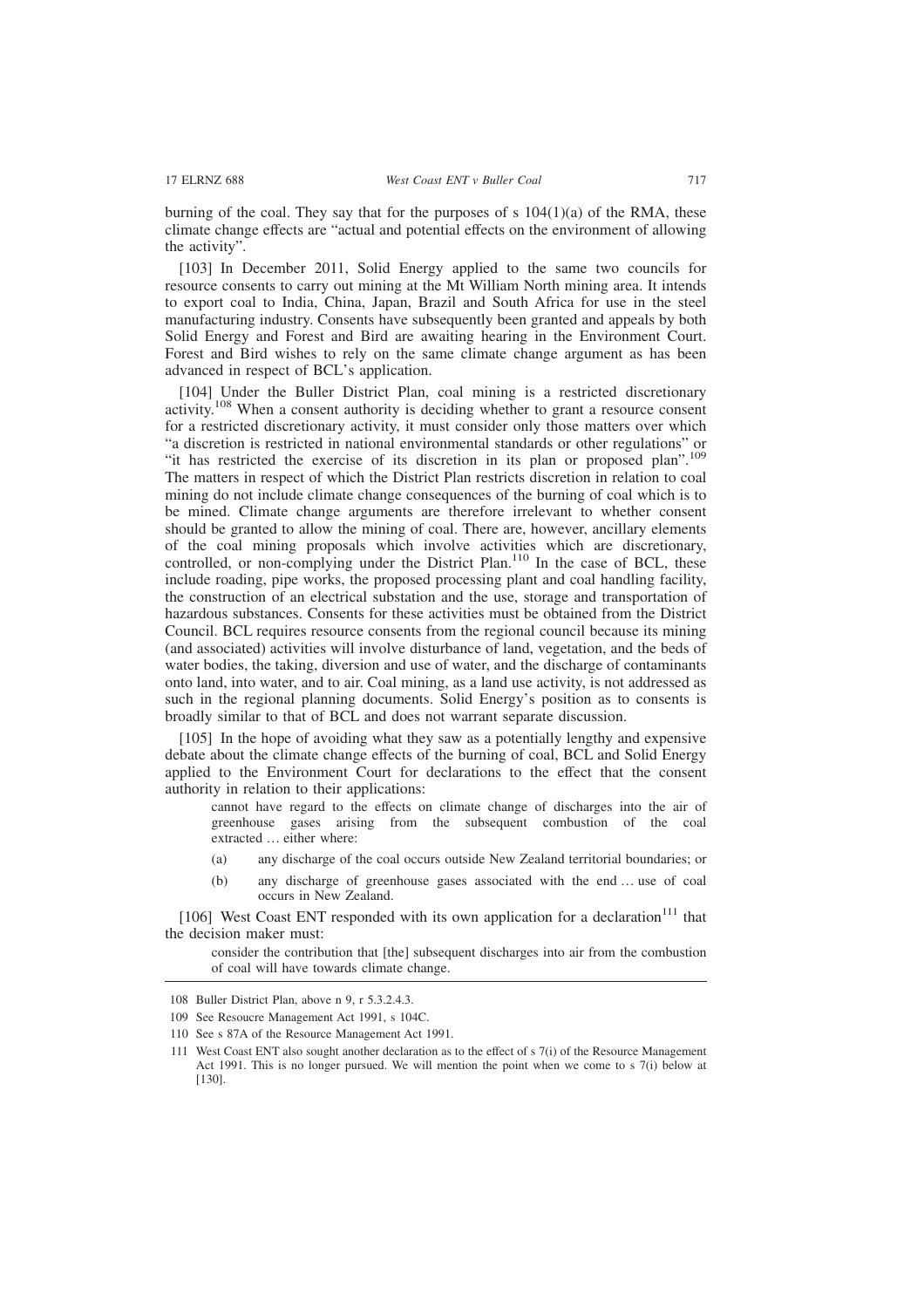burning of the coal. They say that for the purposes of s 104(1)(a) of the RMA, these climate change effects are "actual and potential effects on the environment of allowing the activity".

[103] In December 2011, Solid Energy applied to the same two councils for resource consents to carry out mining at the Mt William North mining area. It intends to export coal to India, China, Japan, Brazil and South Africa for use in the steel manufacturing industry. Consents have subsequently been granted and appeals by both Solid Energy and Forest and Bird are awaiting hearing in the Environment Court. Forest and Bird wishes to rely on the same climate change argument as has been advanced in respect of BCL's application.

[104] Under the Buller District Plan, coal mining is a restricted discretionary activity.[108] When a consent authority is deciding whether to grant a resource consent for a restricted discretionary activity, it must consider only those matters over which "a discretion is restricted in national environmental standards or other regulations" or "it has restricted the exercise of its discretion in its plan or proposed plan".[109] The matters in respect of which the District Plan restricts discretion in relation to coal mining do not include climate change consequences of the burning of coal which is to be mined. Climate change arguments are therefore irrelevant to whether consent should be granted to allow the mining of coal. There are, however, ancillary elements of the coal mining proposals which involve activities which are discretionary, controlled, or non-complying under the District Plan.[110] In the case of BCL, these include roading, pipe works, the proposed processing plant and coal handling facility, the construction of an electrical substation and the use, storage and transportation of hazardous substances. Consents for these activities must be obtained from the District Council. BCL requires resource consents from the regional council because its mining (and associated) activities will involve disturbance of land, vegetation, and the beds of water bodies, the taking, diversion and use of water, and the discharge of contaminants onto land, into water, and to air. Coal mining, as a land use activity, is not addressed as such in the regional planning documents. Solid Energy's position as to consents is broadly similar to that of BCL and does not warrant separate discussion.

[105] In the hope of avoiding what they saw as a potentially lengthy and expensive debate about the climate change effects of the burning of coal, BCL and Solid Energy applied to the Environment Court for declarations to the effect that the consent authority in relation to their applications:

> cannot have regard to the effects on climate change of discharges into the air of greenhouse gases arising from the subsequent combustion of the coal extracted … either where:
>
> (a) any discharge of the coal occurs outside New Zealand territorial boundaries; or
>
> (b) any discharge of greenhouse gases associated with the end … use of coal occurs in New Zealand.

[106] West Coast ENT responded with its own application for a declaration[111] that the decision maker must:

> consider the contribution that [the] subsequent discharges into air from the combustion of coal will have towards climate change.

---

108 Buller District Plan, above n 9, r 5.3.2.4.3.

109 See Resoucre Management Act 1991, s 104C.

110 See s 87A of the Resource Management Act 1991.

111 West Coast ENT also sought another declaration as to the effect of s 7(i) of the Resource Management Act 1991. This is no longer pursued. We will mention the point when we come to s 7(i) below at [130].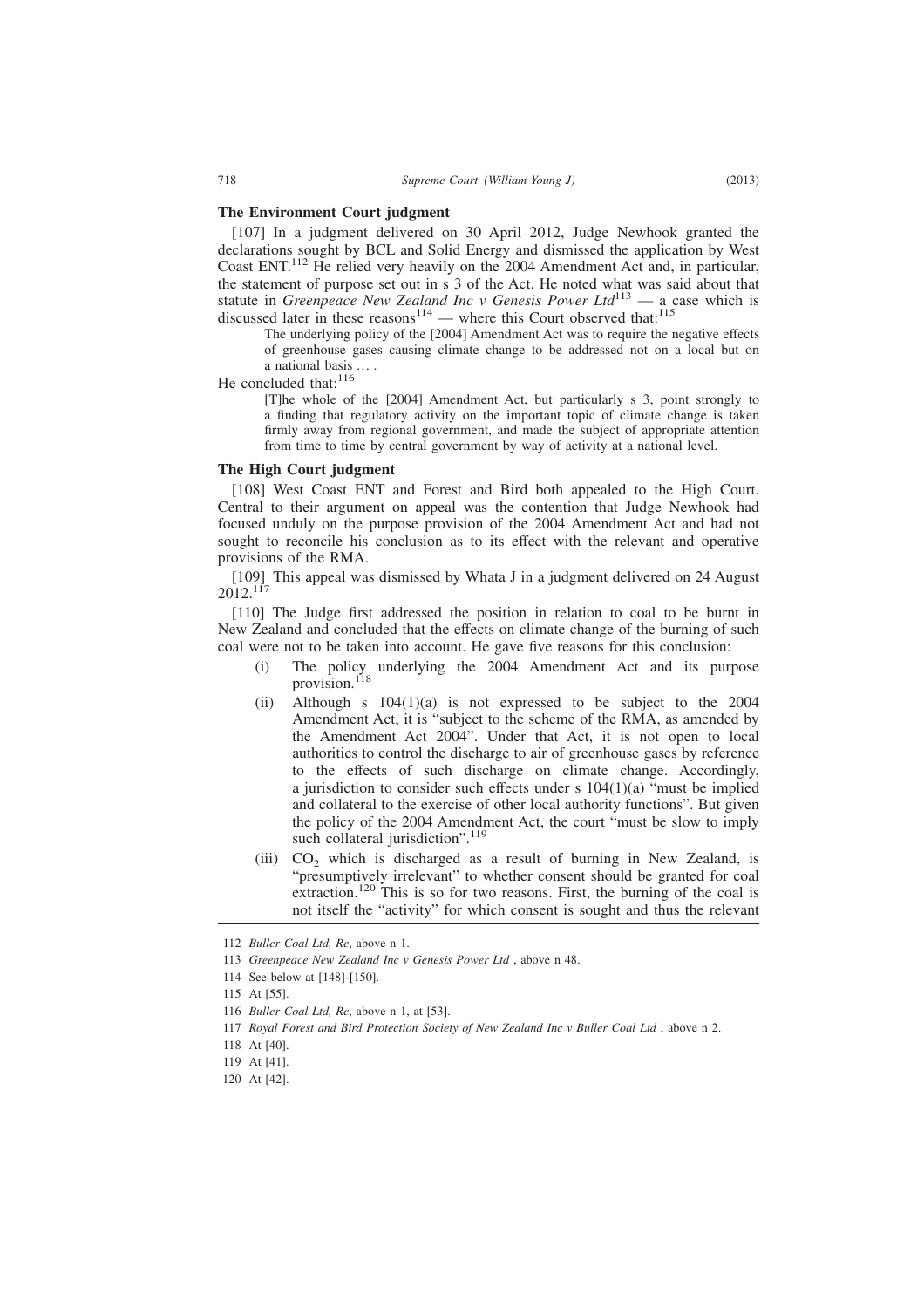### The Environment Court judgment

[107] In a judgment delivered on 30 April 2012, Judge Newhook granted the declarations sought by BCL and Solid Energy and dismissed the application by West Coast ENT.[112] He relied very heavily on the 2004 Amendment Act and, in particular, the statement of purpose set out in s 3 of the Act. He noted what was said about that statute in *Greenpeace New Zealand Inc v Genesis Power Ltd*[113] — a case which is discussed later in these reasons[114] — where this Court observed that:[115]

> The underlying policy of the [2004] Amendment Act was to require the negative effects of greenhouse gases causing climate change to be addressed not on a local but on a national basis … .

He concluded that:[116]

> [T]he whole of the [2004] Amendment Act, but particularly s 3, point strongly to a finding that regulatory activity on the important topic of climate change is taken firmly away from regional government, and made the subject of appropriate attention from time to time by central government by way of activity at a national level.

### The High Court judgment

[108] West Coast ENT and Forest and Bird both appealed to the High Court. Central to their argument on appeal was the contention that Judge Newhook had focused unduly on the purpose provision of the 2004 Amendment Act and had not sought to reconcile his conclusion as to its effect with the relevant and operative provisions of the RMA.

[109] This appeal was dismissed by Whata J in a judgment delivered on 24 August 2012.[117]

[110] The Judge first addressed the position in relation to coal to be burnt in New Zealand and concluded that the effects on climate change of the burning of such coal were not to be taken into account. He gave five reasons for this conclusion:

(i) The policy underlying the 2004 Amendment Act and its purpose provision.[118]

(ii) Although s 104(1)(a) is not expressed to be subject to the 2004 Amendment Act, it is "subject to the scheme of the RMA, as amended by the Amendment Act 2004". Under that Act, it is not open to local authorities to control the discharge to air of greenhouse gases by reference to the effects of such discharge on climate change. Accordingly, a jurisdiction to consider such effects under s 104(1)(a) "must be implied and collateral to the exercise of other local authority functions". But given the policy of the 2004 Amendment Act, the court "must be slow to imply such collateral jurisdiction".[119]

(iii) $CO_2$ which is discharged as a result of burning in New Zealand, is "presumptively irrelevant" to whether consent should be granted for coal extraction.[120] This is so for two reasons. First, the burning of the coal is not itself the "activity" for which consent is sought and thus the relevant

---

112 *Buller Coal Ltd, Re*, above n 1.

113 *Greenpeace New Zealand Inc v Genesis Power Ltd* , above n 48.

114 See below at [148]-[150].

115 At [55].

116 *Buller Coal Ltd, Re*, above n 1, at [53].

117 *Royal Forest and Bird Protection Society of New Zealand Inc v Buller Coal Ltd* , above n 2.

118 At [40].

119 At [41].

120 At [42].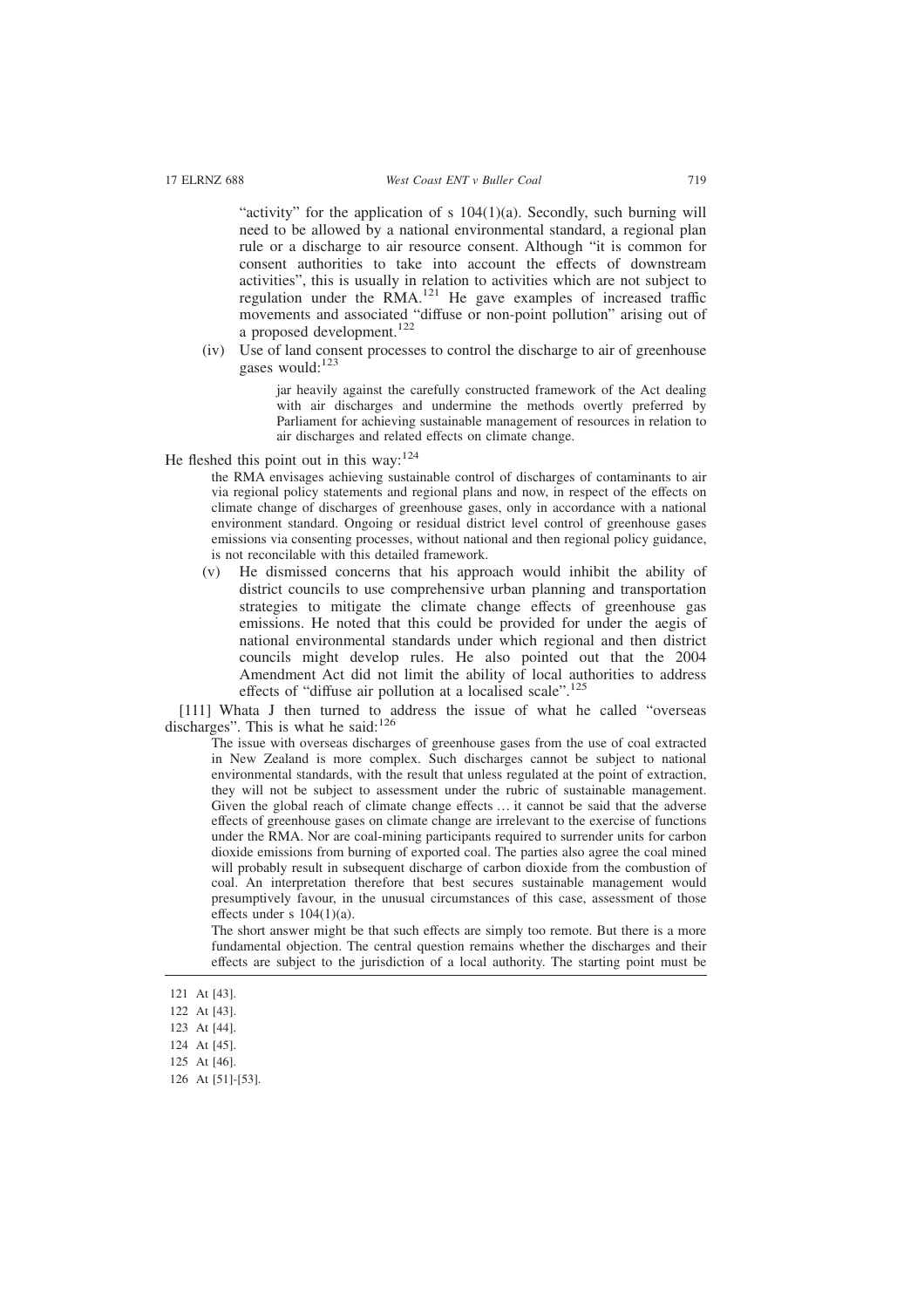"activity" for the application of s 104(1)(a). Secondly, such burning will need to be allowed by a national environmental standard, a regional plan rule or a discharge to air resource consent. Although "it is common for consent authorities to take into account the effects of downstream activities", this is usually in relation to activities which are not subject to regulation under the RMA.[121] He gave examples of increased traffic movements and associated "diffuse or non-point pollution" arising out of a proposed development.[122]

(iv) Use of land consent processes to control the discharge to air of greenhouse gases would:[123]

> jar heavily against the carefully constructed framework of the Act dealing with air discharges and undermine the methods overtly preferred by Parliament for achieving sustainable management of resources in relation to air discharges and related effects on climate change.

He fleshed this point out in this way:[124]

> the RMA envisages achieving sustainable control of discharges of contaminants to air via regional policy statements and regional plans and now, in respect of the effects on climate change of discharges of greenhouse gases, only in accordance with a national environment standard. Ongoing or residual district level control of greenhouse gases emissions via consenting processes, without national and then regional policy guidance, is not reconcilable with this detailed framework.

(v) He dismissed concerns that his approach would inhibit the ability of district councils to use comprehensive urban planning and transportation strategies to mitigate the climate change effects of greenhouse gas emissions. He noted that this could be provided for under the aegis of national environmental standards under which regional and then district councils might develop rules. He also pointed out that the 2004 Amendment Act did not limit the ability of local authorities to address effects of "diffuse air pollution at a localised scale".[125]

[111] Whata J then turned to address the issue of what he called "overseas discharges". This is what he said:[126]

> The issue with overseas discharges of greenhouse gases from the use of coal extracted in New Zealand is more complex. Such discharges cannot be subject to national environmental standards, with the result that unless regulated at the point of extraction, they will not be subject to assessment under the rubric of sustainable management. Given the global reach of climate change effects … it cannot be said that the adverse effects of greenhouse gases on climate change are irrelevant to the exercise of functions under the RMA. Nor are coal-mining participants required to surrender units for carbon dioxide emissions from burning of exported coal. The parties also agree the coal mined will probably result in subsequent discharge of carbon dioxide from the combustion of coal. An interpretation therefore that best secures sustainable management would presumptively favour, in the unusual circumstances of this case, assessment of those effects under s 104(1)(a).
>
> The short answer might be that such effects are simply too remote. But there is a more fundamental objection. The central question remains whether the discharges and their effects are subject to the jurisdiction of a local authority. The starting point must be

121 At [43].

122 At [43].

123 At [44].

124 At [45].

125 At [46].

126 At [51]-[53].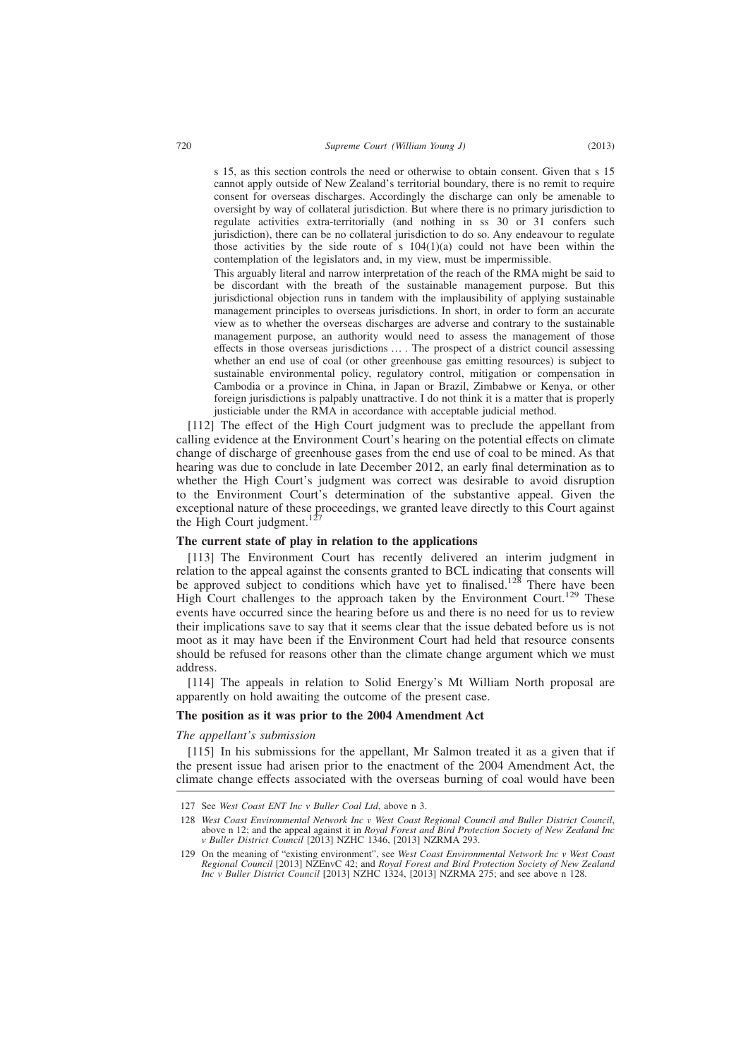s 15, as this section controls the need or otherwise to obtain consent. Given that s 15 cannot apply outside of New Zealand's territorial boundary, there is no remit to require consent for overseas discharges. Accordingly the discharge can only be amenable to oversight by way of collateral jurisdiction. But where there is no primary jurisdiction to regulate activities extra-territorially (and nothing in ss 30 or 31 confers such jurisdiction), there can be no collateral jurisdiction to do so. Any endeavour to regulate those activities by the side route of s 104(1)(a) could not have been within the contemplation of the legislators and, in my view, must be impermissible.

> This arguably literal and narrow interpretation of the reach of the RMA might be said to be discordant with the breath of the sustainable management purpose. But this jurisdictional objection runs in tandem with the implausibility of applying sustainable management principles to overseas jurisdictions. In short, in order to form an accurate view as to whether the overseas discharges are adverse and contrary to the sustainable management purpose, an authority would need to assess the management of those effects in those overseas jurisdictions … . The prospect of a district council assessing whether an end use of coal (or other greenhouse gas emitting resources) is subject to sustainable environmental policy, regulatory control, mitigation or compensation in Cambodia or a province in China, in Japan or Brazil, Zimbabwe or Kenya, or other foreign jurisdictions is palpably unattractive. I do not think it is a matter that is properly justiciable under the RMA in accordance with acceptable judicial method.

[112] The effect of the High Court judgment was to preclude the appellant from calling evidence at the Environment Court's hearing on the potential effects on climate change of discharge of greenhouse gases from the end use of coal to be mined. As that hearing was due to conclude in late December 2012, an early final determination as to whether the High Court's judgment was correct was desirable to avoid disruption to the Environment Court's determination of the substantive appeal. Given the exceptional nature of these proceedings, we granted leave directly to this Court against the High Court judgment.[127]

**The current state of play in relation to the applications**

[113] The Environment Court has recently delivered an interim judgment in relation to the appeal against the consents granted to BCL indicating that consents will be approved subject to conditions which have yet to finalised.[128] There have been High Court challenges to the approach taken by the Environment Court.[129] These events have occurred since the hearing before us and there is no need for us to review their implications save to say that it seems clear that the issue debated before us is not moot as it may have been if the Environment Court had held that resource consents should be refused for reasons other than the climate change argument which we must address.

[114] The appeals in relation to Solid Energy's Mt William North proposal are apparently on hold awaiting the outcome of the present case.

**The position as it was prior to the 2004 Amendment Act**

*The appellant's submission*

[115] In his submissions for the appellant, Mr Salmon treated it as a given that if the present issue had arisen prior to the enactment of the 2004 Amendment Act, the climate change effects associated with the overseas burning of coal would have been

---

127 See *West Coast ENT Inc v Buller Coal Ltd*, above n 3.

128 *West Coast Environmental Network Inc v West Coast Regional Council and Buller District Council*, above n 12; and the appeal against it in *Royal Forest and Bird Protection Society of New Zealand Inc v Buller District Council* [2013] NZHC 1346, [2013] NZRMA 293.

129 On the meaning of "existing environment", see *West Coast Environmental Network Inc v West Coast Regional Council* [2013] NZEnvC 42; and *Royal Forest and Bird Protection Society of New Zealand Inc v Buller District Council* [2013] NZHC 1324, [2013] NZRMA 275; and see above n 128.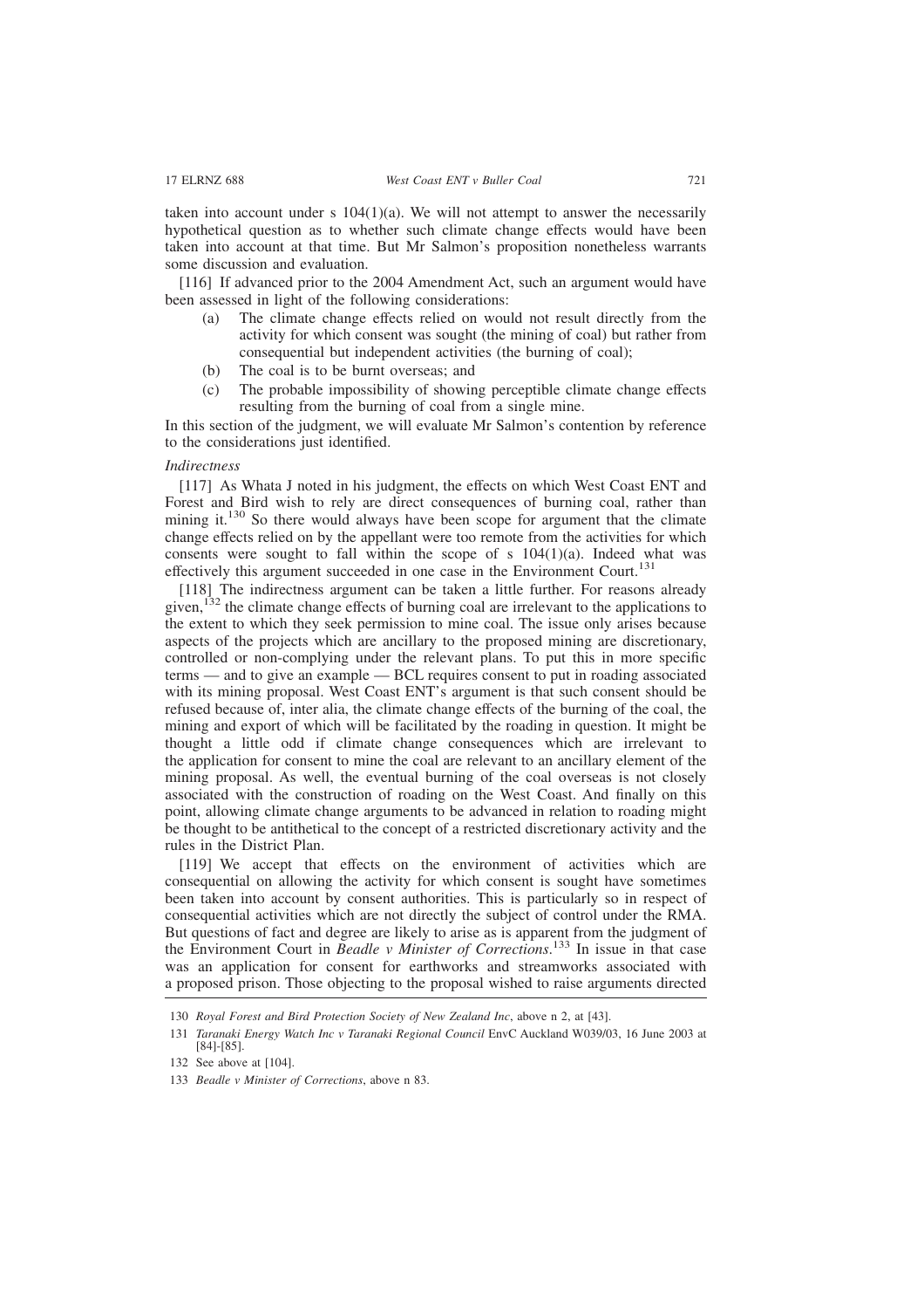taken into account under s 104(1)(a). We will not attempt to answer the necessarily hypothetical question as to whether such climate change effects would have been taken into account at that time. But Mr Salmon's proposition nonetheless warrants some discussion and evaluation.

[116] If advanced prior to the 2004 Amendment Act, such an argument would have been assessed in light of the following considerations:

(a) The climate change effects relied on would not result directly from the activity for which consent was sought (the mining of coal) but rather from consequential but independent activities (the burning of coal);

(b) The coal is to be burnt overseas; and

(c) The probable impossibility of showing perceptible climate change effects resulting from the burning of coal from a single mine.

In this section of the judgment, we will evaluate Mr Salmon's contention by reference to the considerations just identified.

*Indirectness*

[117] As Whata J noted in his judgment, the effects on which West Coast ENT and Forest and Bird wish to rely are direct consequences of burning coal, rather than mining it.[130] So there would always have been scope for argument that the climate change effects relied on by the appellant were too remote from the activities for which consents were sought to fall within the scope of s 104(1)(a). Indeed what was effectively this argument succeeded in one case in the Environment Court.[131]

[118] The indirectness argument can be taken a little further. For reasons already given,[132] the climate change effects of burning coal are irrelevant to the applications to the extent to which they seek permission to mine coal. The issue only arises because aspects of the projects which are ancillary to the proposed mining are discretionary, controlled or non-complying under the relevant plans. To put this in more specific terms — and to give an example — BCL requires consent to put in roading associated with its mining proposal. West Coast ENT's argument is that such consent should be refused because of, inter alia, the climate change effects of the burning of the coal, the mining and export of which will be facilitated by the roading in question. It might be thought a little odd if climate change consequences which are irrelevant to the application for consent to mine the coal are relevant to an ancillary element of the mining proposal. As well, the eventual burning of the coal overseas is not closely associated with the construction of roading on the West Coast. And finally on this point, allowing climate change arguments to be advanced in relation to roading might be thought to be antithetical to the concept of a restricted discretionary activity and the rules in the District Plan.

[119] We accept that effects on the environment of activities which are consequential on allowing the activity for which consent is sought have sometimes been taken into account by consent authorities. This is particularly so in respect of consequential activities which are not directly the subject of control under the RMA. But questions of fact and degree are likely to arise as is apparent from the judgment of the Environment Court in *Beadle v Minister of Corrections*.[133] In issue in that case was an application for consent for earthworks and streamworks associated with a proposed prison. Those objecting to the proposal wished to raise arguments directed

---

130 *Royal Forest and Bird Protection Society of New Zealand Inc*, above n 2, at [43].

131 *Taranaki Energy Watch Inc v Taranaki Regional Council* EnvC Auckland W039/03, 16 June 2003 at [84]-[85].

132 See above at [104].

133 *Beadle v Minister of Corrections*, above n 83.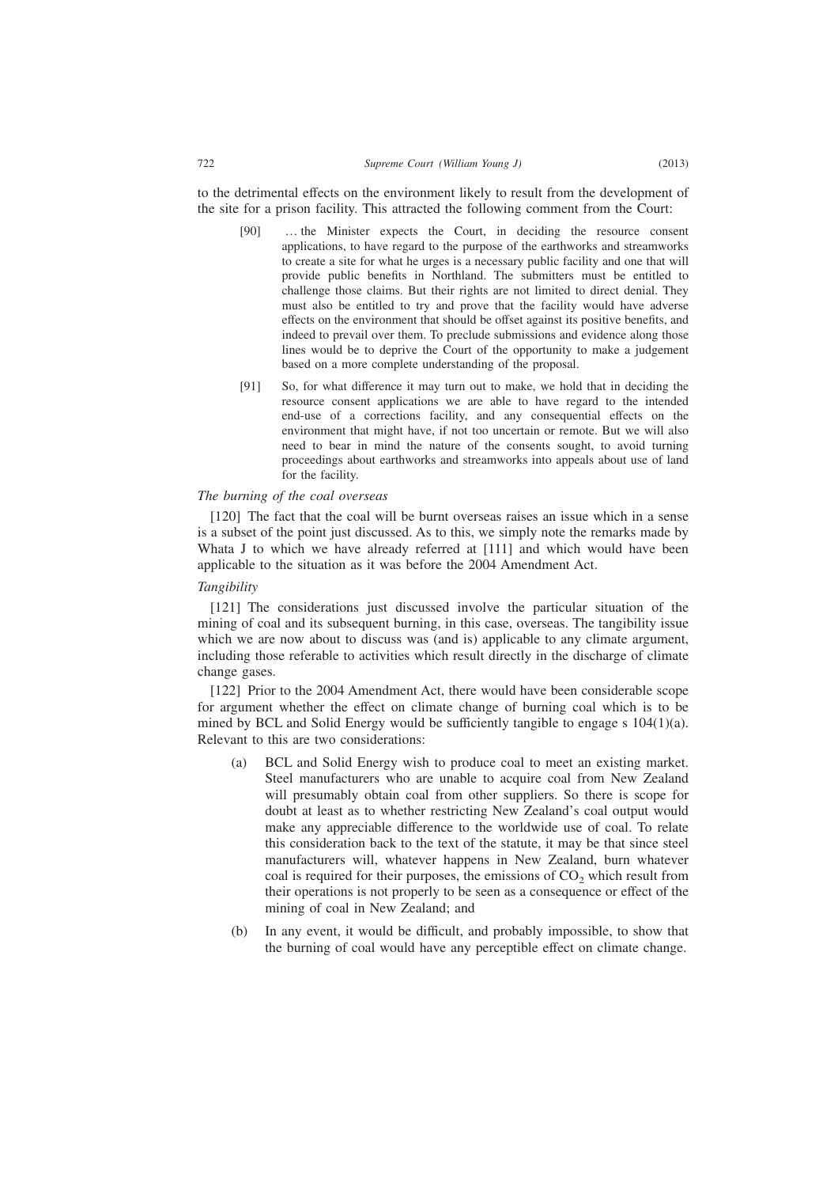to the detrimental effects on the environment likely to result from the development of the site for a prison facility. This attracted the following comment from the Court:

> [90] … the Minister expects the Court, in deciding the resource consent applications, to have regard to the purpose of the earthworks and streamworks to create a site for what he urges is a necessary public facility and one that will provide public benefits in Northland. The submitters must be entitled to challenge those claims. But their rights are not limited to direct denial. They must also be entitled to try and prove that the facility would have adverse effects on the environment that should be offset against its positive benefits, and indeed to prevail over them. To preclude submissions and evidence along those lines would be to deprive the Court of the opportunity to make a judgement based on a more complete understanding of the proposal.
>
> [91] So, for what difference it may turn out to make, we hold that in deciding the resource consent applications we are able to have regard to the intended end-use of a corrections facility, and any consequential effects on the environment that might have, if not too uncertain or remote. But we will also need to bear in mind the nature of the consents sought, to avoid turning proceedings about earthworks and streamworks into appeals about use of land for the facility.

*The burning of the coal overseas*

[120] The fact that the coal will be burnt overseas raises an issue which in a sense is a subset of the point just discussed. As to this, we simply note the remarks made by Whata J to which we have already referred at [111] and which would have been applicable to the situation as it was before the 2004 Amendment Act.

*Tangibility*

[121] The considerations just discussed involve the particular situation of the mining of coal and its subsequent burning, in this case, overseas. The tangibility issue which we are now about to discuss was (and is) applicable to any climate argument, including those referable to activities which result directly in the discharge of climate change gases.

[122] Prior to the 2004 Amendment Act, there would have been considerable scope for argument whether the effect on climate change of burning coal which is to be mined by BCL and Solid Energy would be sufficiently tangible to engage s 104(1)(a). Relevant to this are two considerations:

(a) BCL and Solid Energy wish to produce coal to meet an existing market. Steel manufacturers who are unable to acquire coal from New Zealand will presumably obtain coal from other suppliers. So there is scope for doubt at least as to whether restricting New Zealand's coal output would make any appreciable difference to the worldwide use of coal. To relate this consideration back to the text of the statute, it may be that since steel manufacturers will, whatever happens in New Zealand, burn whatever coal is required for their purposes, the emissions of $CO_2$ which result from their operations is not properly to be seen as a consequence or effect of the mining of coal in New Zealand; and

(b) In any event, it would be difficult, and probably impossible, to show that the burning of coal would have any perceptible effect on climate change.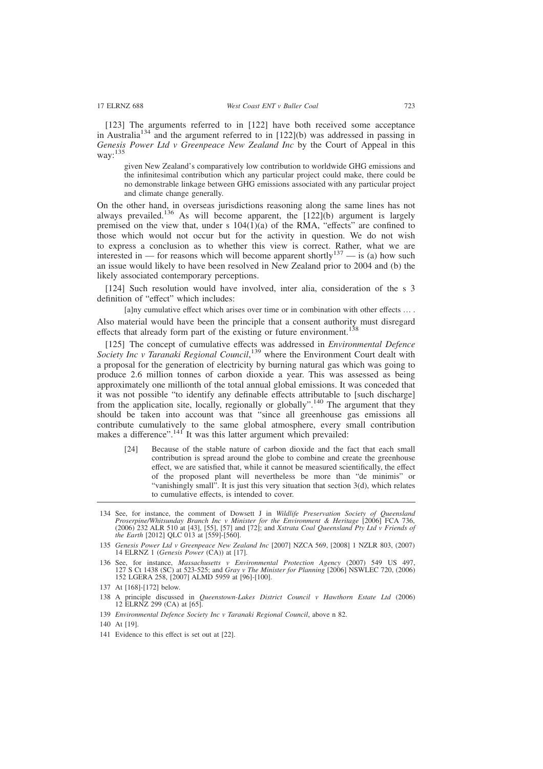[123] The arguments referred to in [122] have both received some acceptance in Australia[134] and the argument referred to in [122](b) was addressed in passing in *Genesis Power Ltd v Greenpeace New Zealand Inc* by the Court of Appeal in this way:[135]

> given New Zealand's comparatively low contribution to worldwide GHG emissions and the infinitesimal contribution which any particular project could make, there could be no demonstrable linkage between GHG emissions associated with any particular project and climate change generally.

On the other hand, in overseas jurisdictions reasoning along the same lines has not always prevailed.[136] As will become apparent, the [122](b) argument is largely premised on the view that, under s 104(1)(a) of the RMA, "effects" are confined to those which would not occur but for the activity in question. We do not wish to express a conclusion as to whether this view is correct. Rather, what we are interested in — for reasons which will become apparent shortly[137] — is (a) how such an issue would likely to have been resolved in New Zealand prior to 2004 and (b) the likely associated contemporary perceptions.

[124] Such resolution would have involved, inter alia, consideration of the s 3 definition of "effect" which includes:

> [a]ny cumulative effect which arises over time or in combination with other effects … .

Also material would have been the principle that a consent authority must disregard effects that already form part of the existing or future environment.[138]

[125] The concept of cumulative effects was addressed in *Environmental Defence Society Inc v Taranaki Regional Council*,[139] where the Environment Court dealt with a proposal for the generation of electricity by burning natural gas which was going to produce 2.6 million tonnes of carbon dioxide a year. This was assessed as being approximately one millionth of the total annual global emissions. It was conceded that it was not possible "to identify any definable effects attributable to [such discharge] from the application site, locally, regionally or globally".[140] The argument that they should be taken into account was that "since all greenhouse gas emissions all contribute cumulatively to the same global atmosphere, every small contribution makes a difference".[141] It was this latter argument which prevailed:

> [24] Because of the stable nature of carbon dioxide and the fact that each small contribution is spread around the globe to combine and create the greenhouse effect, we are satisfied that, while it cannot be measured scientifically, the effect of the proposed plant will nevertheless be more than "de minimis" or "vanishingly small". It is just this very situation that section 3(d), which relates to cumulative effects, is intended to cover.

---

134 See, for instance, the comment of Dowsett J in *Wildlife Preservation Society of Queensland Proserpine/Whitsunday Branch Inc v Minister for the Environment & Heritage* [2006] FCA 736, (2006) 232 ALR 510 at [43], [55], [57] and [72]; and *Xstrata Coal Queensland Pty Ltd v Friends of the Earth* [2012] QLC 013 at [559]-[560].

135 *Genesis Power Ltd v Greenpeace New Zealand Inc* [2007] NZCA 569, [2008] 1 NZLR 803, (2007) 14 ELRNZ 1 (*Genesis Power* (CA)) at [17].

136 See, for instance, *Massachusetts v Environmental Protection Agency* (2007) 549 US 497, 127 S Ct 1438 (SC) at 523-525; and *Gray v The Minister for Planning* [2006] NSWLEC 720, (2006) 152 LGERA 258, [2007] ALMD 5959 at [96]-[100].

137 At [168]-[172] below.

138 A principle discussed in *Queenstown-Lakes District Council v Hawthorn Estate Ltd* (2006) 12 ELRNZ 299 (CA) at [65].

139 *Environmental Defence Society Inc v Taranaki Regional Council*, above n 82.

140 At [19].

141 Evidence to this effect is set out at [22].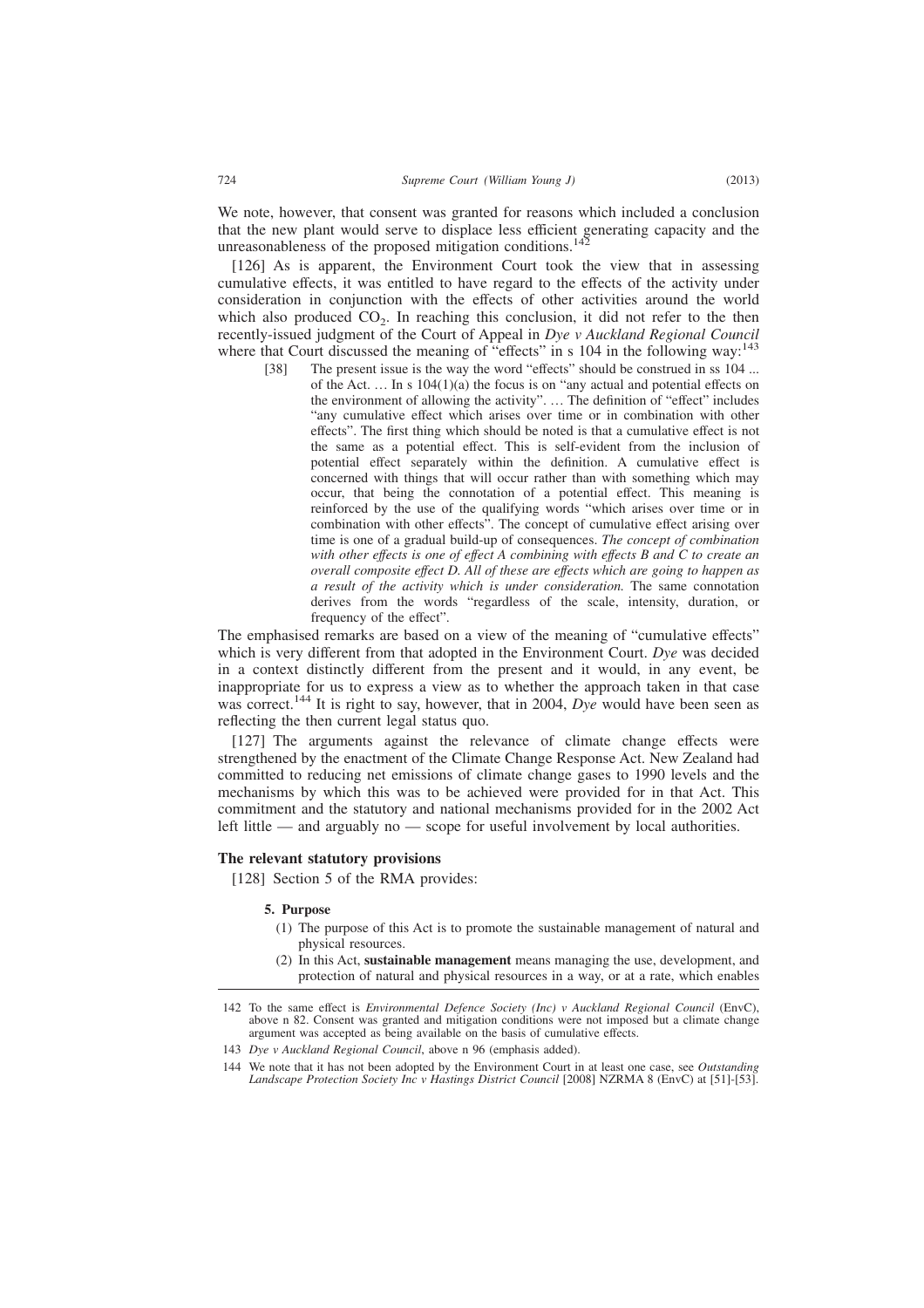We note, however, that consent was granted for reasons which included a conclusion that the new plant would serve to displace less efficient generating capacity and the unreasonableness of the proposed mitigation conditions.[142]

[126] As is apparent, the Environment Court took the view that in assessing cumulative effects, it was entitled to have regard to the effects of the activity under consideration in conjunction with the effects of other activities around the world which also produced $CO_2$. In reaching this conclusion, it did not refer to the then recently-issued judgment of the Court of Appeal in *Dye v Auckland Regional Council* where that Court discussed the meaning of "effects" in s 104 in the following way:[143]

> [38] The present issue is the way the word "effects" should be construed in ss 104 ... of the Act. … In s 104(1)(a) the focus is on "any actual and potential effects on the environment of allowing the activity". … The definition of "effect" includes "any cumulative effect which arises over time or in combination with other effects". The first thing which should be noted is that a cumulative effect is not the same as a potential effect. This is self-evident from the inclusion of potential effect separately within the definition. A cumulative effect is concerned with things that will occur rather than with something which may occur, that being the connotation of a potential effect. This meaning is reinforced by the use of the qualifying words "which arises over time or in combination with other effects". The concept of cumulative effect arising over time is one of a gradual build-up of consequences. *The concept of combination with other effects is one of effect A combining with effects B and C to create an overall composite effect D. All of these are effects which are going to happen as a result of the activity which is under consideration.* The same connotation derives from the words "regardless of the scale, intensity, duration, or frequency of the effect".

The emphasised remarks are based on a view of the meaning of "cumulative effects" which is very different from that adopted in the Environment Court. *Dye* was decided in a context distinctly different from the present and it would, in any event, be inappropriate for us to express a view as to whether the approach taken in that case was correct.[144] It is right to say, however, that in 2004, *Dye* would have been seen as reflecting the then current legal status quo.

[127] The arguments against the relevance of climate change effects were strengthened by the enactment of the Climate Change Response Act. New Zealand had committed to reducing net emissions of climate change gases to 1990 levels and the mechanisms by which this was to be achieved were provided for in that Act. This commitment and the statutory and national mechanisms provided for in the 2002 Act left little — and arguably no — scope for useful involvement by local authorities.

### The relevant statutory provisions

[128] Section 5 of the RMA provides:

> **5. Purpose**
>
> (1) The purpose of this Act is to promote the sustainable management of natural and physical resources.
>
> (2) In this Act, **sustainable management** means managing the use, development, and protection of natural and physical resources in a way, or at a rate, which enables

---

142 To the same effect is *Environmental Defence Society (Inc) v Auckland Regional Council* (EnvC), above n 82. Consent was granted and mitigation conditions were not imposed but a climate change argument was accepted as being available on the basis of cumulative effects.

143 *Dye v Auckland Regional Council*, above n 96 (emphasis added).

144 We note that it has not been adopted by the Environment Court in at least one case, see *Outstanding Landscape Protection Society Inc v Hastings District Council* [2008] NZRMA 8 (EnvC) at [51]-[53].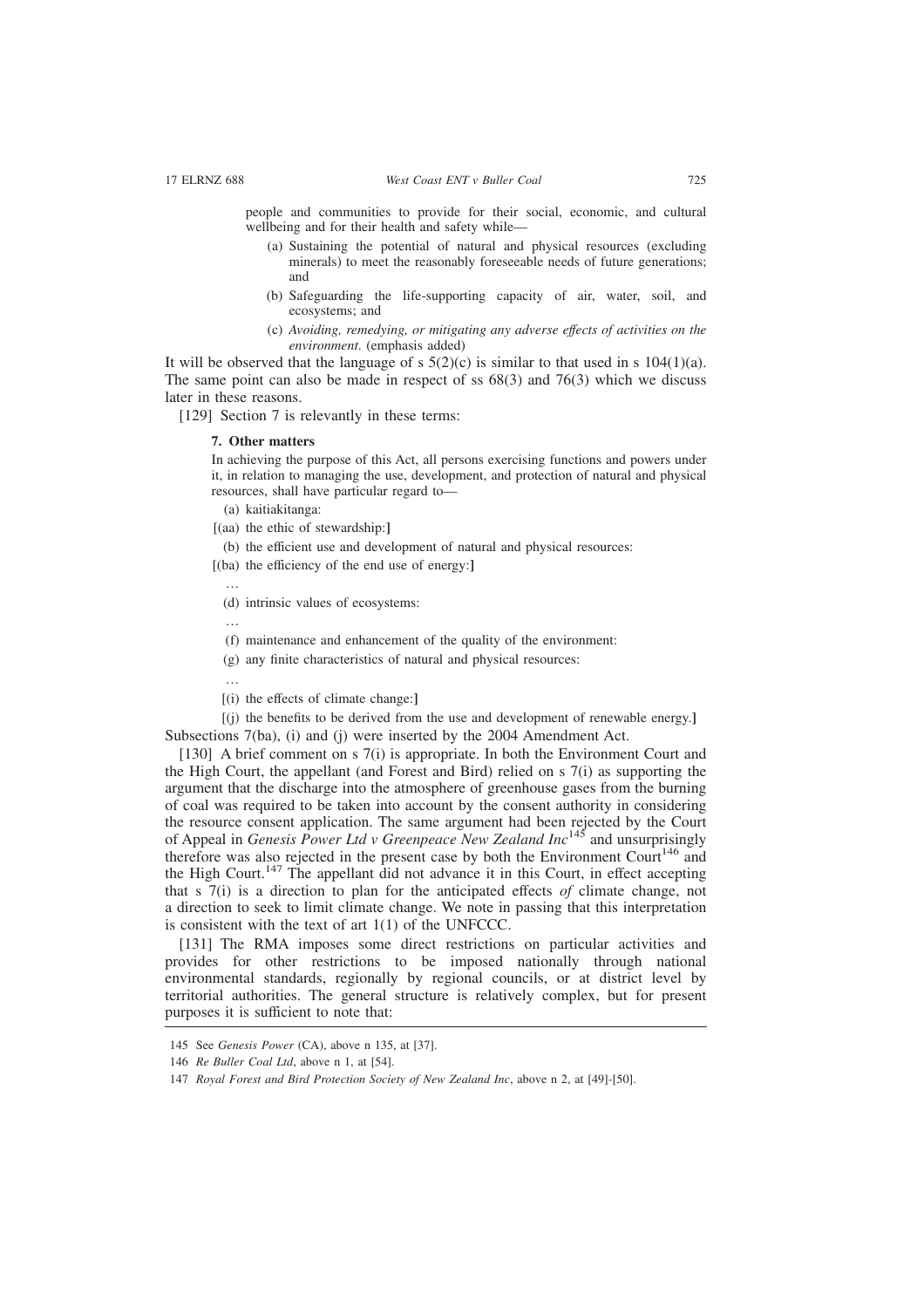people and communities to provide for their social, economic, and cultural wellbeing and for their health and safety while—

> (a) Sustaining the potential of natural and physical resources (excluding minerals) to meet the reasonably foreseeable needs of future generations; and
>
> (b) Safeguarding the life-supporting capacity of air, water, soil, and ecosystems; and
>
> (c) *Avoiding, remedying, or mitigating any adverse effects of activities on the environment.* (emphasis added)

It will be observed that the language of s 5(2)(c) is similar to that used in s 104(1)(a). The same point can also be made in respect of ss 68(3) and 76(3) which we discuss later in these reasons.

[129] Section 7 is relevantly in these terms:

> **7. Other matters**
>
> In achieving the purpose of this Act, all persons exercising functions and powers under it, in relation to managing the use, development, and protection of natural and physical resources, shall have particular regard to—
>
> (a) kaitiakitanga:
>
> [(aa) the ethic of stewardship:]
>
> (b) the efficient use and development of natural and physical resources:
>
> [(ba) the efficiency of the end use of energy:]
>
> …
>
> (d) intrinsic values of ecosystems:
>
> …
>
> (f) maintenance and enhancement of the quality of the environment:
>
> (g) any finite characteristics of natural and physical resources:
>
> …
>
> [(i) the effects of climate change:]
>
> [(j) the benefits to be derived from the use and development of renewable energy.]

Subsections 7(ba), (i) and (j) were inserted by the 2004 Amendment Act.

[130] A brief comment on s 7(i) is appropriate. In both the Environment Court and the High Court, the appellant (and Forest and Bird) relied on s 7(i) as supporting the argument that the discharge into the atmosphere of greenhouse gases from the burning of coal was required to be taken into account by the consent authority in considering the resource consent application. The same argument had been rejected by the Court of Appeal in *Genesis Power Ltd v Greenpeace New Zealand Inc*[145] and unsurprisingly therefore was also rejected in the present case by both the Environment Court[146] and the High Court.[147] The appellant did not advance it in this Court, in effect accepting that s 7(i) is a direction to plan for the anticipated effects *of* climate change, not a direction to seek to limit climate change. We note in passing that this interpretation is consistent with the text of art 1(1) of the UNFCCC.

[131] The RMA imposes some direct restrictions on particular activities and provides for other restrictions to be imposed nationally through national environmental standards, regionally by regional councils, or at district level by territorial authorities. The general structure is relatively complex, but for present purposes it is sufficient to note that:

---

145 See *Genesis Power* (CA), above n 135, at [37].

146 *Re Buller Coal Ltd*, above n 1, at [54].

147 *Royal Forest and Bird Protection Society of New Zealand Inc*, above n 2, at [49]-[50].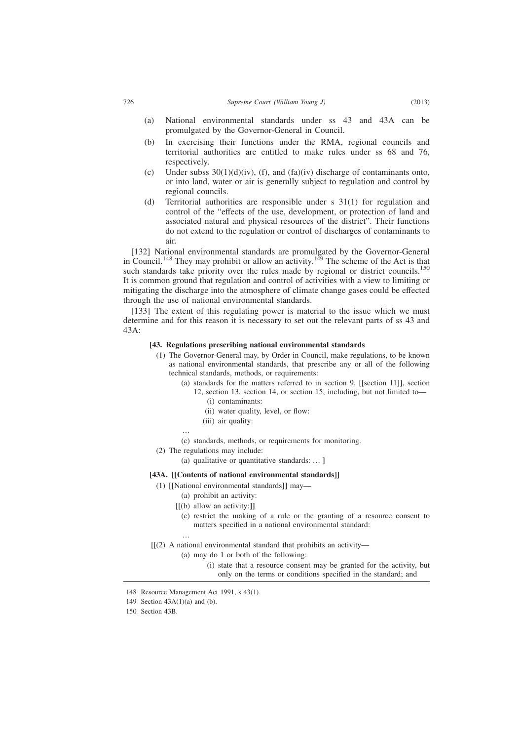(a) National environmental standards under ss 43 and 43A can be promulgated by the Governor-General in Council.

(b) In exercising their functions under the RMA, regional councils and territorial authorities are entitled to make rules under ss 68 and 76, respectively.

(c) Under subss 30(1)(d)(iv), (f), and (fa)(iv) discharge of contaminants onto, or into land, water or air is generally subject to regulation and control by regional councils.

(d) Territorial authorities are responsible under s 31(1) for regulation and control of the "effects of the use, development, or protection of land and associated natural and physical resources of the district". Their functions do not extend to the regulation or control of discharges of contaminants to air.

[132] National environmental standards are promulgated by the Governor-General in Council.[148] They may prohibit or allow an activity.[149] The scheme of the Act is that such standards take priority over the rules made by regional or district councils.[150] It is common ground that regulation and control of activities with a view to limiting or mitigating the discharge into the atmosphere of climate change gases could be effected through the use of national environmental standards.

[133] The extent of this regulating power is material to the issue which we must determine and for this reason it is necessary to set out the relevant parts of ss 43 and 43A:

> **[43. Regulations prescribing national environmental standards**
>
> (1) The Governor-General may, by Order in Council, make regulations, to be known as national environmental standards, that prescribe any or all of the following technical standards, methods, or requirements:
>
> (a) standards for the matters referred to in section 9, [[section 11]], section 12, section 13, section 14, or section 15, including, but not limited to—
>
> (i) contaminants:
>
> (ii) water quality, level, or flow:
>
> (iii) air quality:
>
> …
>
> (c) standards, methods, or requirements for monitoring.
>
> (2) The regulations may include:
>
> (a) qualitative or quantitative standards: … ]
>
> **[43A. [[Contents of national environmental standards]]**
>
> (1) [[National environmental standards]] may—
>
> (a) prohibit an activity:
>
> [[(b) allow an activity:]]
>
> (c) restrict the making of a rule or the granting of a resource consent to matters specified in a national environmental standard:
>
> …
>
> [[(2) A national environmental standard that prohibits an activity—
>
> (a) may do 1 or both of the following:
>
> (i) state that a resource consent may be granted for the activity, but only on the terms or conditions specified in the standard; and

---

148 Resource Management Act 1991, s 43(1).

149 Section 43A(1)(a) and (b).

150 Section 43B.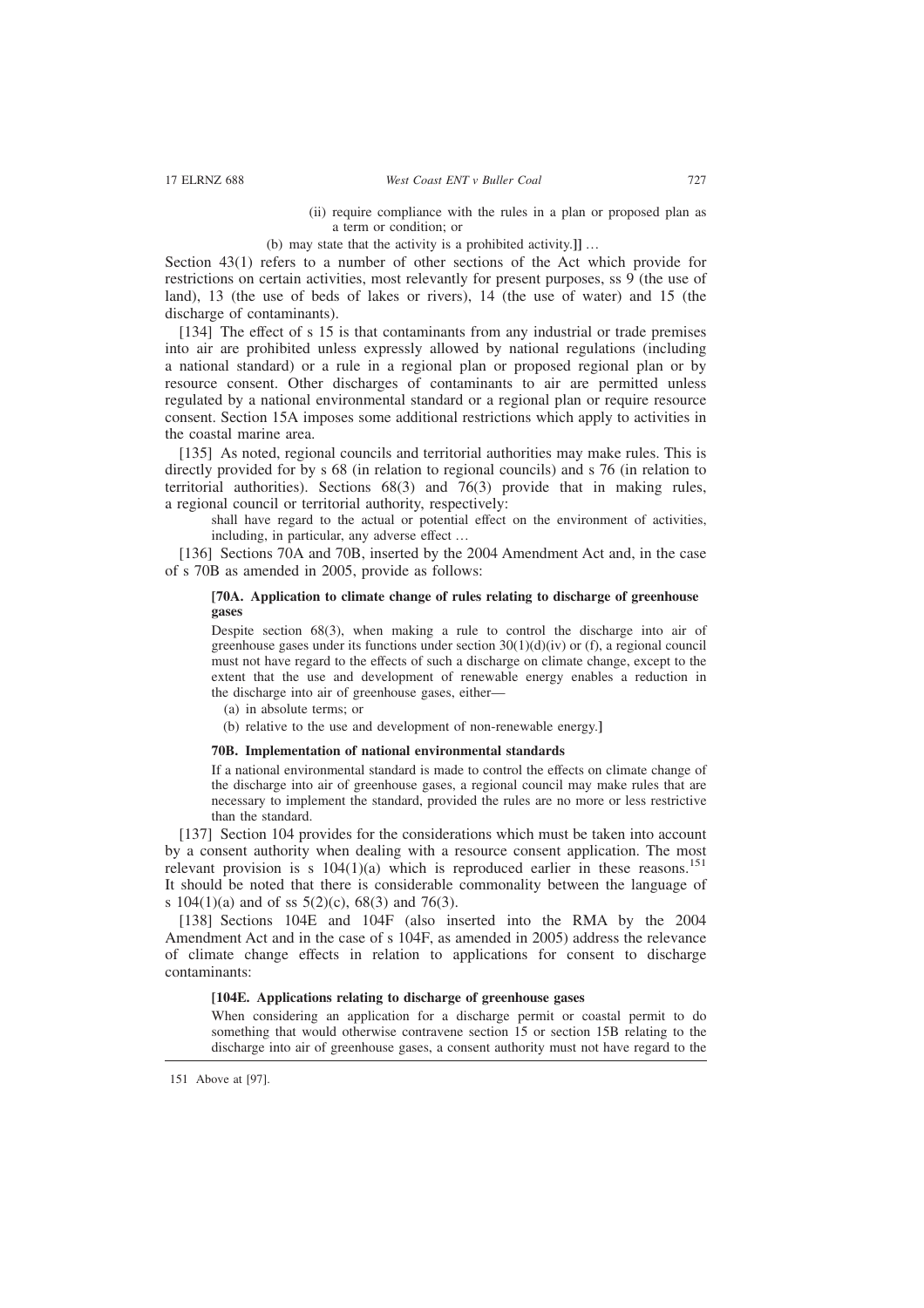(ii) require compliance with the rules in a plan or proposed plan as a term or condition; or

(b) may state that the activity is a prohibited activity.]] …

Section 43(1) refers to a number of other sections of the Act which provide for restrictions on certain activities, most relevantly for present purposes, ss 9 (the use of land), 13 (the use of beds of lakes or rivers), 14 (the use of water) and 15 (the discharge of contaminants).

[134] The effect of s 15 is that contaminants from any industrial or trade premises into air are prohibited unless expressly allowed by national regulations (including a national standard) or a rule in a regional plan or proposed regional plan or by resource consent. Other discharges of contaminants to air are permitted unless regulated by a national environmental standard or a regional plan or require resource consent. Section 15A imposes some additional restrictions which apply to activities in the coastal marine area.

[135] As noted, regional councils and territorial authorities may make rules. This is directly provided for by s 68 (in relation to regional councils) and s 76 (in relation to territorial authorities). Sections 68(3) and 76(3) provide that in making rules, a regional council or territorial authority, respectively:

> shall have regard to the actual or potential effect on the environment of activities, including, in particular, any adverse effect …

[136] Sections 70A and 70B, inserted by the 2004 Amendment Act and, in the case of s 70B as amended in 2005, provide as follows:

> **[70A. Application to climate change of rules relating to discharge of greenhouse gases**
>
> Despite section 68(3), when making a rule to control the discharge into air of greenhouse gases under its functions under section 30(1)(d)(iv) or (f), a regional council must not have regard to the effects of such a discharge on climate change, except to the extent that the use and development of renewable energy enables a reduction in the discharge into air of greenhouse gases, either—
>
> (a) in absolute terms; or
>
> (b) relative to the use and development of non-renewable energy.**]**
>
> **70B. Implementation of national environmental standards**
>
> If a national environmental standard is made to control the effects on climate change of the discharge into air of greenhouse gases, a regional council may make rules that are necessary to implement the standard, provided the rules are no more or less restrictive than the standard.

[137] Section 104 provides for the considerations which must be taken into account by a consent authority when dealing with a resource consent application. The most relevant provision is s 104(1)(a) which is reproduced earlier in these reasons.[151] It should be noted that there is considerable commonality between the language of s 104(1)(a) and of ss 5(2)(c), 68(3) and 76(3).

[138] Sections 104E and 104F (also inserted into the RMA by the 2004 Amendment Act and in the case of s 104F, as amended in 2005) address the relevance of climate change effects in relation to applications for consent to discharge contaminants:

> **[104E. Applications relating to discharge of greenhouse gases**
>
> When considering an application for a discharge permit or coastal permit to do something that would otherwise contravene section 15 or section 15B relating to the discharge into air of greenhouse gases, a consent authority must not have regard to the

151 Above at [97].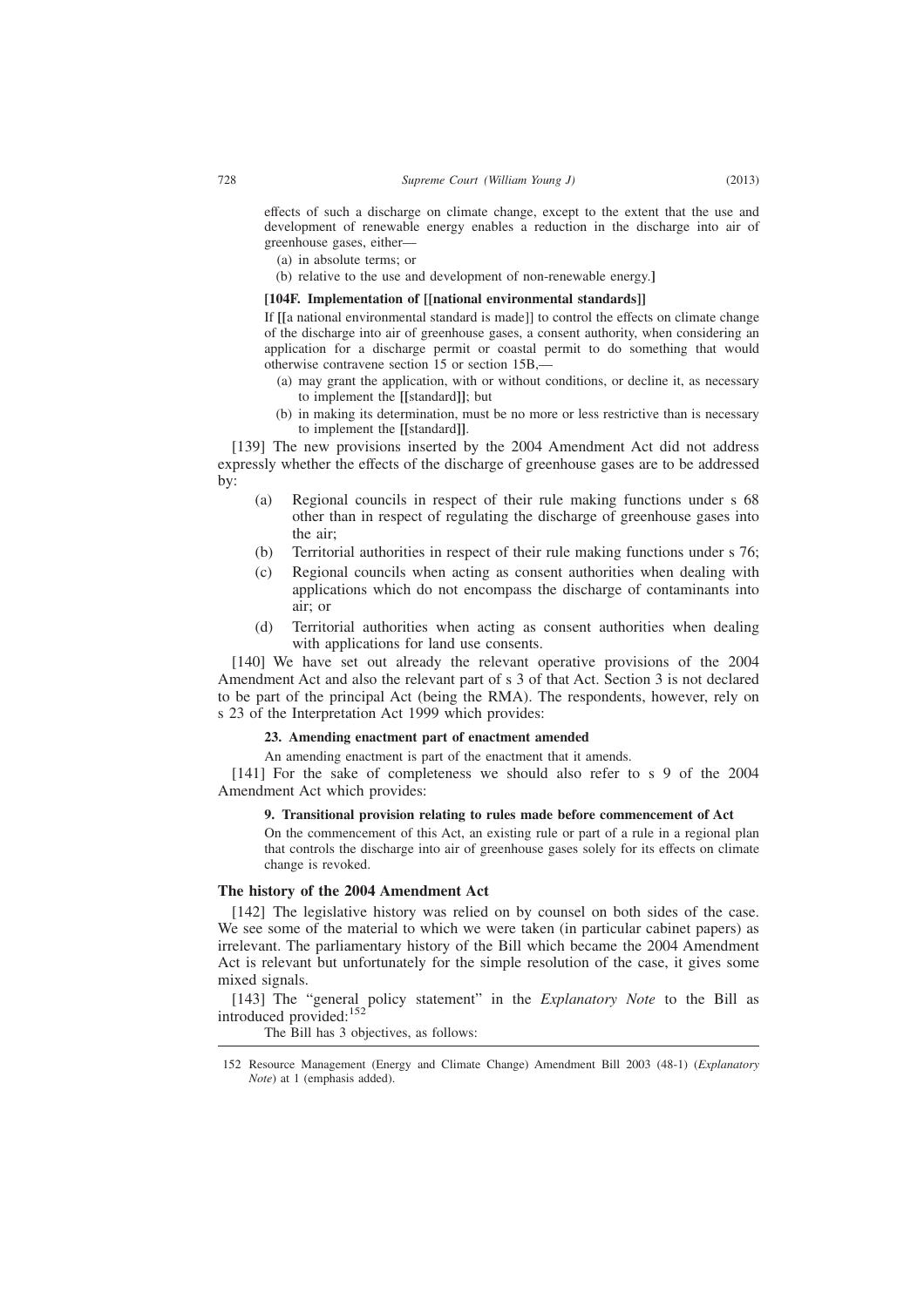effects of such a discharge on climate change, except to the extent that the use and development of renewable energy enables a reduction in the discharge into air of greenhouse gases, either—

(a) in absolute terms; or

(b) relative to the use and development of non-renewable energy.]

**[104F. Implementation of [[national environmental standards]]**

If [[a national environmental standard is made]] to control the effects on climate change of the discharge into air of greenhouse gases, a consent authority, when considering an application for a discharge permit or coastal permit to do something that would otherwise contravene section 15 or section 15B,—

(a) may grant the application, with or without conditions, or decline it, as necessary to implement the [[standard]]; but

(b) in making its determination, must be no more or less restrictive than is necessary to implement the [[standard]].

[139] The new provisions inserted by the 2004 Amendment Act did not address expressly whether the effects of the discharge of greenhouse gases are to be addressed by:

(a) Regional councils in respect of their rule making functions under s 68 other than in respect of regulating the discharge of greenhouse gases into the air;

(b) Territorial authorities in respect of their rule making functions under s 76;

(c) Regional councils when acting as consent authorities when dealing with applications which do not encompass the discharge of contaminants into air; or

(d) Territorial authorities when acting as consent authorities when dealing with applications for land use consents.

[140] We have set out already the relevant operative provisions of the 2004 Amendment Act and also the relevant part of s 3 of that Act. Section 3 is not declared to be part of the principal Act (being the RMA). The respondents, however, rely on s 23 of the Interpretation Act 1999 which provides:

**23. Amending enactment part of enactment amended**

An amending enactment is part of the enactment that it amends.

[141] For the sake of completeness we should also refer to s 9 of the 2004 Amendment Act which provides:

**9. Transitional provision relating to rules made before commencement of Act**

On the commencement of this Act, an existing rule or part of a rule in a regional plan that controls the discharge into air of greenhouse gases solely for its effects on climate change is revoked.

### The history of the 2004 Amendment Act

[142] The legislative history was relied on by counsel on both sides of the case. We see some of the material to which we were taken (in particular cabinet papers) as irrelevant. The parliamentary history of the Bill which became the 2004 Amendment Act is relevant but unfortunately for the simple resolution of the case, it gives some mixed signals.

[143] The "general policy statement" in the *Explanatory Note* to the Bill as introduced provided:[152]

The Bill has 3 objectives, as follows:

---

152 Resource Management (Energy and Climate Change) Amendment Bill 2003 (48-1) (*Explanatory Note*) at 1 (emphasis added).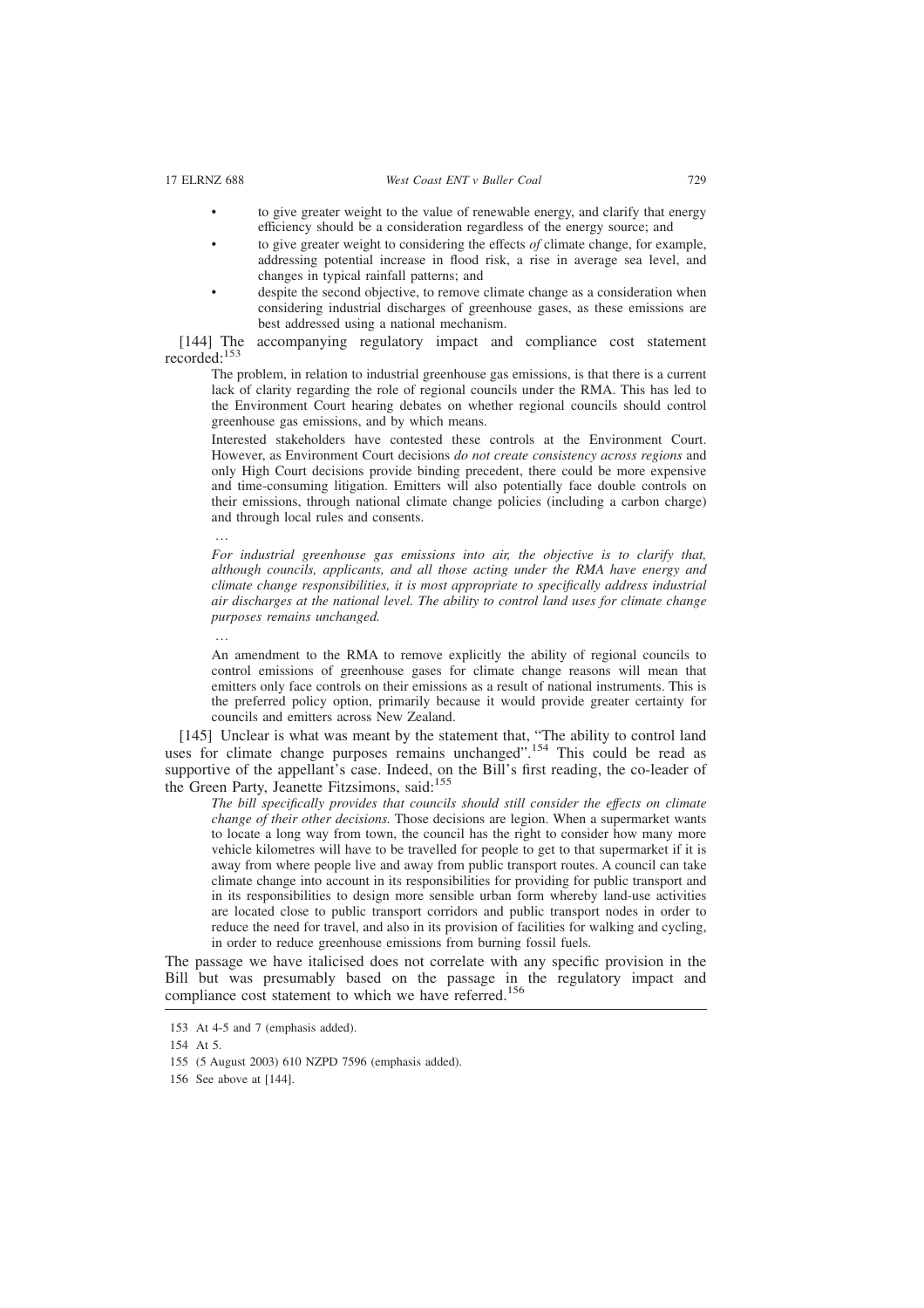- to give greater weight to the value of renewable energy, and clarify that energy efficiency should be a consideration regardless of the energy source; and
- to give greater weight to considering the effects *of* climate change, for example, addressing potential increase in flood risk, a rise in average sea level, and changes in typical rainfall patterns; and
- despite the second objective, to remove climate change as a consideration when considering industrial discharges of greenhouse gases, as these emissions are best addressed using a national mechanism.

[144] The accompanying regulatory impact and compliance cost statement recorded:[153]

> The problem, in relation to industrial greenhouse gas emissions, is that there is a current lack of clarity regarding the role of regional councils under the RMA. This has led to the Environment Court hearing debates on whether regional councils should control greenhouse gas emissions, and by which means.
>
> Interested stakeholders have contested these controls at the Environment Court. However, as Environment Court decisions *do not create consistency across regions* and only High Court decisions provide binding precedent, there could be more expensive and time-consuming litigation. Emitters will also potentially face double controls on their emissions, through national climate change policies (including a carbon charge) and through local rules and consents.
>
> …
>
> *For industrial greenhouse gas emissions into air, the objective is to clarify that, although councils, applicants, and all those acting under the RMA have energy and climate change responsibilities, it is most appropriate to specifically address industrial air discharges at the national level. The ability to control land uses for climate change purposes remains unchanged.*
>
> …
>
> An amendment to the RMA to remove explicitly the ability of regional councils to control emissions of greenhouse gases for climate change reasons will mean that emitters only face controls on their emissions as a result of national instruments. This is the preferred policy option, primarily because it would provide greater certainty for councils and emitters across New Zealand.

[145] Unclear is what was meant by the statement that, "The ability to control land uses for climate change purposes remains unchanged".[154] This could be read as supportive of the appellant's case. Indeed, on the Bill's first reading, the co-leader of the Green Party, Jeanette Fitzsimons, said:[155]

> *The bill specifically provides that councils should still consider the effects on climate change of their other decisions.* Those decisions are legion. When a supermarket wants to locate a long way from town, the council has the right to consider how many more vehicle kilometres will have to be travelled for people to get to that supermarket if it is away from where people live and away from public transport routes. A council can take climate change into account in its responsibilities for providing for public transport and in its responsibilities to design more sensible urban form whereby land-use activities are located close to public transport corridors and public transport nodes in order to reduce the need for travel, and also in its provision of facilities for walking and cycling, in order to reduce greenhouse emissions from burning fossil fuels.

The passage we have italicised does not correlate with any specific provision in the Bill but was presumably based on the passage in the regulatory impact and compliance cost statement to which we have referred.[156]

---

153 At 4-5 and 7 (emphasis added).

154 At 5.

155 (5 August 2003) 610 NZPD 7596 (emphasis added).

156 See above at [144].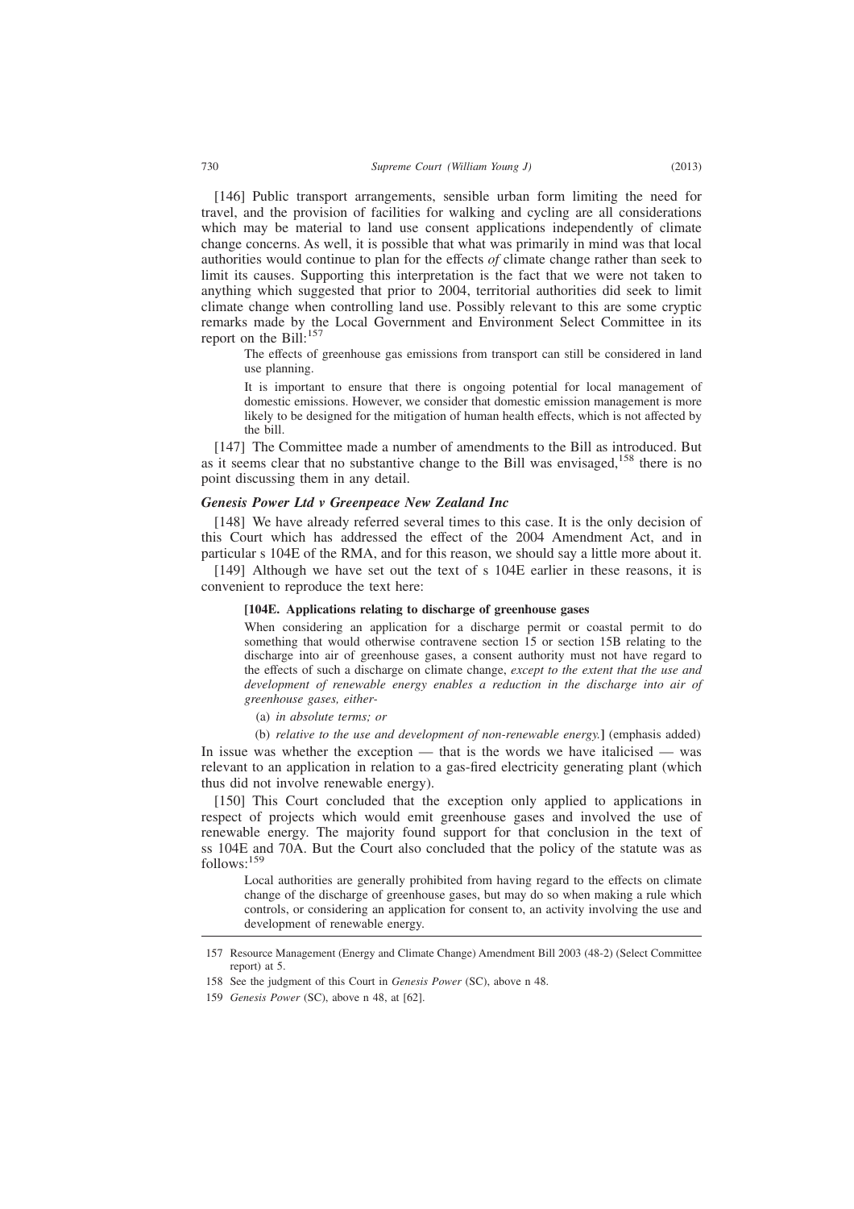[146] Public transport arrangements, sensible urban form limiting the need for travel, and the provision of facilities for walking and cycling are all considerations which may be material to land use consent applications independently of climate change concerns. As well, it is possible that what was primarily in mind was that local authorities would continue to plan for the effects *of* climate change rather than seek to limit its causes. Supporting this interpretation is the fact that we were not taken to anything which suggested that prior to 2004, territorial authorities did seek to limit climate change when controlling land use. Possibly relevant to this are some cryptic remarks made by the Local Government and Environment Select Committee in its report on the Bill:[157]

> The effects of greenhouse gas emissions from transport can still be considered in land use planning.
>
> It is important to ensure that there is ongoing potential for local management of domestic emissions. However, we consider that domestic emission management is more likely to be designed for the mitigation of human health effects, which is not affected by the bill.

[147] The Committee made a number of amendments to the Bill as introduced. But as it seems clear that no substantive change to the Bill was envisaged,[158] there is no point discussing them in any detail.

### *Genesis Power Ltd v Greenpeace New Zealand Inc*

[148] We have already referred several times to this case. It is the only decision of this Court which has addressed the effect of the 2004 Amendment Act, and in particular s 104E of the RMA, and for this reason, we should say a little more about it.

[149] Although we have set out the text of s 104E earlier in these reasons, it is convenient to reproduce the text here:

> **[104E. Applications relating to discharge of greenhouse gases**
>
> When considering an application for a discharge permit or coastal permit to do something that would otherwise contravene section 15 or section 15B relating to the discharge into air of greenhouse gases, a consent authority must not have regard to the effects of such a discharge on climate change, *except to the extent that the use and development of renewable energy enables a reduction in the discharge into air of greenhouse gases, either-*
>
> (a) *in absolute terms; or*
>
> (b) *relative to the use and development of non-renewable energy.*] (emphasis added)

In issue was whether the exception — that is the words we have italicised — was relevant to an application in relation to a gas-fired electricity generating plant (which thus did not involve renewable energy).

[150] This Court concluded that the exception only applied to applications in respect of projects which would emit greenhouse gases and involved the use of renewable energy. The majority found support for that conclusion in the text of ss 104E and 70A. But the Court also concluded that the policy of the statute was as follows:[159]

> Local authorities are generally prohibited from having regard to the effects on climate change of the discharge of greenhouse gases, but may do so when making a rule which controls, or considering an application for consent to, an activity involving the use and development of renewable energy.

---

157 Resource Management (Energy and Climate Change) Amendment Bill 2003 (48-2) (Select Committee report) at 5.

158 See the judgment of this Court in *Genesis Power* (SC), above n 48.

159 *Genesis Power* (SC), above n 48, at [62].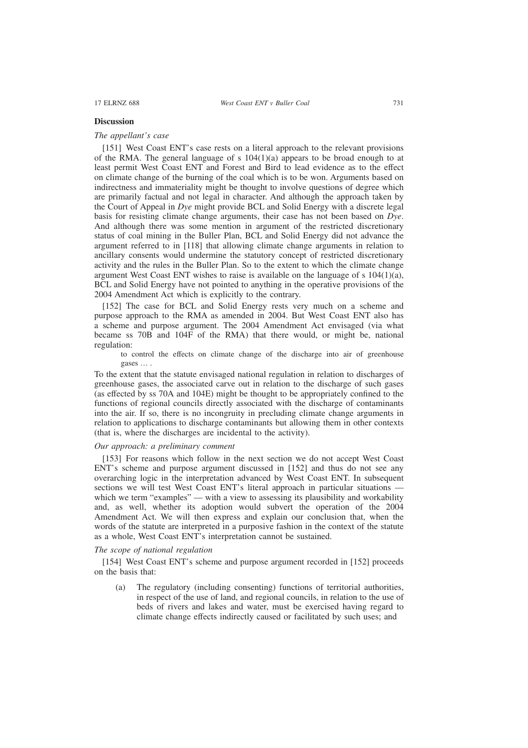**Discussion**

*The appellant's case*

[151] West Coast ENT's case rests on a literal approach to the relevant provisions of the RMA. The general language of s 104(1)(a) appears to be broad enough to at least permit West Coast ENT and Forest and Bird to lead evidence as to the effect on climate change of the burning of the coal which is to be won. Arguments based on indirectness and immateriality might be thought to involve questions of degree which are primarily factual and not legal in character. And although the approach taken by the Court of Appeal in *Dye* might provide BCL and Solid Energy with a discrete legal basis for resisting climate change arguments, their case has not been based on *Dye*. And although there was some mention in argument of the restricted discretionary status of coal mining in the Buller Plan, BCL and Solid Energy did not advance the argument referred to in [118] that allowing climate change arguments in relation to ancillary consents would undermine the statutory concept of restricted discretionary activity and the rules in the Buller Plan. So to the extent to which the climate change argument West Coast ENT wishes to raise is available on the language of s 104(1)(a), BCL and Solid Energy have not pointed to anything in the operative provisions of the 2004 Amendment Act which is explicitly to the contrary.

[152] The case for BCL and Solid Energy rests very much on a scheme and purpose approach to the RMA as amended in 2004. But West Coast ENT also has a scheme and purpose argument. The 2004 Amendment Act envisaged (via what became ss 70B and 104F of the RMA) that there would, or might be, national regulation:

> to control the effects on climate change of the discharge into air of greenhouse gases … .

To the extent that the statute envisaged national regulation in relation to discharges of greenhouse gases, the associated carve out in relation to the discharge of such gases (as effected by ss 70A and 104E) might be thought to be appropriately confined to the functions of regional councils directly associated with the discharge of contaminants into the air. If so, there is no incongruity in precluding climate change arguments in relation to applications to discharge contaminants but allowing them in other contexts (that is, where the discharges are incidental to the activity).

*Our approach: a preliminary comment*

[153] For reasons which follow in the next section we do not accept West Coast ENT's scheme and purpose argument discussed in [152] and thus do not see any overarching logic in the interpretation advanced by West Coast ENT. In subsequent sections we will test West Coast ENT's literal approach in particular situations — which we term "examples" — with a view to assessing its plausibility and workability and, as well, whether its adoption would subvert the operation of the 2004 Amendment Act. We will then express and explain our conclusion that, when the words of the statute are interpreted in a purposive fashion in the context of the statute as a whole, West Coast ENT's interpretation cannot be sustained.

*The scope of national regulation*

[154] West Coast ENT's scheme and purpose argument recorded in [152] proceeds on the basis that:

(a) The regulatory (including consenting) functions of territorial authorities, in respect of the use of land, and regional councils, in relation to the use of beds of rivers and lakes and water, must be exercised having regard to climate change effects indirectly caused or facilitated by such uses; and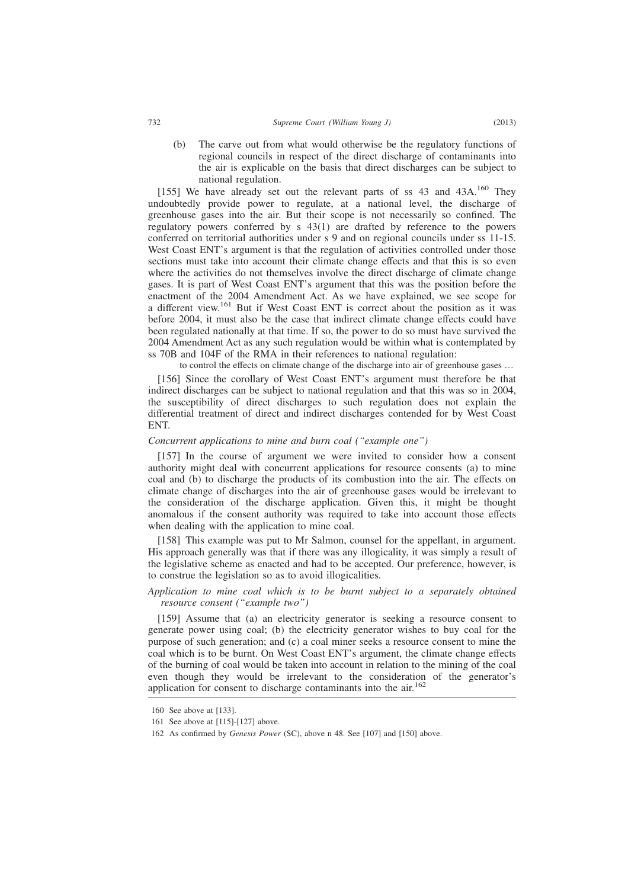(b) The carve out from what would otherwise be the regulatory functions of regional councils in respect of the direct discharge of contaminants into the air is explicable on the basis that direct discharges can be subject to national regulation.

[155] We have already set out the relevant parts of ss 43 and 43A.[160] They undoubtedly provide power to regulate, at a national level, the discharge of greenhouse gases into the air. But their scope is not necessarily so confined. The regulatory powers conferred by s 43(1) are drafted by reference to the powers conferred on territorial authorities under s 9 and on regional councils under ss 11-15. West Coast ENT's argument is that the regulation of activities controlled under those sections must take into account their climate change effects and that this is so even where the activities do not themselves involve the direct discharge of climate change gases. It is part of West Coast ENT's argument that this was the position before the enactment of the 2004 Amendment Act. As we have explained, we see scope for a different view.[161] But if West Coast ENT is correct about the position as it was before 2004, it must also be the case that indirect climate change effects could have been regulated nationally at that time. If so, the power to do so must have survived the 2004 Amendment Act as any such regulation would be within what is contemplated by ss 70B and 104F of the RMA in their references to national regulation:

> to control the effects on climate change of the discharge into air of greenhouse gases …

[156] Since the corollary of West Coast ENT's argument must therefore be that indirect discharges can be subject to national regulation and that this was so in 2004, the susceptibility of direct discharges to such regulation does not explain the differential treatment of direct and indirect discharges contended for by West Coast ENT.

*Concurrent applications to mine and burn coal ("example one")*

[157] In the course of argument we were invited to consider how a consent authority might deal with concurrent applications for resource consents (a) to mine coal and (b) to discharge the products of its combustion into the air. The effects on climate change of discharges into the air of greenhouse gases would be irrelevant to the consideration of the discharge application. Given this, it might be thought anomalous if the consent authority was required to take into account those effects when dealing with the application to mine coal.

[158] This example was put to Mr Salmon, counsel for the appellant, in argument. His approach generally was that if there was any illogicality, it was simply a result of the legislative scheme as enacted and had to be accepted. Our preference, however, is to construe the legislation so as to avoid illogicalities.

*Application to mine coal which is to be burnt subject to a separately obtained resource consent ("example two")*

[159] Assume that (a) an electricity generator is seeking a resource consent to generate power using coal; (b) the electricity generator wishes to buy coal for the purpose of such generation; and (c) a coal miner seeks a resource consent to mine the coal which is to be burnt. On West Coast ENT's argument, the climate change effects of the burning of coal would be taken into account in relation to the mining of the coal even though they would be irrelevant to the consideration of the generator's application for consent to discharge contaminants into the air.[162]

---

160 See above at [133].

161 See above at [115]-[127] above.

162 As confirmed by *Genesis Power* (SC), above n 48. See [107] and [150] above.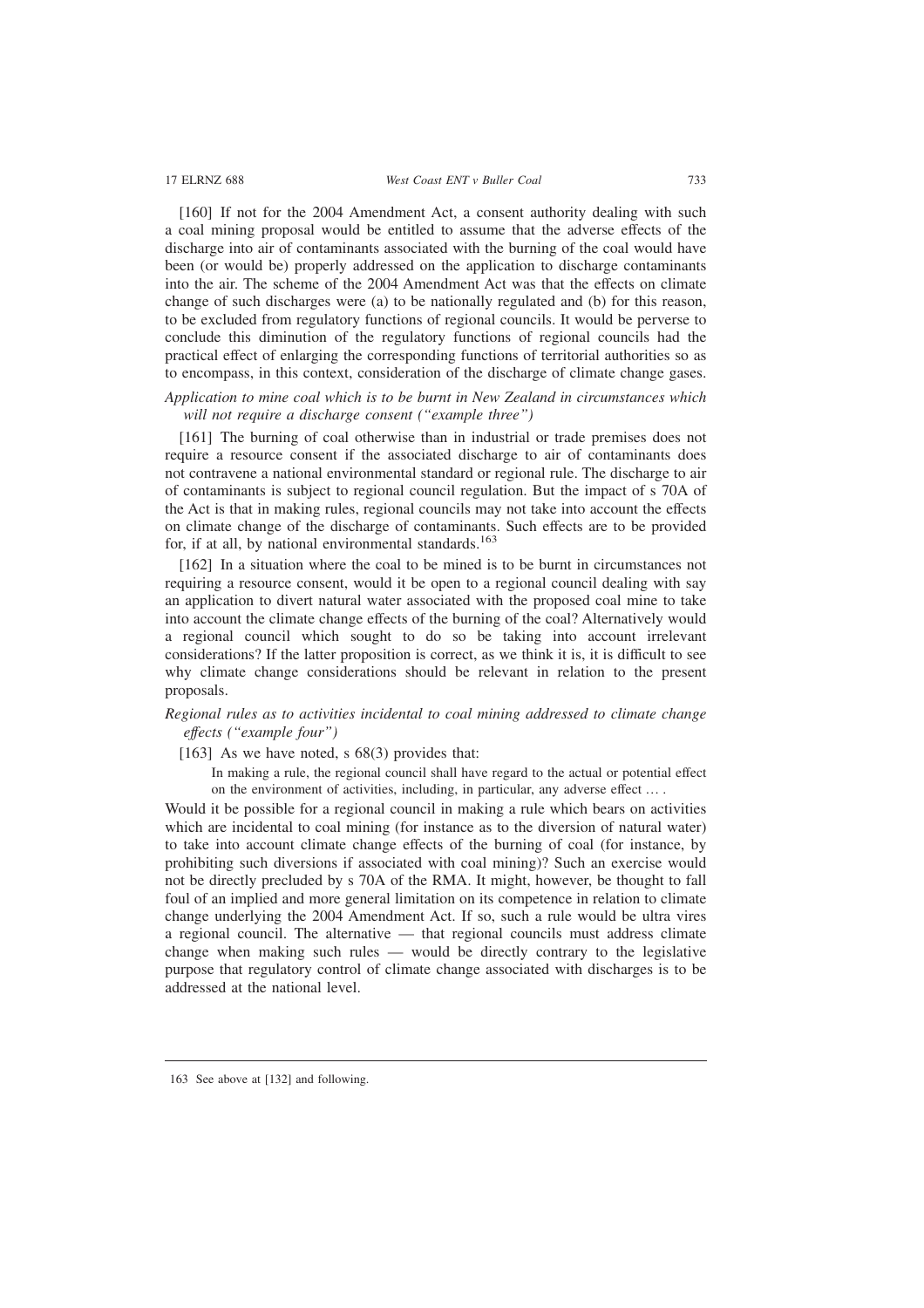[160] If not for the 2004 Amendment Act, a consent authority dealing with such a coal mining proposal would be entitled to assume that the adverse effects of the discharge into air of contaminants associated with the burning of the coal would have been (or would be) properly addressed on the application to discharge contaminants into the air. The scheme of the 2004 Amendment Act was that the effects on climate change of such discharges were (a) to be nationally regulated and (b) for this reason, to be excluded from regulatory functions of regional councils. It would be perverse to conclude this diminution of the regulatory functions of regional councils had the practical effect of enlarging the corresponding functions of territorial authorities so as to encompass, in this context, consideration of the discharge of climate change gases.

*Application to mine coal which is to be burnt in New Zealand in circumstances which will not require a discharge consent ("example three")*

[161] The burning of coal otherwise than in industrial or trade premises does not require a resource consent if the associated discharge to air of contaminants does not contravene a national environmental standard or regional rule. The discharge to air of contaminants is subject to regional council regulation. But the impact of s 70A of the Act is that in making rules, regional councils may not take into account the effects on climate change of the discharge of contaminants. Such effects are to be provided for, if at all, by national environmental standards.[163]

[162] In a situation where the coal to be mined is to be burnt in circumstances not requiring a resource consent, would it be open to a regional council dealing with say an application to divert natural water associated with the proposed coal mine to take into account the climate change effects of the burning of the coal? Alternatively would a regional council which sought to do so be taking into account irrelevant considerations? If the latter proposition is correct, as we think it is, it is difficult to see why climate change considerations should be relevant in relation to the present proposals.

*Regional rules as to activities incidental to coal mining addressed to climate change effects ("example four")*

[163] As we have noted, s 68(3) provides that:

> In making a rule, the regional council shall have regard to the actual or potential effect on the environment of activities, including, in particular, any adverse effect … .

Would it be possible for a regional council in making a rule which bears on activities which are incidental to coal mining (for instance as to the diversion of natural water) to take into account climate change effects of the burning of coal (for instance, by prohibiting such diversions if associated with coal mining)? Such an exercise would not be directly precluded by s 70A of the RMA. It might, however, be thought to fall foul of an implied and more general limitation on its competence in relation to climate change underlying the 2004 Amendment Act. If so, such a rule would be ultra vires a regional council. The alternative — that regional councils must address climate change when making such rules — would be directly contrary to the legislative purpose that regulatory control of climate change associated with discharges is to be addressed at the national level.

---

163 See above at [132] and following.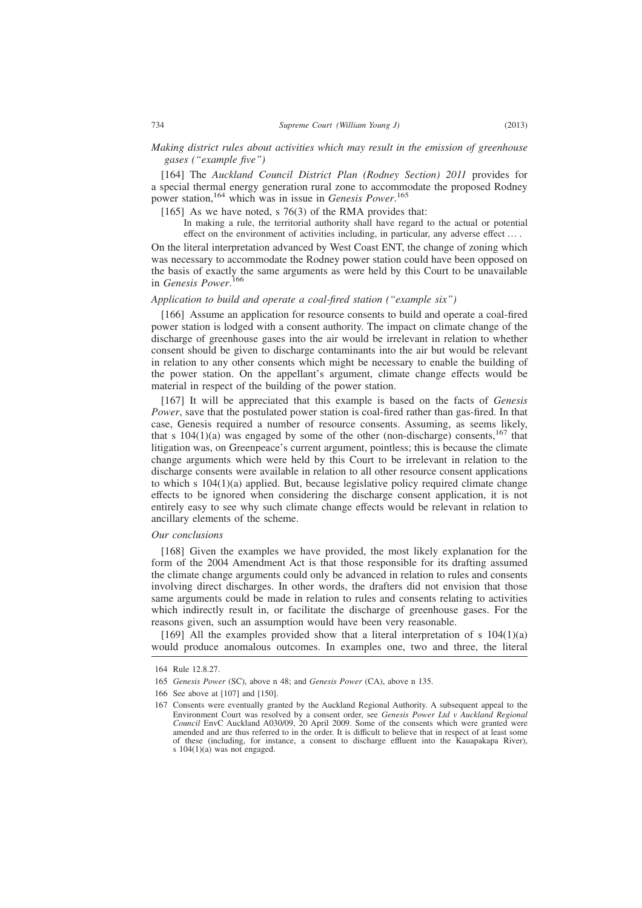*Making district rules about activities which may result in the emission of greenhouse gases ("example five")*

[164] The *Auckland Council District Plan (Rodney Section) 2011* provides for a special thermal energy generation rural zone to accommodate the proposed Rodney power station,[164] which was in issue in *Genesis Power*.[165]

[165] As we have noted, s 76(3) of the RMA provides that:

> In making a rule, the territorial authority shall have regard to the actual or potential effect on the environment of activities including, in particular, any adverse effect … .

On the literal interpretation advanced by West Coast ENT, the change of zoning which was necessary to accommodate the Rodney power station could have been opposed on the basis of exactly the same arguments as were held by this Court to be unavailable in *Genesis Power*.[166]

*Application to build and operate a coal-fired station ("example six")*

[166] Assume an application for resource consents to build and operate a coal-fired power station is lodged with a consent authority. The impact on climate change of the discharge of greenhouse gases into the air would be irrelevant in relation to whether consent should be given to discharge contaminants into the air but would be relevant in relation to any other consents which might be necessary to enable the building of the power station. On the appellant's argument, climate change effects would be material in respect of the building of the power station.

[167] It will be appreciated that this example is based on the facts of *Genesis Power*, save that the postulated power station is coal-fired rather than gas-fired. In that case, Genesis required a number of resource consents. Assuming, as seems likely, that s 104(1)(a) was engaged by some of the other (non-discharge) consents,[167] that litigation was, on Greenpeace's current argument, pointless; this is because the climate change arguments which were held by this Court to be irrelevant in relation to the discharge consents were available in relation to all other resource consent applications to which s 104(1)(a) applied. But, because legislative policy required climate change effects to be ignored when considering the discharge consent application, it is not entirely easy to see why such climate change effects would be relevant in relation to ancillary elements of the scheme.

*Our conclusions*

[168] Given the examples we have provided, the most likely explanation for the form of the 2004 Amendment Act is that those responsible for its drafting assumed the climate change arguments could only be advanced in relation to rules and consents involving direct discharges. In other words, the drafters did not envision that those same arguments could be made in relation to rules and consents relating to activities which indirectly result in, or facilitate the discharge of greenhouse gases. For the reasons given, such an assumption would have been very reasonable.

[169] All the examples provided show that a literal interpretation of s 104(1)(a) would produce anomalous outcomes. In examples one, two and three, the literal

---

164 Rule 12.8.27.

165 *Genesis Power* (SC), above n 48; and *Genesis Power* (CA), above n 135.

166 See above at [107] and [150].

167 Consents were eventually granted by the Auckland Regional Authority. A subsequent appeal to the Environment Court was resolved by a consent order, see *Genesis Power Ltd v Auckland Regional Council* EnvC Auckland A030/09, 20 April 2009. Some of the consents which were granted were amended and are thus referred to in the order. It is difficult to believe that in respect of at least some of these (including, for instance, a consent to discharge effluent into the Kauapakapa River), s 104(1)(a) was not engaged.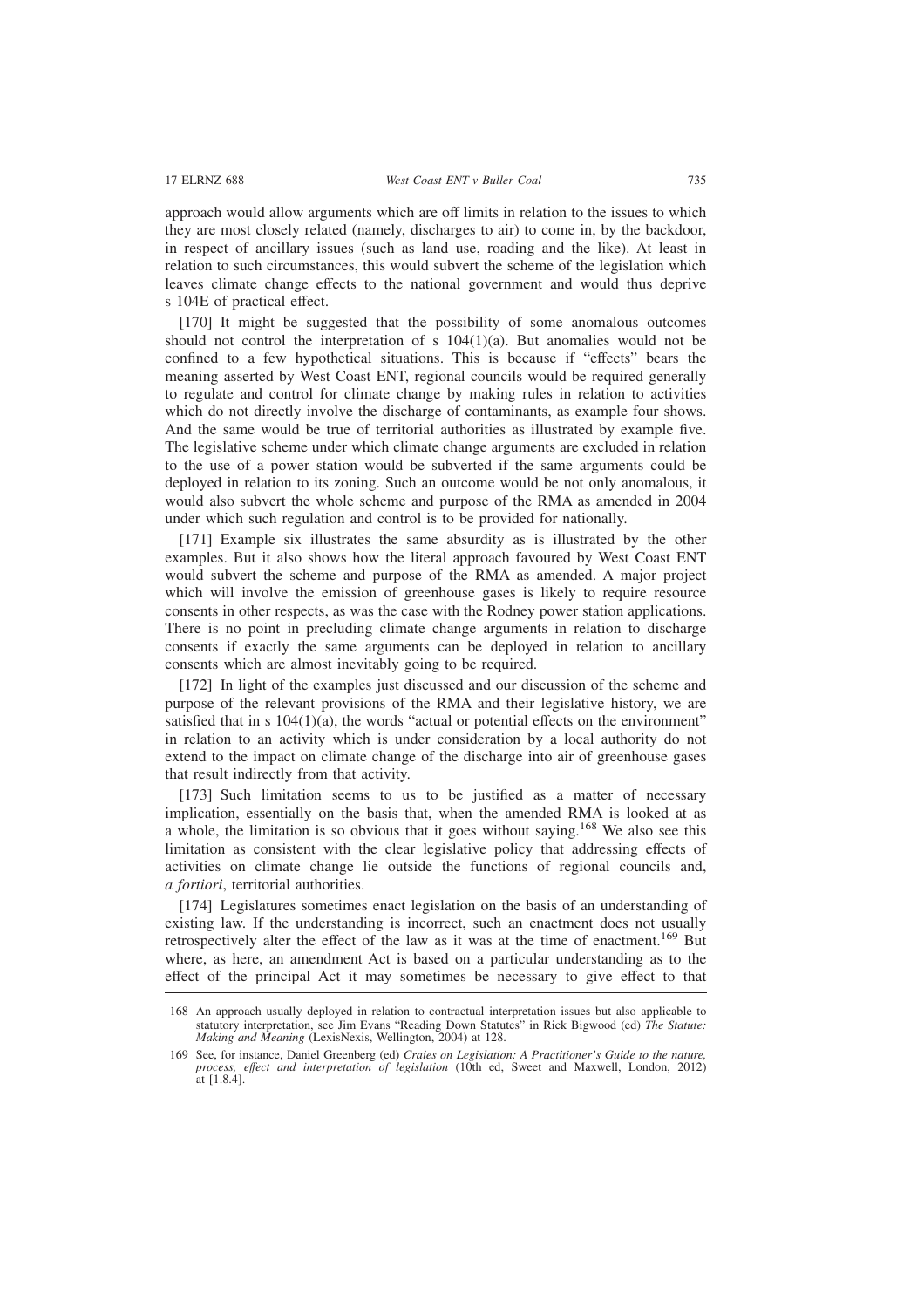approach would allow arguments which are off limits in relation to the issues to which they are most closely related (namely, discharges to air) to come in, by the backdoor, in respect of ancillary issues (such as land use, roading and the like). At least in relation to such circumstances, this would subvert the scheme of the legislation which leaves climate change effects to the national government and would thus deprive s 104E of practical effect.

[170] It might be suggested that the possibility of some anomalous outcomes should not control the interpretation of s 104(1)(a). But anomalies would not be confined to a few hypothetical situations. This is because if "effects" bears the meaning asserted by West Coast ENT, regional councils would be required generally to regulate and control for climate change by making rules in relation to activities which do not directly involve the discharge of contaminants, as example four shows. And the same would be true of territorial authorities as illustrated by example five. The legislative scheme under which climate change arguments are excluded in relation to the use of a power station would be subverted if the same arguments could be deployed in relation to its zoning. Such an outcome would be not only anomalous, it would also subvert the whole scheme and purpose of the RMA as amended in 2004 under which such regulation and control is to be provided for nationally.

[171] Example six illustrates the same absurdity as is illustrated by the other examples. But it also shows how the literal approach favoured by West Coast ENT would subvert the scheme and purpose of the RMA as amended. A major project which will involve the emission of greenhouse gases is likely to require resource consents in other respects, as was the case with the Rodney power station applications. There is no point in precluding climate change arguments in relation to discharge consents if exactly the same arguments can be deployed in relation to ancillary consents which are almost inevitably going to be required.

[172] In light of the examples just discussed and our discussion of the scheme and purpose of the relevant provisions of the RMA and their legislative history, we are satisfied that in s 104(1)(a), the words "actual or potential effects on the environment" in relation to an activity which is under consideration by a local authority do not extend to the impact on climate change of the discharge into air of greenhouse gases that result indirectly from that activity.

[173] Such limitation seems to us to be justified as a matter of necessary implication, essentially on the basis that, when the amended RMA is looked at as a whole, the limitation is so obvious that it goes without saying.[168] We also see this limitation as consistent with the clear legislative policy that addressing effects of activities on climate change lie outside the functions of regional councils and, *a fortiori*, territorial authorities.

[174] Legislatures sometimes enact legislation on the basis of an understanding of existing law. If the understanding is incorrect, such an enactment does not usually retrospectively alter the effect of the law as it was at the time of enactment.[169] But where, as here, an amendment Act is based on a particular understanding as to the effect of the principal Act it may sometimes be necessary to give effect to that

---

168 An approach usually deployed in relation to contractual interpretation issues but also applicable to statutory interpretation, see Jim Evans "Reading Down Statutes" in Rick Bigwood (ed) *The Statute: Making and Meaning* (LexisNexis, Wellington, 2004) at 128.

169 See, for instance, Daniel Greenberg (ed) *Craies on Legislation: A Practitioner's Guide to the nature, process, effect and interpretation of legislation* (10th ed, Sweet and Maxwell, London, 2012) at [1.8.4].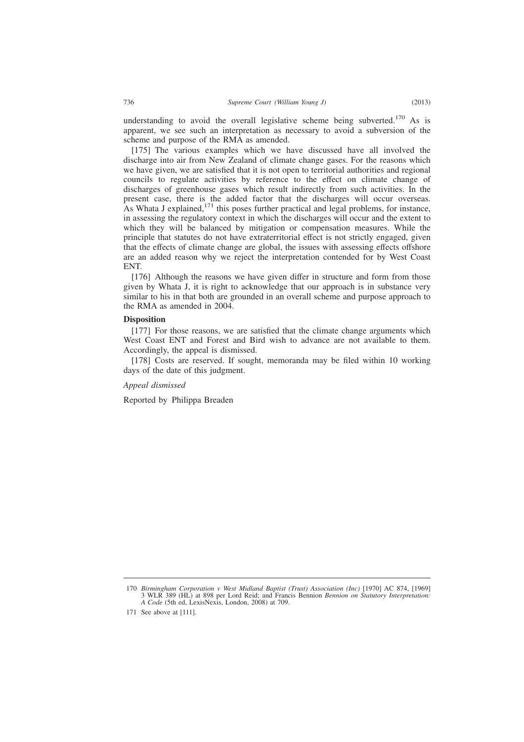understanding to avoid the overall legislative scheme being subverted.[170] As is apparent, we see such an interpretation as necessary to avoid a subversion of the scheme and purpose of the RMA as amended.

[175] The various examples which we have discussed have all involved the discharge into air from New Zealand of climate change gases. For the reasons which we have given, we are satisfied that it is not open to territorial authorities and regional councils to regulate activities by reference to the effect on climate change of discharges of greenhouse gases which result indirectly from such activities. In the present case, there is the added factor that the discharges will occur overseas. As Whata J explained,[171] this poses further practical and legal problems, for instance, in assessing the regulatory context in which the discharges will occur and the extent to which they will be balanced by mitigation or compensation measures. While the principle that statutes do not have extraterritorial effect is not strictly engaged, given that the effects of climate change are global, the issues with assessing effects offshore are an added reason why we reject the interpretation contended for by West Coast ENT.

[176] Although the reasons we have given differ in structure and form from those given by Whata J, it is right to acknowledge that our approach is in substance very similar to his in that both are grounded in an overall scheme and purpose approach to the RMA as amended in 2004.

**Disposition**

[177] For those reasons, we are satisfied that the climate change arguments which West Coast ENT and Forest and Bird wish to advance are not available to them. Accordingly, the appeal is dismissed.

[178] Costs are reserved. If sought, memoranda may be filed within 10 working days of the date of this judgment.

*Appeal dismissed*

Reported by Philippa Breaden

---

170 *Birmingham Corporation v West Midland Baptist (Trust) Association (Inc)* [1970] AC 874, [1969] 3 WLR 389 (HL) at 898 per Lord Reid; and Francis Bennion *Bennion on Statutory Interpretation: A Code* (5th ed, LexisNexis, London, 2008) at 709.

171 See above at [111].